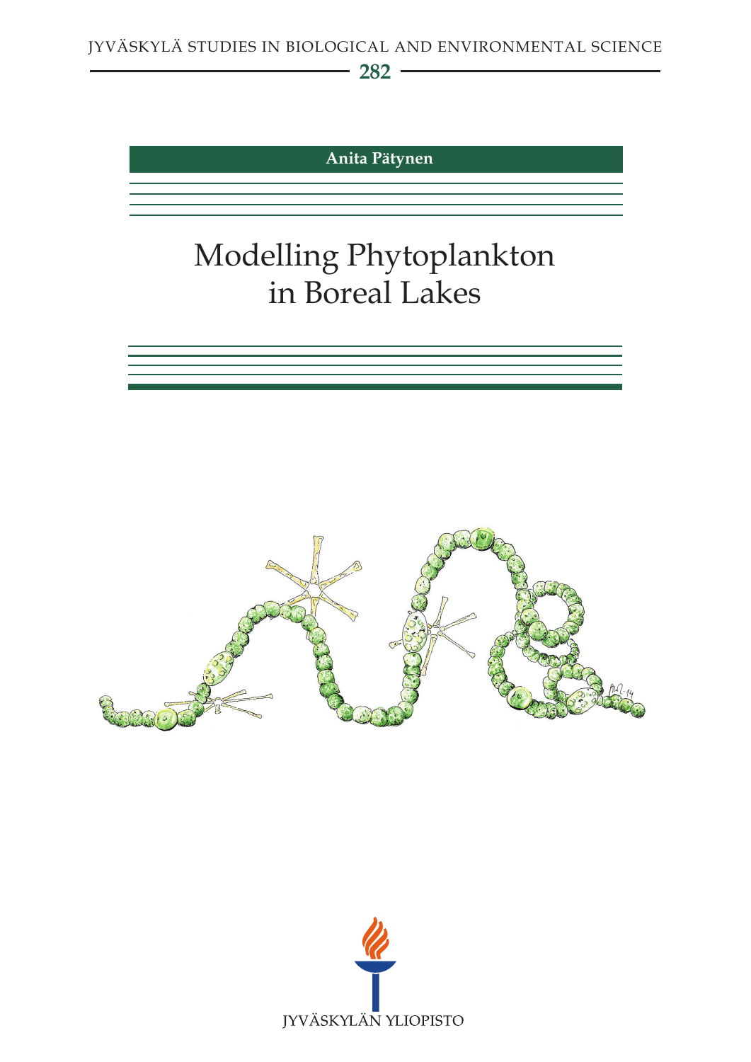JYVÄSKYLÄ STUDIES IN BIOLOGICAL AND ENVIRONMENTAL SCIENCE

282

**Anita Pätynen**

# Modelling Phytoplankton in Boreal Lakes

JYVÄSKYLÄN YLIOPISTO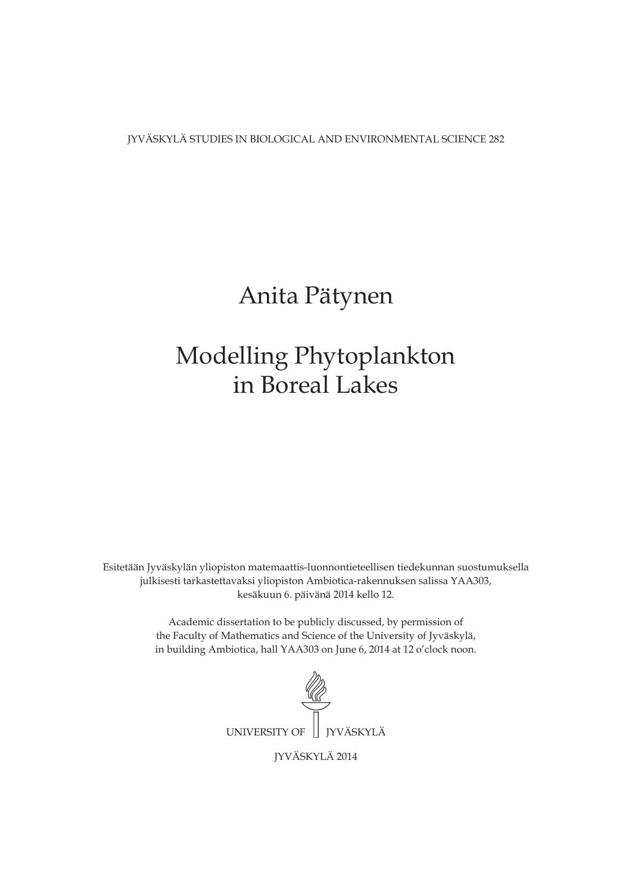JYVÄSKYLÄ STUDIES IN BIOLOGICAL AND ENVIRONMENTAL SCIENCE 282

# Anita Pätynen

# Modelling Phytoplankton in Boreal Lakes

Esitetään Jyväskylän yliopiston matemaattis-luonnontieteellisen tiedekunnan suostumuksella julkisesti tarkastettavaksi yliopiston Ambiotica-rakennuksen salissa YAA303, kesäkuun 6. päivänä 2014 kello 12.

Academic dissertation to be publicly discussed, by permission of the Faculty of Mathematics and Science of the University of Jyväskylä, in building Ambiotica, hall YAA303 on June 6, 2014 at 12 o'clock noon.

UNIVERSITY OF JYVÄSKYLÄ

JYVÄSKYLÄ 2014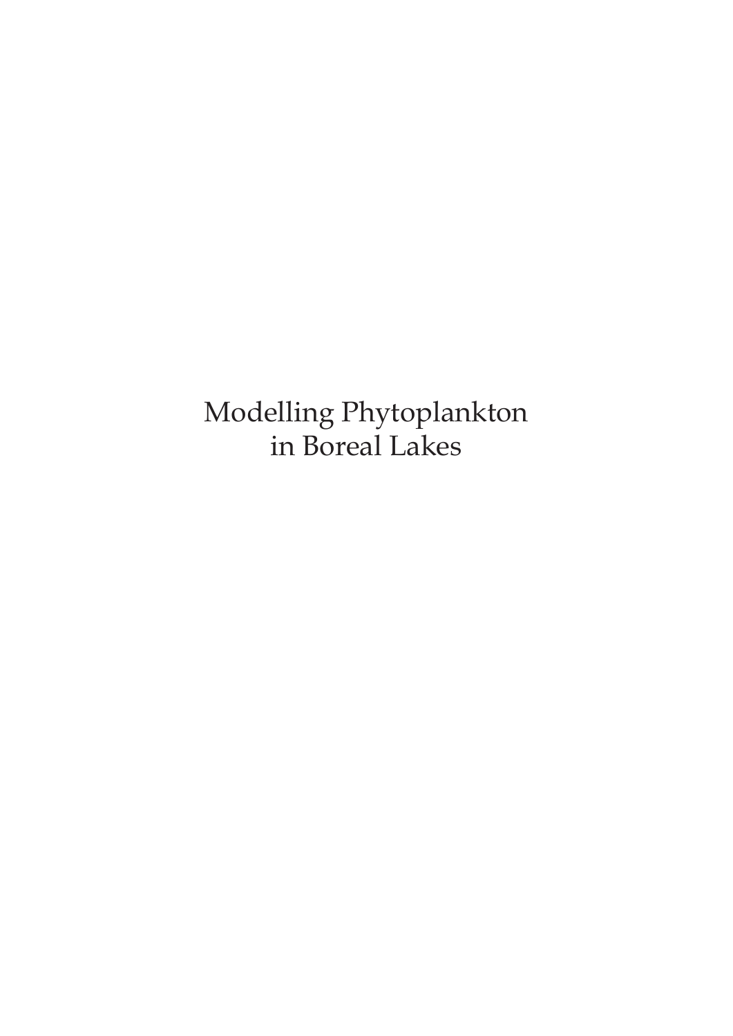# Modelling Phytoplankton in Boreal Lakes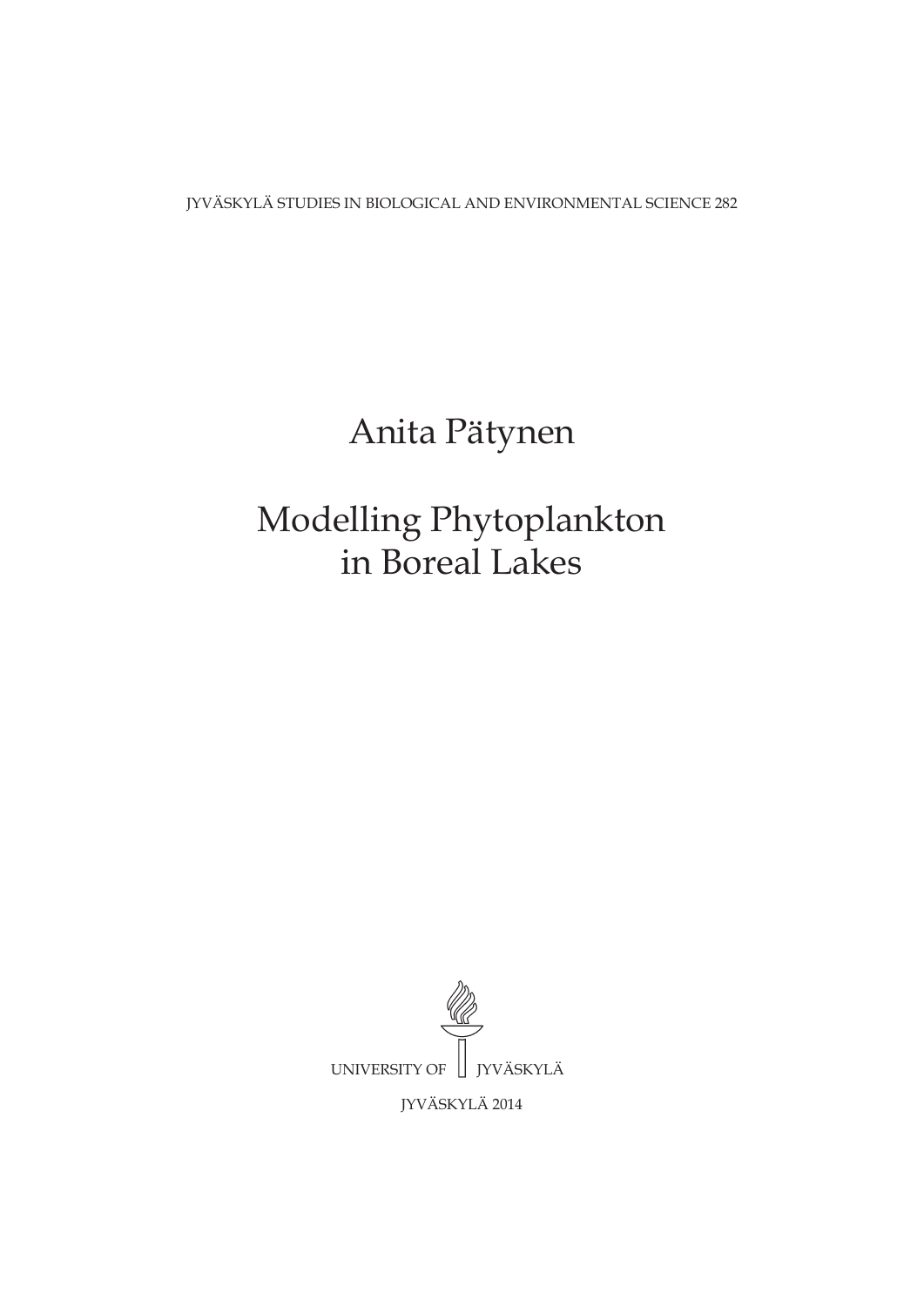JYVÄSKYLÄ STUDIES IN BIOLOGICAL AND ENVIRONMENTAL SCIENCE 282

# Anita Pätynen

# Modelling Phytoplankton in Boreal Lakes

UNIVERSITY OF JYVÄSKYLÄ

JYVÄSKYLÄ 2014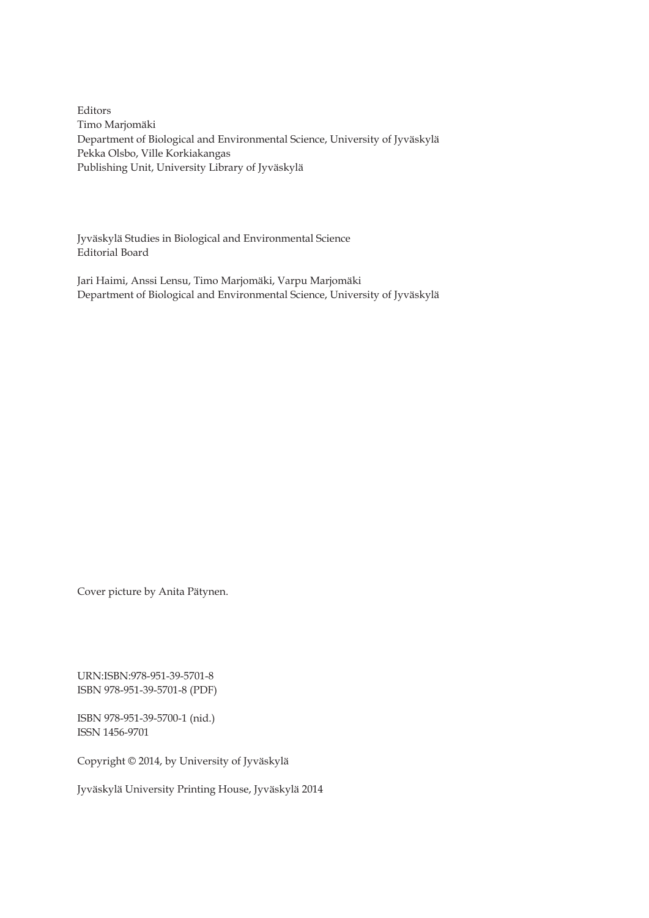Editors
Timo Marjomäki
Department of Biological and Environmental Science, University of Jyväskylä
Pekka Olsbo, Ville Korkiakangas
Publishing Unit, University Library of Jyväskylä

Jyväskylä Studies in Biological and Environmental Science
Editorial Board

Jari Haimi, Anssi Lensu, Timo Marjomäki, Varpu Marjomäki
Department of Biological and Environmental Science, University of Jyväskylä

Cover picture by Anita Pätynen.

URN:ISBN:978-951-39-5701-8
ISBN 978-951-39-5701-8 (PDF)

ISBN 978-951-39-5700-1 (nid.)
ISSN 1456-9701

Copyright © 2014, by University of Jyväskylä

Jyväskylä University Printing House, Jyväskylä 2014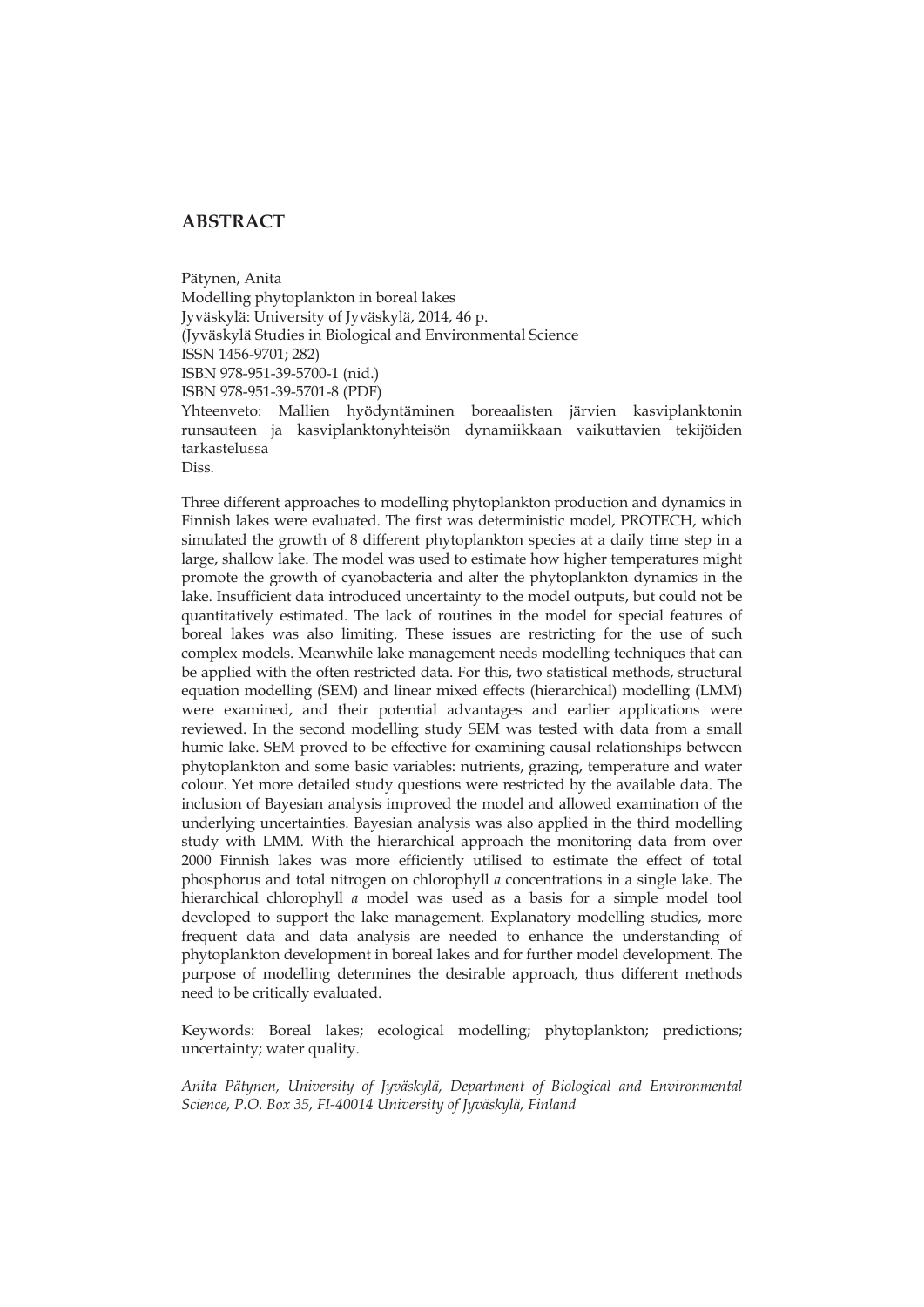## ABSTRACT

Pätynen, Anita
Modelling phytoplankton in boreal lakes
Jyväskylä: University of Jyväskylä, 2014, 46 p.
(Jyväskylä Studies in Biological and Environmental Science
ISSN 1456-9701; 282)
ISBN 978-951-39-5700-1 (nid.)
ISBN 978-951-39-5701-8 (PDF)
Yhteenveto: Mallien hyödyntäminen boreaalisten järvien kasviplanktonin runsauteen ja kasviplanktonyhteisön dynamiikkaan vaikuttavien tekijöiden tarkastelussa
Diss.

Three different approaches to modelling phytoplankton production and dynamics in Finnish lakes were evaluated. The first was deterministic model, PROTECH, which simulated the growth of 8 different phytoplankton species at a daily time step in a large, shallow lake. The model was used to estimate how higher temperatures might promote the growth of cyanobacteria and alter the phytoplankton dynamics in the lake. Insufficient data introduced uncertainty to the model outputs, but could not be quantitatively estimated. The lack of routines in the model for special features of boreal lakes was also limiting. These issues are restricting for the use of such complex models. Meanwhile lake management needs modelling techniques that can be applied with the often restricted data. For this, two statistical methods, structural equation modelling (SEM) and linear mixed effects (hierarchical) modelling (LMM) were examined, and their potential advantages and earlier applications were reviewed. In the second modelling study SEM was tested with data from a small humic lake. SEM proved to be effective for examining causal relationships between phytoplankton and some basic variables: nutrients, grazing, temperature and water colour. Yet more detailed study questions were restricted by the available data. The inclusion of Bayesian analysis improved the model and allowed examination of the underlying uncertainties. Bayesian analysis was also applied in the third modelling study with LMM. With the hierarchical approach the monitoring data from over 2000 Finnish lakes was more efficiently utilised to estimate the effect of total phosphorus and total nitrogen on chlorophyll *a* concentrations in a single lake. The hierarchical chlorophyll *a* model was used as a basis for a simple model tool developed to support the lake management. Explanatory modelling studies, more frequent data and data analysis are needed to enhance the understanding of phytoplankton development in boreal lakes and for further model development. The purpose of modelling determines the desirable approach, thus different methods need to be critically evaluated.

Keywords: Boreal lakes; ecological modelling; phytoplankton; predictions; uncertainty; water quality.

*Anita Pätynen, University of Jyväskylä, Department of Biological and Environmental Science, P.O. Box 35, FI-40014 University of Jyväskylä, Finland*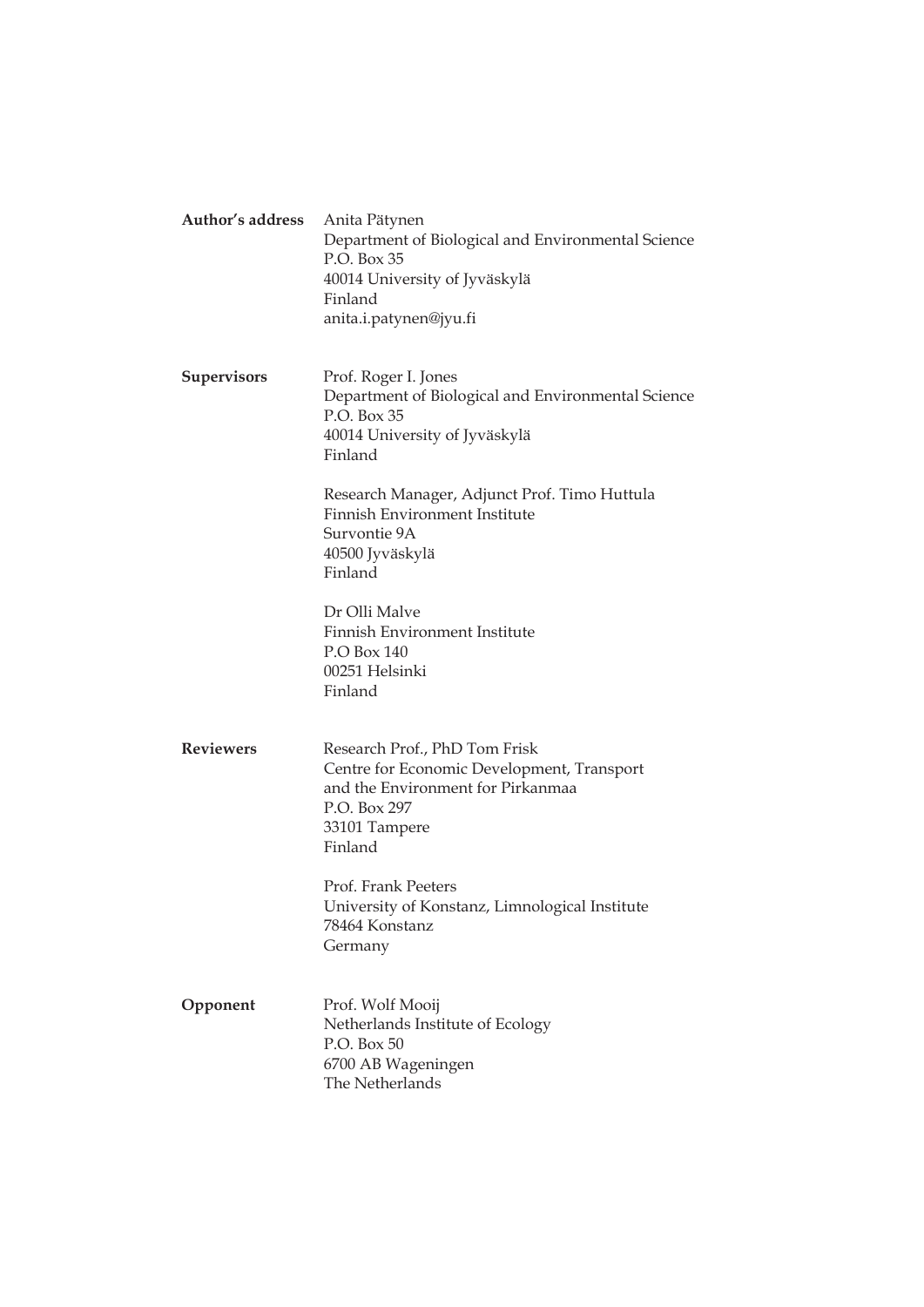**Author's address** Anita Pätynen
Department of Biological and Environmental Science
P.O. Box 35
40014 University of Jyväskylä
Finland
anita.i.patynen@jyu.fi

**Supervisors** Prof. Roger I. Jones
Department of Biological and Environmental Science
P.O. Box 35
40014 University of Jyväskylä
Finland

Research Manager, Adjunct Prof. Timo Huttula
Finnish Environment Institute
Survontie 9A
40500 Jyväskylä
Finland

Dr Olli Malve
Finnish Environment Institute
P.O Box 140
00251 Helsinki
Finland

**Reviewers** Research Prof., PhD Tom Frisk
Centre for Economic Development, Transport
and the Environment for Pirkanmaa
P.O. Box 297
33101 Tampere
Finland

Prof. Frank Peeters
University of Konstanz, Limnological Institute
78464 Konstanz
Germany

**Opponent** Prof. Wolf Mooij
Netherlands Institute of Ecology
P.O. Box 50
6700 AB Wageningen
The Netherlands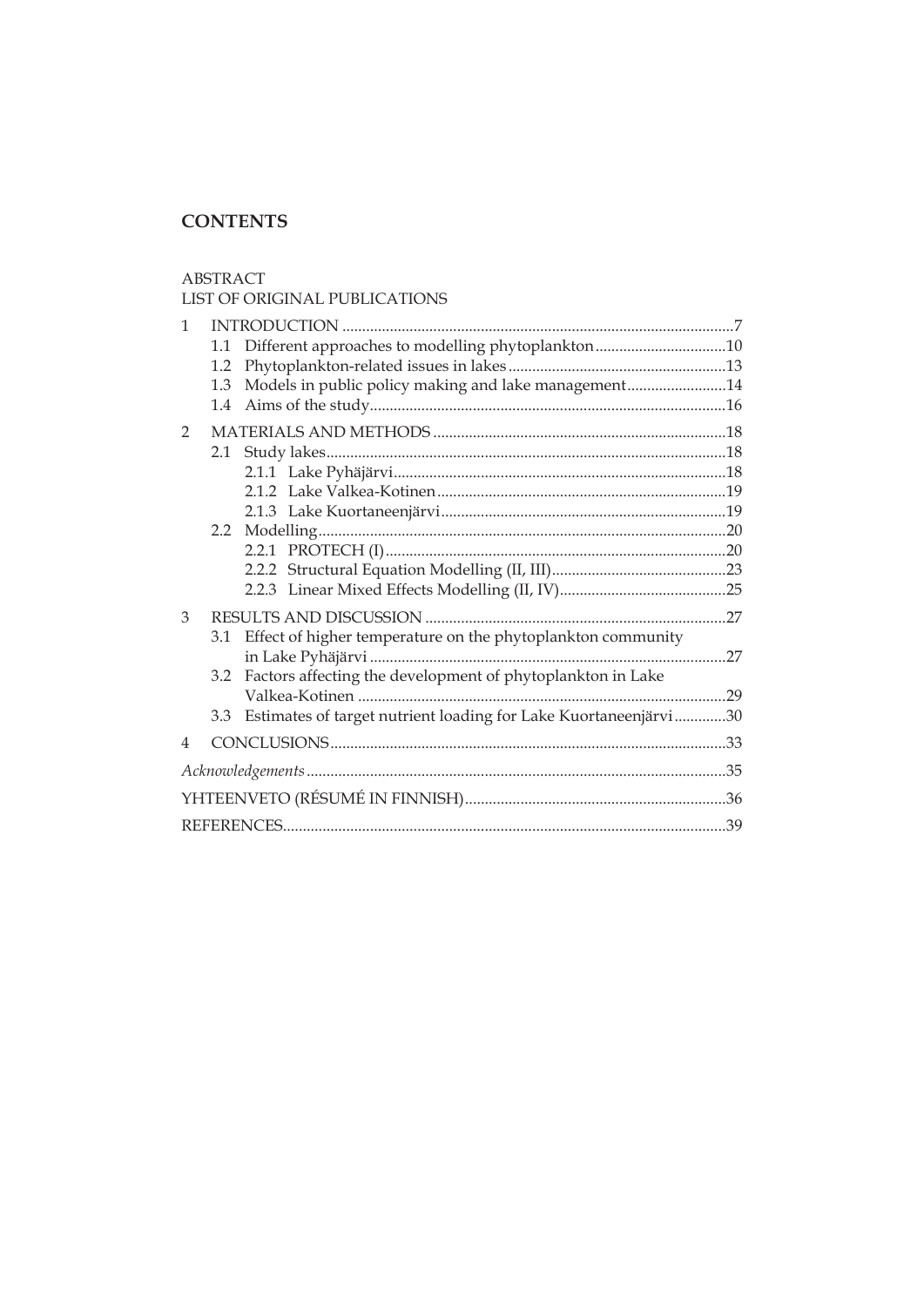## CONTENTS

ABSTRACT

LIST OF ORIGINAL PUBLICATIONS

1 INTRODUCTION ..... 7
  - 1.1 Different approaches to modelling phytoplankton ..... 10
  - 1.2 Phytoplankton-related issues in lakes ..... 13
  - 1.3 Models in public policy making and lake management ..... 14
  - 1.4 Aims of the study ..... 16

2 MATERIALS AND METHODS ..... 18
  - 2.1 Study lakes ..... 18
    - 2.1.1 Lake Pyhäjärvi ..... 18
    - 2.1.2 Lake Valkea-Kotinen ..... 19
    - 2.1.3 Lake Kuortaneenjärvi ..... 19
  - 2.2 Modelling ..... 20
    - 2.2.1 PROTECH (I) ..... 20
    - 2.2.2 Structural Equation Modelling (II, III) ..... 23
    - 2.2.3 Linear Mixed Effects Modelling (II, IV) ..... 25

3 RESULTS AND DISCUSSION ..... 27
  - 3.1 Effect of higher temperature on the phytoplankton community in Lake Pyhäjärvi ..... 27
  - 3.2 Factors affecting the development of phytoplankton in Lake Valkea-Kotinen ..... 29
  - 3.3 Estimates of target nutrient loading for Lake Kuortaneenjärvi ..... 30

4 CONCLUSIONS ..... 33

*Acknowledgements* ..... 35

YHTEENVETO (RÉSUMÉ IN FINNISH) ..... 36

REFERENCES ..... 39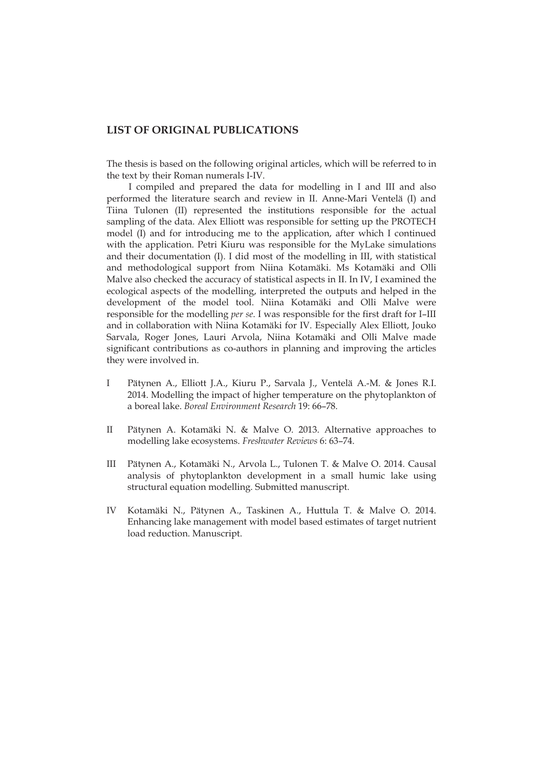## LIST OF ORIGINAL PUBLICATIONS

The thesis is based on the following original articles, which will be referred to in the text by their Roman numerals I-IV.

I compiled and prepared the data for modelling in I and III and also performed the literature search and review in II. Anne-Mari Ventelä (I) and Tiina Tulonen (II) represented the institutions responsible for the actual sampling of the data. Alex Elliott was responsible for setting up the PROTECH model (I) and for introducing me to the application, after which I continued with the application. Petri Kiuru was responsible for the MyLake simulations and their documentation (I). I did most of the modelling in III, with statistical and methodological support from Niina Kotamäki. Ms Kotamäki and Olli Malve also checked the accuracy of statistical aspects in II. In IV, I examined the ecological aspects of the modelling, interpreted the outputs and helped in the development of the model tool. Niina Kotamäki and Olli Malve were responsible for the modelling *per se*. I was responsible for the first draft for I–III and in collaboration with Niina Kotamäki for IV. Especially Alex Elliott, Jouko Sarvala, Roger Jones, Lauri Arvola, Niina Kotamäki and Olli Malve made significant contributions as co-authors in planning and improving the articles they were involved in.

I Pätynen A., Elliott J.A., Kiuru P., Sarvala J., Ventelä A.-M. & Jones R.I. 2014. Modelling the impact of higher temperature on the phytoplankton of a boreal lake. *Boreal Environment Research* 19: 66–78.

II Pätynen A. Kotamäki N. & Malve O. 2013. Alternative approaches to modelling lake ecosystems. *Freshwater Reviews* 6: 63–74.

III Pätynen A., Kotamäki N., Arvola L., Tulonen T. & Malve O. 2014. Causal analysis of phytoplankton development in a small humic lake using structural equation modelling. Submitted manuscript.

IV Kotamäki N., Pätynen A., Taskinen A., Huttula T. & Malve O. 2014. Enhancing lake management with model based estimates of target nutrient load reduction. Manuscript.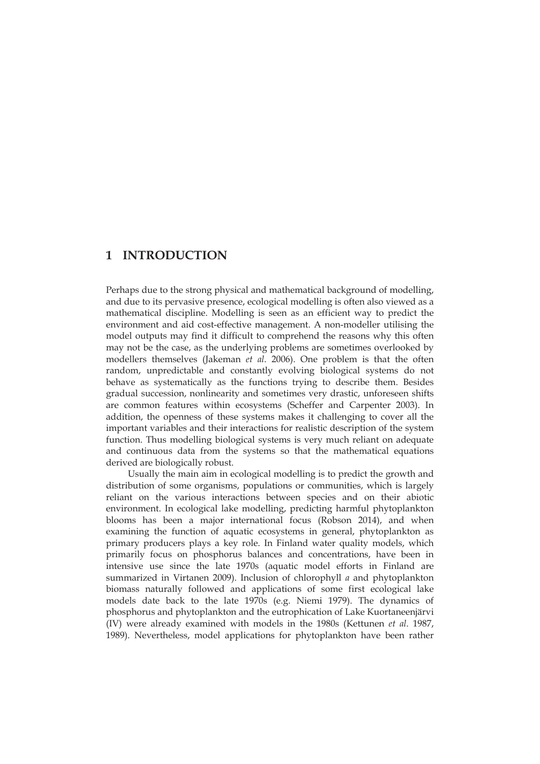# 1 INTRODUCTION

Perhaps due to the strong physical and mathematical background of modelling, and due to its pervasive presence, ecological modelling is often also viewed as a mathematical discipline. Modelling is seen as an efficient way to predict the environment and aid cost-effective management. A non-modeller utilising the model outputs may find it difficult to comprehend the reasons why this often may not be the case, as the underlying problems are sometimes overlooked by modellers themselves (Jakeman *et al*. 2006). One problem is that the often random, unpredictable and constantly evolving biological systems do not behave as systematically as the functions trying to describe them. Besides gradual succession, nonlinearity and sometimes very drastic, unforeseen shifts are common features within ecosystems (Scheffer and Carpenter 2003). In addition, the openness of these systems makes it challenging to cover all the important variables and their interactions for realistic description of the system function. Thus modelling biological systems is very much reliant on adequate and continuous data from the systems so that the mathematical equations derived are biologically robust.

Usually the main aim in ecological modelling is to predict the growth and distribution of some organisms, populations or communities, which is largely reliant on the various interactions between species and on their abiotic environment. In ecological lake modelling, predicting harmful phytoplankton blooms has been a major international focus (Robson 2014), and when examining the function of aquatic ecosystems in general, phytoplankton as primary producers plays a key role. In Finland water quality models, which primarily focus on phosphorus balances and concentrations, have been in intensive use since the late 1970s (aquatic model efforts in Finland are summarized in Virtanen 2009). Inclusion of chlorophyll *a* and phytoplankton biomass naturally followed and applications of some first ecological lake models date back to the late 1970s (e.g. Niemi 1979). The dynamics of phosphorus and phytoplankton and the eutrophication of Lake Kuortaneenjärvi (IV) were already examined with models in the 1980s (Kettunen *et al*. 1987, 1989). Nevertheless, model applications for phytoplankton have been rather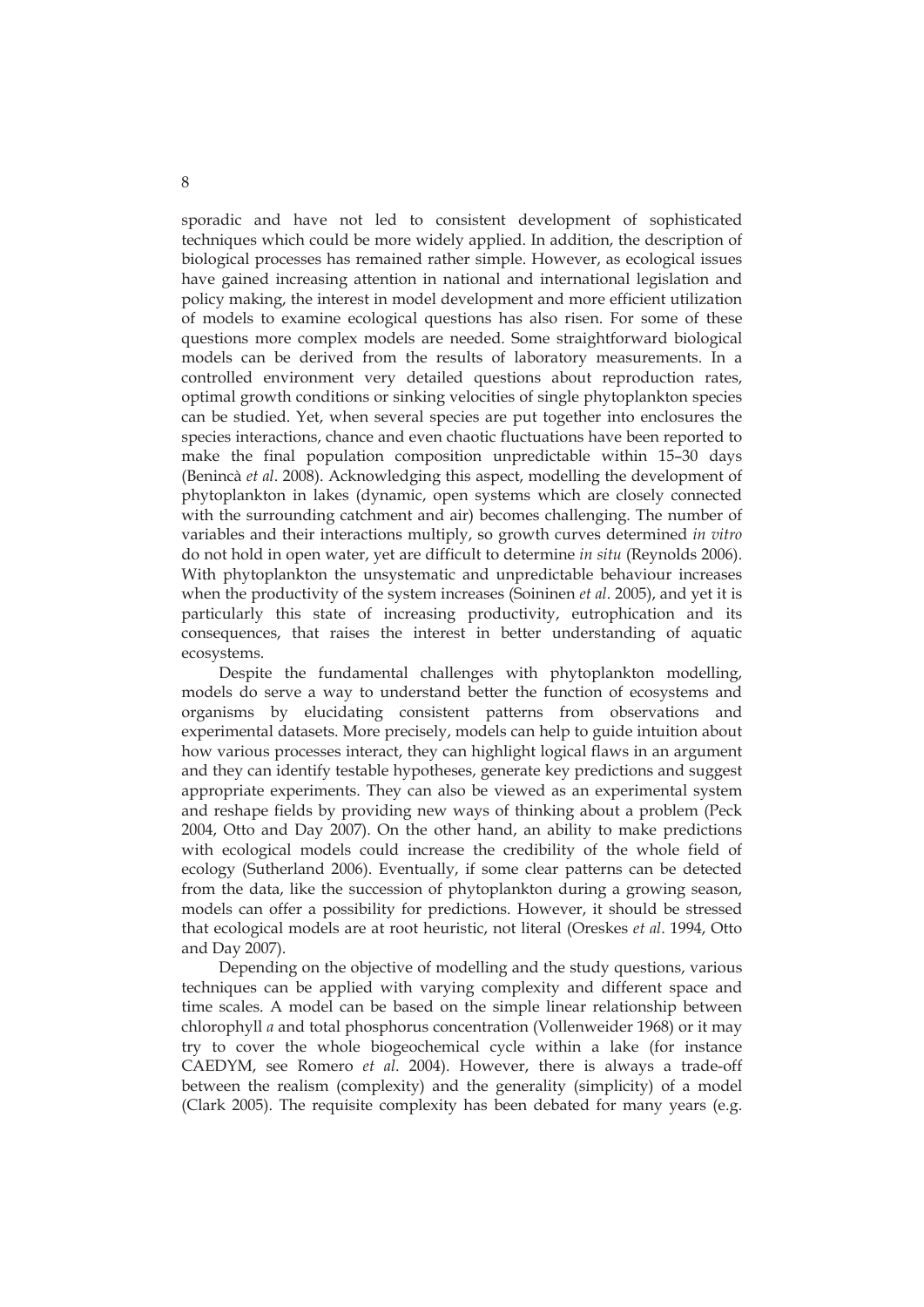sporadic and have not led to consistent development of sophisticated techniques which could be more widely applied. In addition, the description of biological processes has remained rather simple. However, as ecological issues have gained increasing attention in national and international legislation and policy making, the interest in model development and more efficient utilization of models to examine ecological questions has also risen. For some of these questions more complex models are needed. Some straightforward biological models can be derived from the results of laboratory measurements. In a controlled environment very detailed questions about reproduction rates, optimal growth conditions or sinking velocities of single phytoplankton species can be studied. Yet, when several species are put together into enclosures the species interactions, chance and even chaotic fluctuations have been reported to make the final population composition unpredictable within 15–30 days (Benincà *et al*. 2008). Acknowledging this aspect, modelling the development of phytoplankton in lakes (dynamic, open systems which are closely connected with the surrounding catchment and air) becomes challenging. The number of variables and their interactions multiply, so growth curves determined *in vitro* do not hold in open water, yet are difficult to determine *in situ* (Reynolds 2006). With phytoplankton the unsystematic and unpredictable behaviour increases when the productivity of the system increases (Soininen *et al*. 2005), and yet it is particularly this state of increasing productivity, eutrophication and its consequences, that raises the interest in better understanding of aquatic ecosystems.

Despite the fundamental challenges with phytoplankton modelling, models do serve a way to understand better the function of ecosystems and organisms by elucidating consistent patterns from observations and experimental datasets. More precisely, models can help to guide intuition about how various processes interact, they can highlight logical flaws in an argument and they can identify testable hypotheses, generate key predictions and suggest appropriate experiments. They can also be viewed as an experimental system and reshape fields by providing new ways of thinking about a problem (Peck 2004, Otto and Day 2007). On the other hand, an ability to make predictions with ecological models could increase the credibility of the whole field of ecology (Sutherland 2006). Eventually, if some clear patterns can be detected from the data, like the succession of phytoplankton during a growing season, models can offer a possibility for predictions. However, it should be stressed that ecological models are at root heuristic, not literal (Oreskes *et al*. 1994, Otto and Day 2007).

Depending on the objective of modelling and the study questions, various techniques can be applied with varying complexity and different space and time scales. A model can be based on the simple linear relationship between chlorophyll *a* and total phosphorus concentration (Vollenweider 1968) or it may try to cover the whole biogeochemical cycle within a lake (for instance CAEDYM, see Romero *et al*. 2004). However, there is always a trade-off between the realism (complexity) and the generality (simplicity) of a model (Clark 2005). The requisite complexity has been debated for many years (e.g.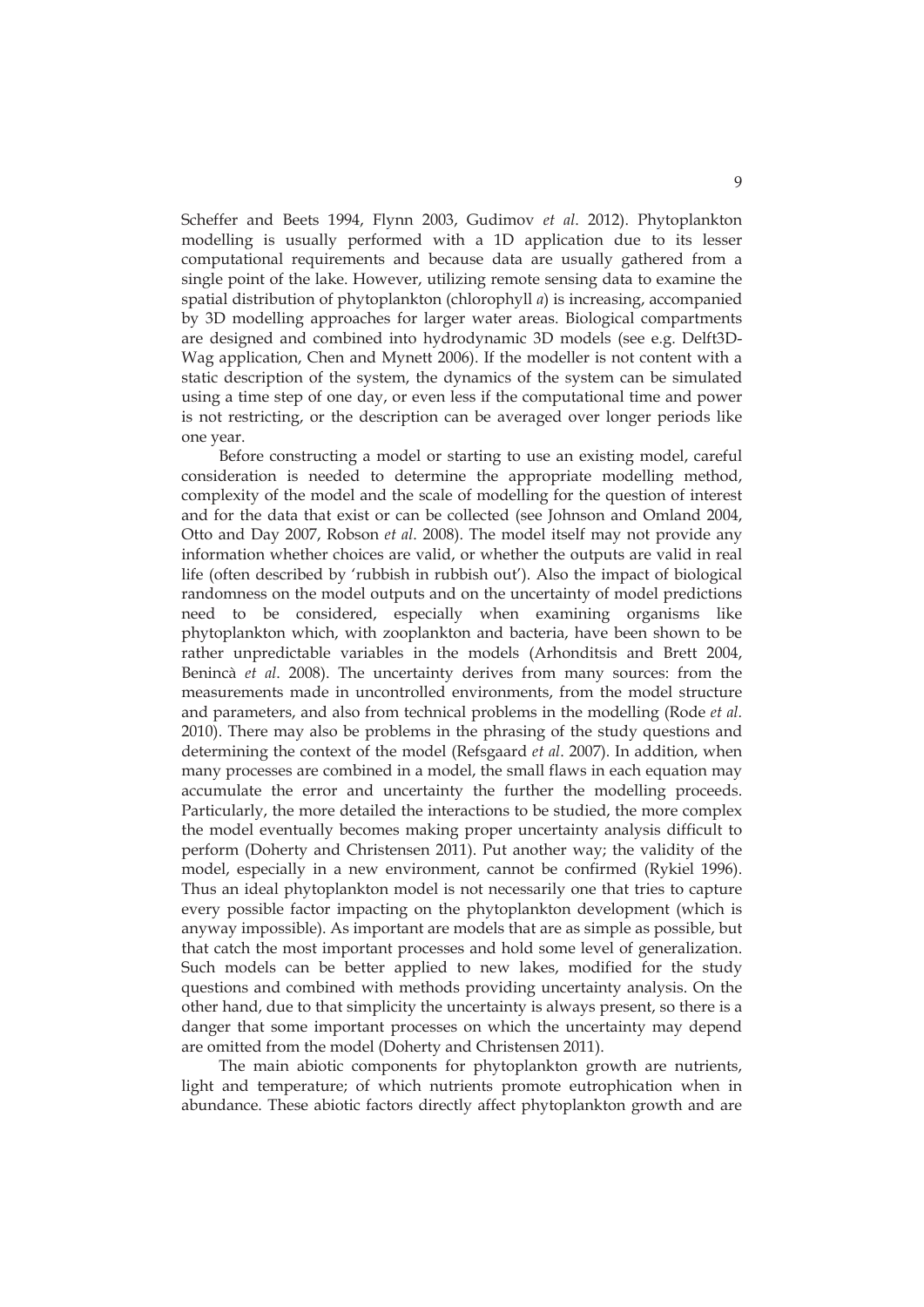Scheffer and Beets 1994, Flynn 2003, Gudimov *et al.* 2012). Phytoplankton modelling is usually performed with a 1D application due to its lesser computational requirements and because data are usually gathered from a single point of the lake. However, utilizing remote sensing data to examine the spatial distribution of phytoplankton (chlorophyll *a*) is increasing, accompanied by 3D modelling approaches for larger water areas. Biological compartments are designed and combined into hydrodynamic 3D models (see e.g. Delft3D-Wag application, Chen and Mynett 2006). If the modeller is not content with a static description of the system, the dynamics of the system can be simulated using a time step of one day, or even less if the computational time and power is not restricting, or the description can be averaged over longer periods like one year.

Before constructing a model or starting to use an existing model, careful consideration is needed to determine the appropriate modelling method, complexity of the model and the scale of modelling for the question of interest and for the data that exist or can be collected (see Johnson and Omland 2004, Otto and Day 2007, Robson *et al*. 2008). The model itself may not provide any information whether choices are valid, or whether the outputs are valid in real life (often described by 'rubbish in rubbish out'). Also the impact of biological randomness on the model outputs and on the uncertainty of model predictions need to be considered, especially when examining organisms like phytoplankton which, with zooplankton and bacteria, have been shown to be rather unpredictable variables in the models (Arhonditsis and Brett 2004, Benincà *et al*. 2008). The uncertainty derives from many sources: from the measurements made in uncontrolled environments, from the model structure and parameters, and also from technical problems in the modelling (Rode *et al.* 2010). There may also be problems in the phrasing of the study questions and determining the context of the model (Refsgaard *et al*. 2007). In addition, when many processes are combined in a model, the small flaws in each equation may accumulate the error and uncertainty the further the modelling proceeds. Particularly, the more detailed the interactions to be studied, the more complex the model eventually becomes making proper uncertainty analysis difficult to perform (Doherty and Christensen 2011). Put another way; the validity of the model, especially in a new environment, cannot be confirmed (Rykiel 1996). Thus an ideal phytoplankton model is not necessarily one that tries to capture every possible factor impacting on the phytoplankton development (which is anyway impossible). As important are models that are as simple as possible, but that catch the most important processes and hold some level of generalization. Such models can be better applied to new lakes, modified for the study questions and combined with methods providing uncertainty analysis. On the other hand, due to that simplicity the uncertainty is always present, so there is a danger that some important processes on which the uncertainty may depend are omitted from the model (Doherty and Christensen 2011).

The main abiotic components for phytoplankton growth are nutrients, light and temperature; of which nutrients promote eutrophication when in abundance. These abiotic factors directly affect phytoplankton growth and are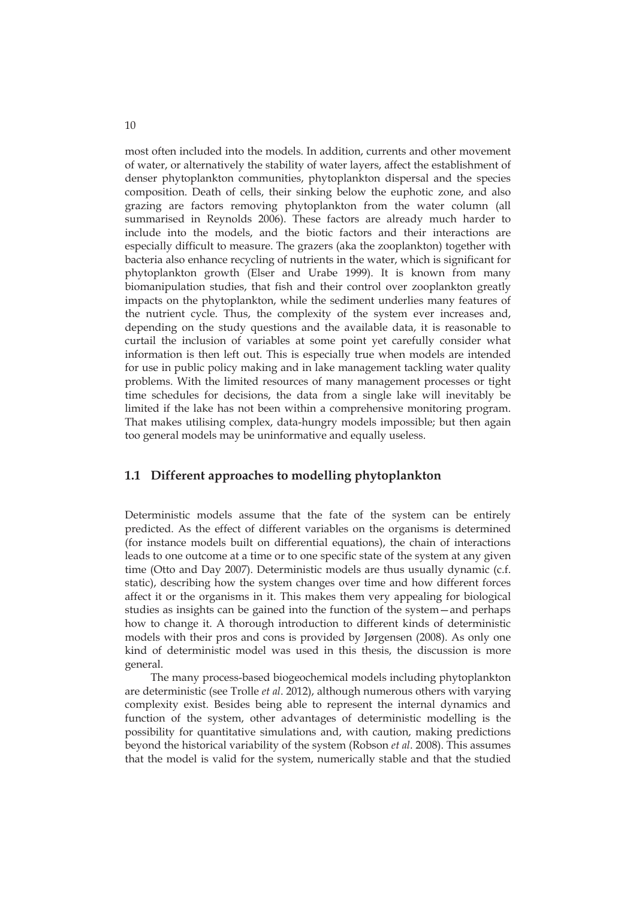most often included into the models. In addition, currents and other movement of water, or alternatively the stability of water layers, affect the establishment of denser phytoplankton communities, phytoplankton dispersal and the species composition. Death of cells, their sinking below the euphotic zone, and also grazing are factors removing phytoplankton from the water column (all summarised in Reynolds 2006). These factors are already much harder to include into the models, and the biotic factors and their interactions are especially difficult to measure. The grazers (aka the zooplankton) together with bacteria also enhance recycling of nutrients in the water, which is significant for phytoplankton growth (Elser and Urabe 1999). It is known from many biomanipulation studies, that fish and their control over zooplankton greatly impacts on the phytoplankton, while the sediment underlies many features of the nutrient cycle. Thus, the complexity of the system ever increases and, depending on the study questions and the available data, it is reasonable to curtail the inclusion of variables at some point yet carefully consider what information is then left out. This is especially true when models are intended for use in public policy making and in lake management tackling water quality problems. With the limited resources of many management processes or tight time schedules for decisions, the data from a single lake will inevitably be limited if the lake has not been within a comprehensive monitoring program. That makes utilising complex, data-hungry models impossible; but then again too general models may be uninformative and equally useless.

## 1.1 Different approaches to modelling phytoplankton

Deterministic models assume that the fate of the system can be entirely predicted. As the effect of different variables on the organisms is determined (for instance models built on differential equations), the chain of interactions leads to one outcome at a time or to one specific state of the system at any given time (Otto and Day 2007). Deterministic models are thus usually dynamic (c.f. static), describing how the system changes over time and how different forces affect it or the organisms in it. This makes them very appealing for biological studies as insights can be gained into the function of the system—and perhaps how to change it. A thorough introduction to different kinds of deterministic models with their pros and cons is provided by Jørgensen (2008). As only one kind of deterministic model was used in this thesis, the discussion is more general.

The many process-based biogeochemical models including phytoplankton are deterministic (see Trolle *et al*. 2012), although numerous others with varying complexity exist. Besides being able to represent the internal dynamics and function of the system, other advantages of deterministic modelling is the possibility for quantitative simulations and, with caution, making predictions beyond the historical variability of the system (Robson *et al*. 2008). This assumes that the model is valid for the system, numerically stable and that the studied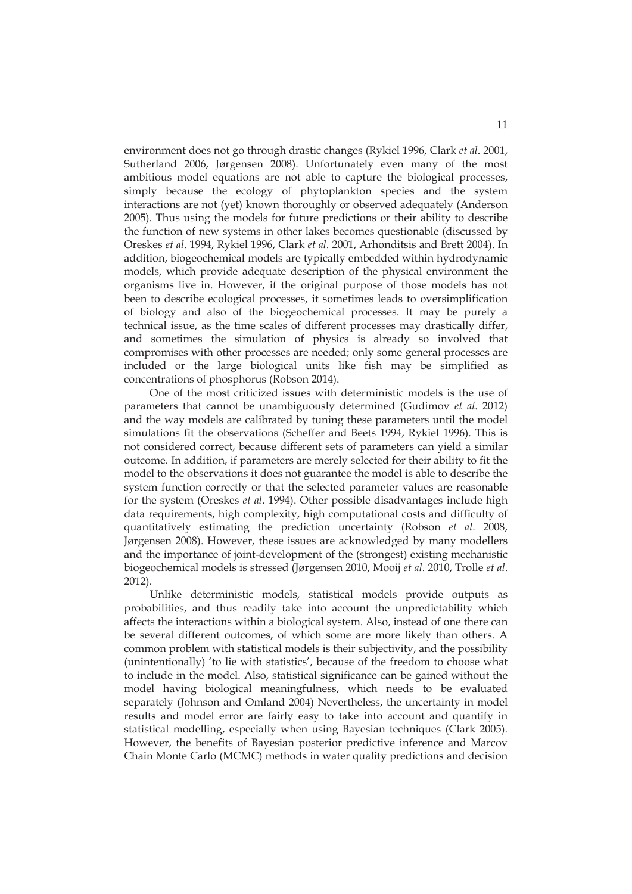environment does not go through drastic changes (Rykiel 1996, Clark *et al*. 2001, Sutherland 2006, Jørgensen 2008). Unfortunately even many of the most ambitious model equations are not able to capture the biological processes, simply because the ecology of phytoplankton species and the system interactions are not (yet) known thoroughly or observed adequately (Anderson 2005). Thus using the models for future predictions or their ability to describe the function of new systems in other lakes becomes questionable (discussed by Oreskes *et al*. 1994, Rykiel 1996, Clark *et al*. 2001, Arhonditsis and Brett 2004). In addition, biogeochemical models are typically embedded within hydrodynamic models, which provide adequate description of the physical environment the organisms live in. However, if the original purpose of those models has not been to describe ecological processes, it sometimes leads to oversimplification of biology and also of the biogeochemical processes. It may be purely a technical issue, as the time scales of different processes may drastically differ, and sometimes the simulation of physics is already so involved that compromises with other processes are needed; only some general processes are included or the large biological units like fish may be simplified as concentrations of phosphorus (Robson 2014).

One of the most criticized issues with deterministic models is the use of parameters that cannot be unambiguously determined (Gudimov *et al*. 2012) and the way models are calibrated by tuning these parameters until the model simulations fit the observations (Scheffer and Beets 1994, Rykiel 1996). This is not considered correct, because different sets of parameters can yield a similar outcome. In addition, if parameters are merely selected for their ability to fit the model to the observations it does not guarantee the model is able to describe the system function correctly or that the selected parameter values are reasonable for the system (Oreskes *et al*. 1994). Other possible disadvantages include high data requirements, high complexity, high computational costs and difficulty of quantitatively estimating the prediction uncertainty (Robson *et al*. 2008, Jørgensen 2008). However, these issues are acknowledged by many modellers and the importance of joint-development of the (strongest) existing mechanistic biogeochemical models is stressed (Jørgensen 2010, Mooij *et al*. 2010, Trolle *et al*. 2012).

Unlike deterministic models, statistical models provide outputs as probabilities, and thus readily take into account the unpredictability which affects the interactions within a biological system. Also, instead of one there can be several different outcomes, of which some are more likely than others. A common problem with statistical models is their subjectivity, and the possibility (unintentionally) 'to lie with statistics', because of the freedom to choose what to include in the model. Also, statistical significance can be gained without the model having biological meaningfulness, which needs to be evaluated separately (Johnson and Omland 2004) Nevertheless, the uncertainty in model results and model error are fairly easy to take into account and quantify in statistical modelling, especially when using Bayesian techniques (Clark 2005). However, the benefits of Bayesian posterior predictive inference and Marcov Chain Monte Carlo (MCMC) methods in water quality predictions and decision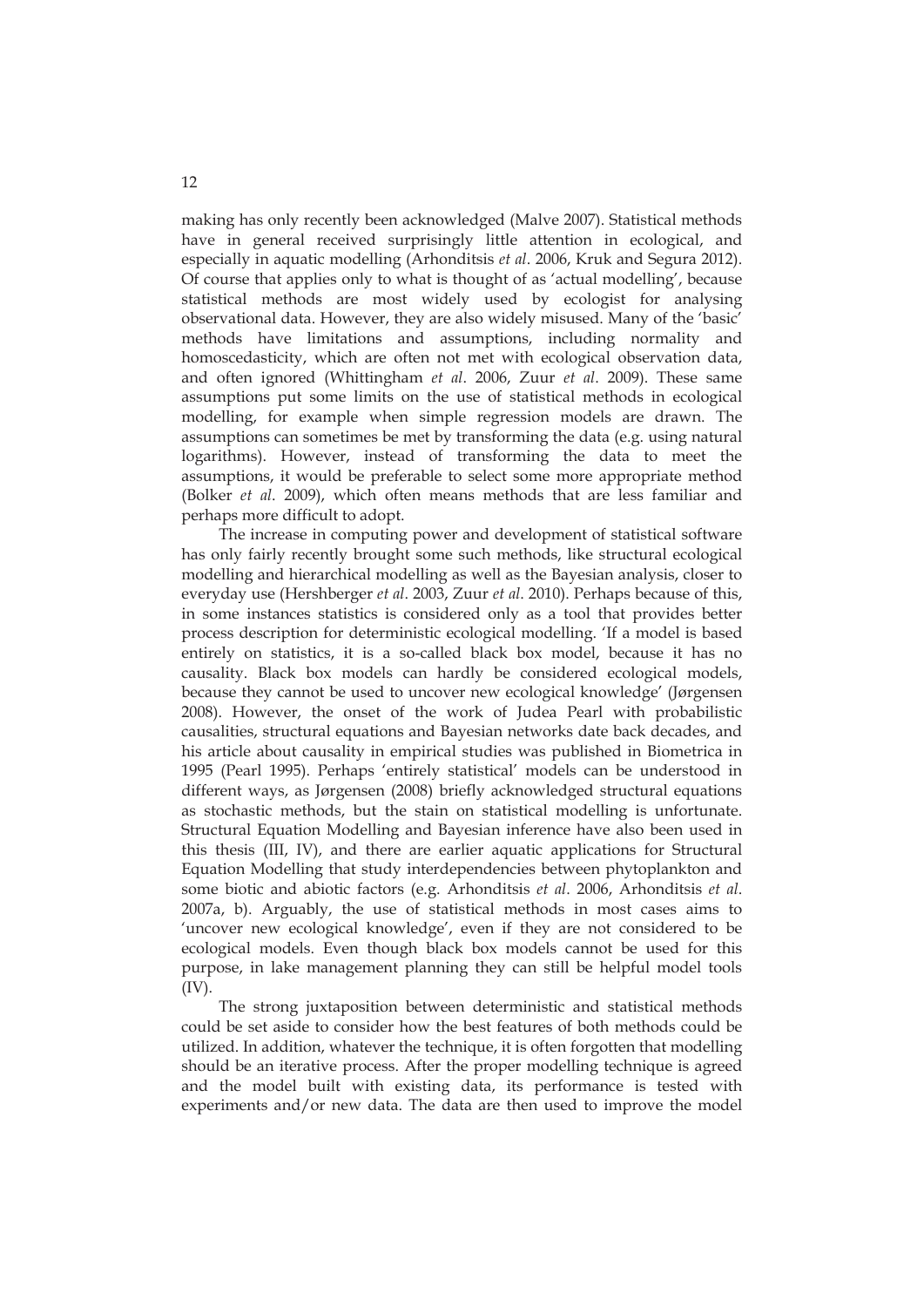making has only recently been acknowledged (Malve 2007). Statistical methods have in general received surprisingly little attention in ecological, and especially in aquatic modelling (Arhonditsis *et al*. 2006, Kruk and Segura 2012). Of course that applies only to what is thought of as 'actual modelling', because statistical methods are most widely used by ecologist for analysing observational data. However, they are also widely misused. Many of the 'basic' methods have limitations and assumptions, including normality and homoscedasticity, which are often not met with ecological observation data, and often ignored (Whittingham *et al*. 2006, Zuur *et al*. 2009). These same assumptions put some limits on the use of statistical methods in ecological modelling, for example when simple regression models are drawn. The assumptions can sometimes be met by transforming the data (e.g. using natural logarithms). However, instead of transforming the data to meet the assumptions, it would be preferable to select some more appropriate method (Bolker *et al*. 2009), which often means methods that are less familiar and perhaps more difficult to adopt.

The increase in computing power and development of statistical software has only fairly recently brought some such methods, like structural ecological modelling and hierarchical modelling as well as the Bayesian analysis, closer to everyday use (Hershberger *et al*. 2003, Zuur *et al*. 2010). Perhaps because of this, in some instances statistics is considered only as a tool that provides better process description for deterministic ecological modelling. 'If a model is based entirely on statistics, it is a so-called black box model, because it has no causality. Black box models can hardly be considered ecological models, because they cannot be used to uncover new ecological knowledge' (Jørgensen 2008). However, the onset of the work of Judea Pearl with probabilistic causalities, structural equations and Bayesian networks date back decades, and his article about causality in empirical studies was published in Biometrica in 1995 (Pearl 1995). Perhaps 'entirely statistical' models can be understood in different ways, as Jørgensen (2008) briefly acknowledged structural equations as stochastic methods, but the stain on statistical modelling is unfortunate. Structural Equation Modelling and Bayesian inference have also been used in this thesis (III, IV), and there are earlier aquatic applications for Structural Equation Modelling that study interdependencies between phytoplankton and some biotic and abiotic factors (e.g. Arhonditsis *et al*. 2006, Arhonditsis *et al*. 2007a, b). Arguably, the use of statistical methods in most cases aims to 'uncover new ecological knowledge', even if they are not considered to be ecological models. Even though black box models cannot be used for this purpose, in lake management planning they can still be helpful model tools (IV).

The strong juxtaposition between deterministic and statistical methods could be set aside to consider how the best features of both methods could be utilized. In addition, whatever the technique, it is often forgotten that modelling should be an iterative process. After the proper modelling technique is agreed and the model built with existing data, its performance is tested with experiments and/or new data. The data are then used to improve the model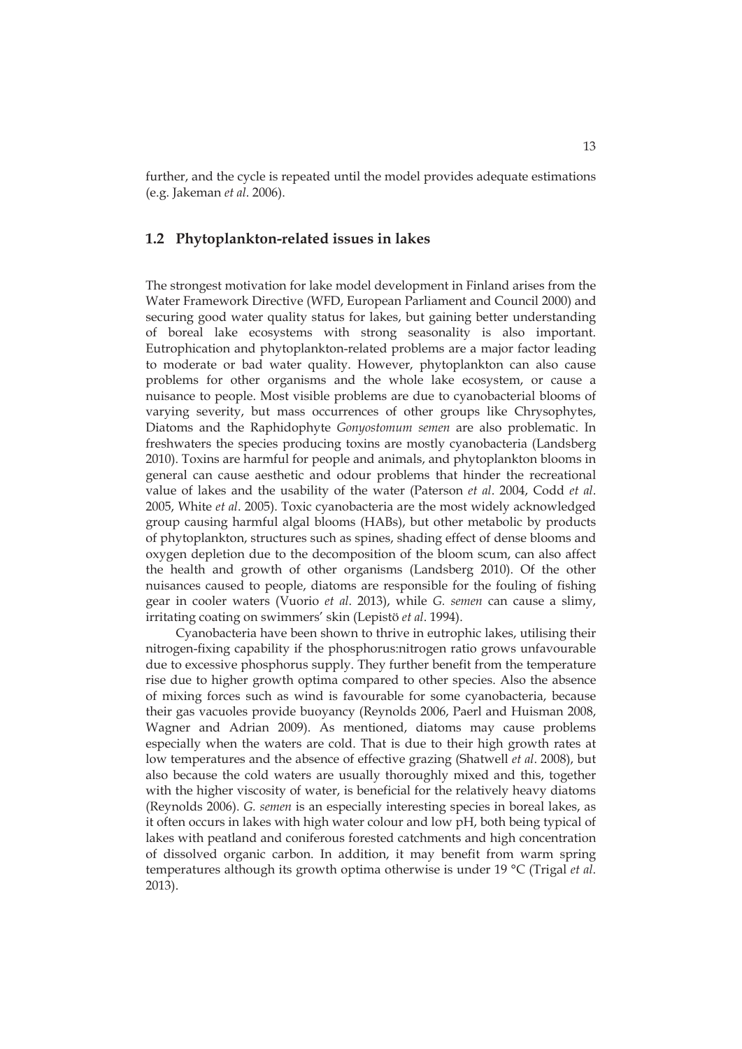further, and the cycle is repeated until the model provides adequate estimations (e.g. Jakeman *et al*. 2006).

## 1.2 Phytoplankton-related issues in lakes

The strongest motivation for lake model development in Finland arises from the Water Framework Directive (WFD, European Parliament and Council 2000) and securing good water quality status for lakes, but gaining better understanding of boreal lake ecosystems with strong seasonality is also important. Eutrophication and phytoplankton-related problems are a major factor leading to moderate or bad water quality. However, phytoplankton can also cause problems for other organisms and the whole lake ecosystem, or cause a nuisance to people. Most visible problems are due to cyanobacterial blooms of varying severity, but mass occurrences of other groups like Chrysophytes, Diatoms and the Raphidophyte *Gonyostomum semen* are also problematic. In freshwaters the species producing toxins are mostly cyanobacteria (Landsberg 2010). Toxins are harmful for people and animals, and phytoplankton blooms in general can cause aesthetic and odour problems that hinder the recreational value of lakes and the usability of the water (Paterson *et al*. 2004, Codd *et al*. 2005, White *et al*. 2005). Toxic cyanobacteria are the most widely acknowledged group causing harmful algal blooms (HABs), but other metabolic by products of phytoplankton, structures such as spines, shading effect of dense blooms and oxygen depletion due to the decomposition of the bloom scum, can also affect the health and growth of other organisms (Landsberg 2010). Of the other nuisances caused to people, diatoms are responsible for the fouling of fishing gear in cooler waters (Vuorio *et al*. 2013), while *G. semen* can cause a slimy, irritating coating on swimmers' skin (Lepistö *et al*. 1994).

Cyanobacteria have been shown to thrive in eutrophic lakes, utilising their nitrogen-fixing capability if the phosphorus:nitrogen ratio grows unfavourable due to excessive phosphorus supply. They further benefit from the temperature rise due to higher growth optima compared to other species. Also the absence of mixing forces such as wind is favourable for some cyanobacteria, because their gas vacuoles provide buoyancy (Reynolds 2006, Paerl and Huisman 2008, Wagner and Adrian 2009). As mentioned, diatoms may cause problems especially when the waters are cold. That is due to their high growth rates at low temperatures and the absence of effective grazing (Shatwell *et al*. 2008), but also because the cold waters are usually thoroughly mixed and this, together with the higher viscosity of water, is beneficial for the relatively heavy diatoms (Reynolds 2006). *G. semen* is an especially interesting species in boreal lakes, as it often occurs in lakes with high water colour and low pH, both being typical of lakes with peatland and coniferous forested catchments and high concentration of dissolved organic carbon. In addition, it may benefit from warm spring temperatures although its growth optima otherwise is under 19 °C (Trigal *et al*. 2013).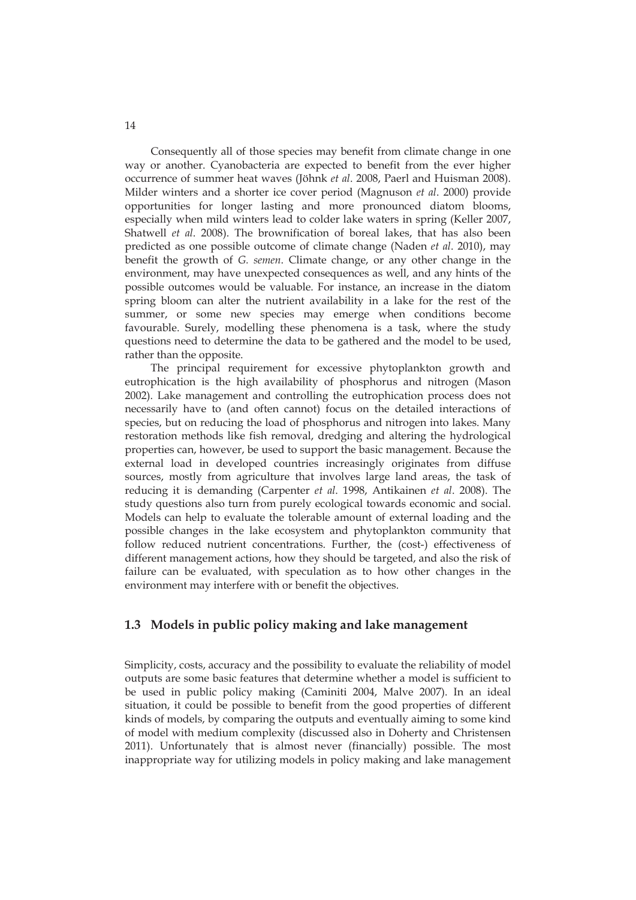Consequently all of those species may benefit from climate change in one way or another. Cyanobacteria are expected to benefit from the ever higher occurrence of summer heat waves (Jöhnk *et al*. 2008, Paerl and Huisman 2008). Milder winters and a shorter ice cover period (Magnuson *et al*. 2000) provide opportunities for longer lasting and more pronounced diatom blooms, especially when mild winters lead to colder lake waters in spring (Keller 2007, Shatwell *et al*. 2008). The brownification of boreal lakes, that has also been predicted as one possible outcome of climate change (Naden *et al*. 2010), may benefit the growth of *G. semen*. Climate change, or any other change in the environment, may have unexpected consequences as well, and any hints of the possible outcomes would be valuable. For instance, an increase in the diatom spring bloom can alter the nutrient availability in a lake for the rest of the summer, or some new species may emerge when conditions become favourable. Surely, modelling these phenomena is a task, where the study questions need to determine the data to be gathered and the model to be used, rather than the opposite.

The principal requirement for excessive phytoplankton growth and eutrophication is the high availability of phosphorus and nitrogen (Mason 2002). Lake management and controlling the eutrophication process does not necessarily have to (and often cannot) focus on the detailed interactions of species, but on reducing the load of phosphorus and nitrogen into lakes. Many restoration methods like fish removal, dredging and altering the hydrological properties can, however, be used to support the basic management. Because the external load in developed countries increasingly originates from diffuse sources, mostly from agriculture that involves large land areas, the task of reducing it is demanding (Carpenter *et al*. 1998, Antikainen *et al*. 2008). The study questions also turn from purely ecological towards economic and social. Models can help to evaluate the tolerable amount of external loading and the possible changes in the lake ecosystem and phytoplankton community that follow reduced nutrient concentrations. Further, the (cost-) effectiveness of different management actions, how they should be targeted, and also the risk of failure can be evaluated, with speculation as to how other changes in the environment may interfere with or benefit the objectives.

## 1.3 Models in public policy making and lake management

Simplicity, costs, accuracy and the possibility to evaluate the reliability of model outputs are some basic features that determine whether a model is sufficient to be used in public policy making (Caminiti 2004, Malve 2007). In an ideal situation, it could be possible to benefit from the good properties of different kinds of models, by comparing the outputs and eventually aiming to some kind of model with medium complexity (discussed also in Doherty and Christensen 2011). Unfortunately that is almost never (financially) possible. The most inappropriate way for utilizing models in policy making and lake management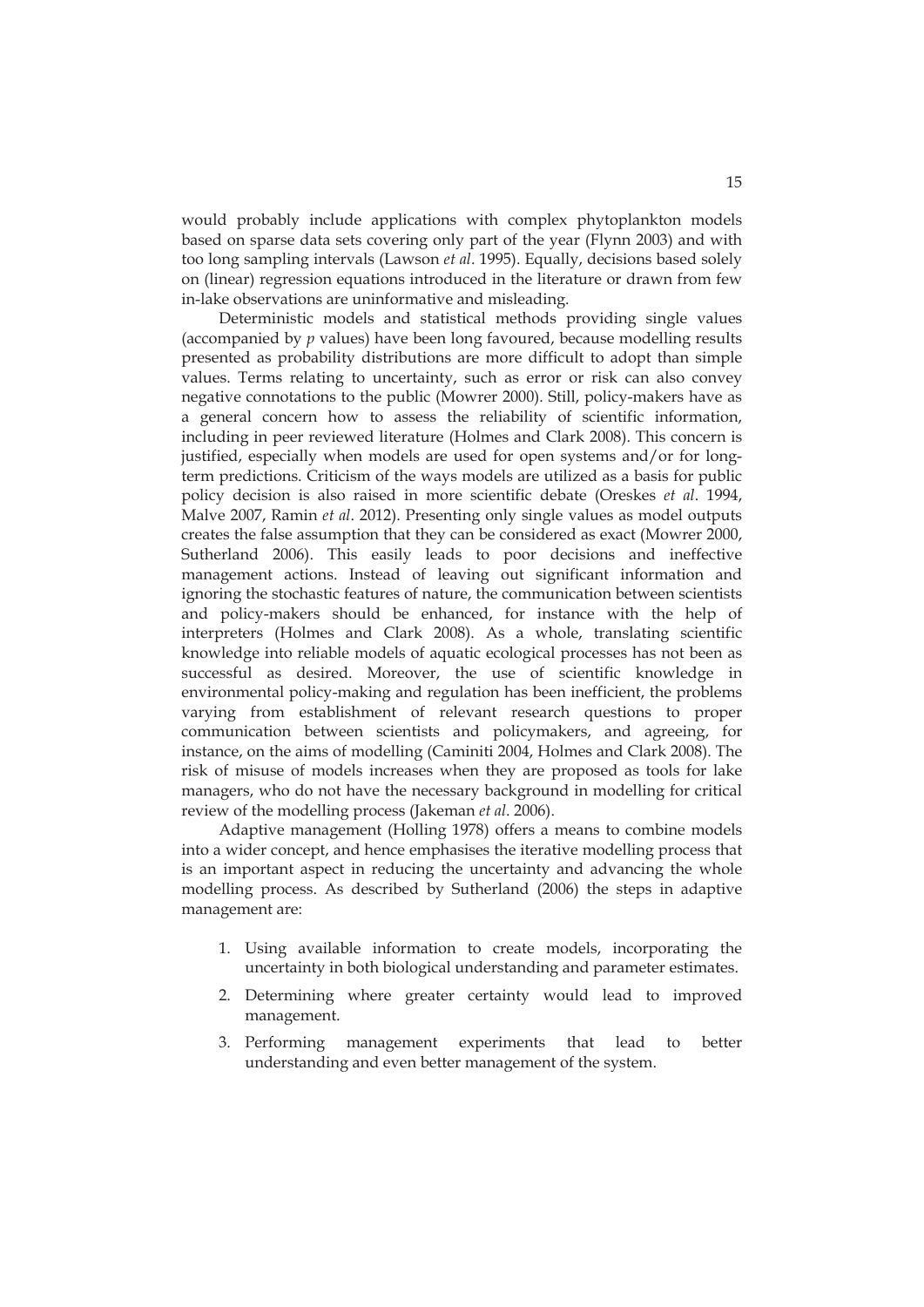would probably include applications with complex phytoplankton models based on sparse data sets covering only part of the year (Flynn 2003) and with too long sampling intervals (Lawson *et al*. 1995). Equally, decisions based solely on (linear) regression equations introduced in the literature or drawn from few in-lake observations are uninformative and misleading.

Deterministic models and statistical methods providing single values (accompanied by *p* values) have been long favoured, because modelling results presented as probability distributions are more difficult to adopt than simple values. Terms relating to uncertainty, such as error or risk can also convey negative connotations to the public (Mowrer 2000). Still, policy-makers have as a general concern how to assess the reliability of scientific information, including in peer reviewed literature (Holmes and Clark 2008). This concern is justified, especially when models are used for open systems and/or for long-term predictions. Criticism of the ways models are utilized as a basis for public policy decision is also raised in more scientific debate (Oreskes *et al*. 1994, Malve 2007, Ramin *et al*. 2012). Presenting only single values as model outputs creates the false assumption that they can be considered as exact (Mowrer 2000, Sutherland 2006). This easily leads to poor decisions and ineffective management actions. Instead of leaving out significant information and ignoring the stochastic features of nature, the communication between scientists and policy-makers should be enhanced, for instance with the help of interpreters (Holmes and Clark 2008). As a whole, translating scientific knowledge into reliable models of aquatic ecological processes has not been as successful as desired. Moreover, the use of scientific knowledge in environmental policy-making and regulation has been inefficient, the problems varying from establishment of relevant research questions to proper communication between scientists and policymakers, and agreeing, for instance, on the aims of modelling (Caminiti 2004, Holmes and Clark 2008). The risk of misuse of models increases when they are proposed as tools for lake managers, who do not have the necessary background in modelling for critical review of the modelling process (Jakeman *et al*. 2006).

Adaptive management (Holling 1978) offers a means to combine models into a wider concept, and hence emphasises the iterative modelling process that is an important aspect in reducing the uncertainty and advancing the whole modelling process. As described by Sutherland (2006) the steps in adaptive management are:

1. Using available information to create models, incorporating the uncertainty in both biological understanding and parameter estimates.
2. Determining where greater certainty would lead to improved management.
3. Performing management experiments that lead to better understanding and even better management of the system.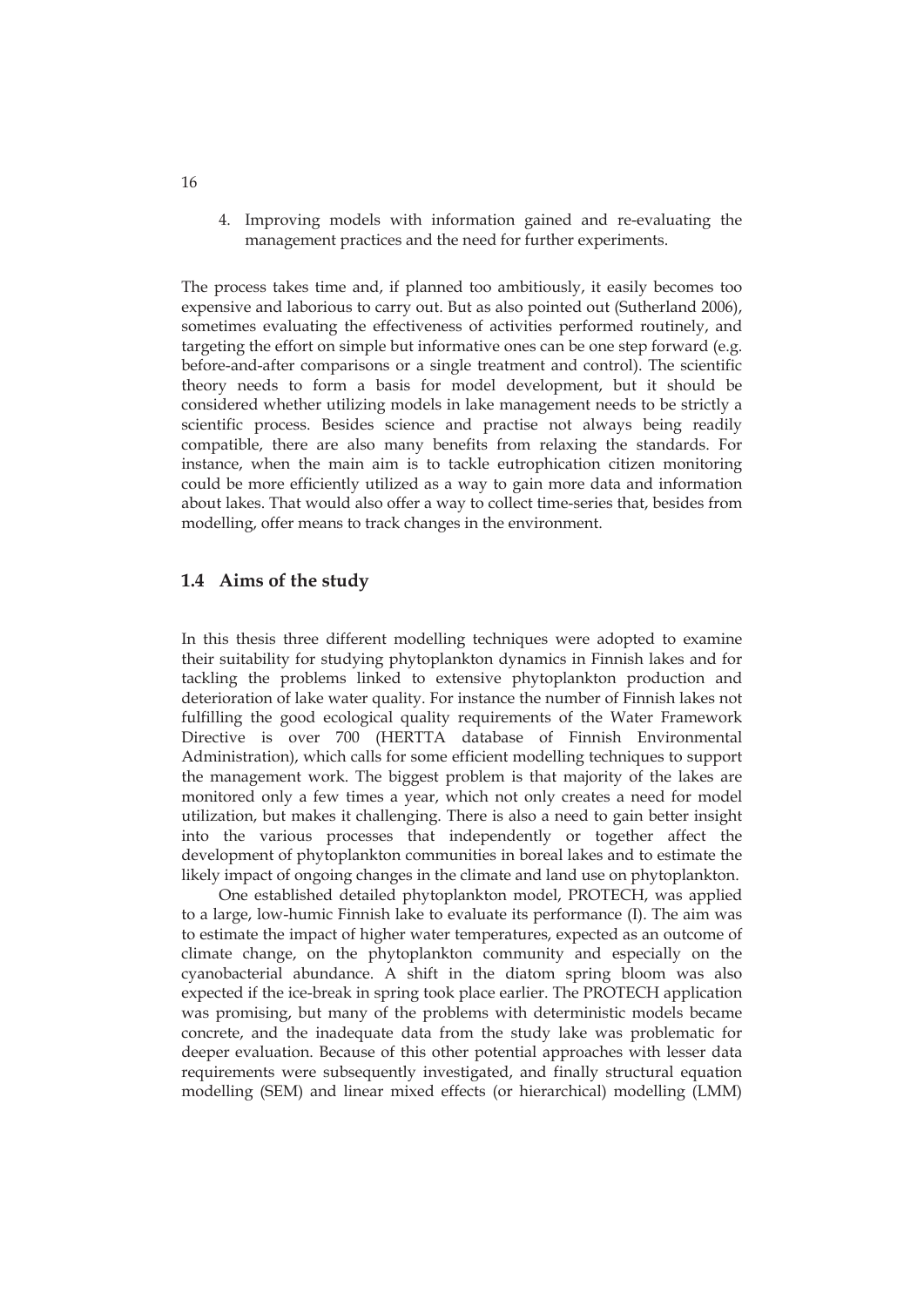4. Improving models with information gained and re-evaluating the management practices and the need for further experiments.

The process takes time and, if planned too ambitiously, it easily becomes too expensive and laborious to carry out. But as also pointed out (Sutherland 2006), sometimes evaluating the effectiveness of activities performed routinely, and targeting the effort on simple but informative ones can be one step forward (e.g. before-and-after comparisons or a single treatment and control). The scientific theory needs to form a basis for model development, but it should be considered whether utilizing models in lake management needs to be strictly a scientific process. Besides science and practise not always being readily compatible, there are also many benefits from relaxing the standards. For instance, when the main aim is to tackle eutrophication citizen monitoring could be more efficiently utilized as a way to gain more data and information about lakes. That would also offer a way to collect time-series that, besides from modelling, offer means to track changes in the environment.

## 1.4 Aims of the study

In this thesis three different modelling techniques were adopted to examine their suitability for studying phytoplankton dynamics in Finnish lakes and for tackling the problems linked to extensive phytoplankton production and deterioration of lake water quality. For instance the number of Finnish lakes not fulfilling the good ecological quality requirements of the Water Framework Directive is over 700 (HERTTA database of Finnish Environmental Administration), which calls for some efficient modelling techniques to support the management work. The biggest problem is that majority of the lakes are monitored only a few times a year, which not only creates a need for model utilization, but makes it challenging. There is also a need to gain better insight into the various processes that independently or together affect the development of phytoplankton communities in boreal lakes and to estimate the likely impact of ongoing changes in the climate and land use on phytoplankton.

One established detailed phytoplankton model, PROTECH, was applied to a large, low-humic Finnish lake to evaluate its performance (I). The aim was to estimate the impact of higher water temperatures, expected as an outcome of climate change, on the phytoplankton community and especially on the cyanobacterial abundance. A shift in the diatom spring bloom was also expected if the ice-break in spring took place earlier. The PROTECH application was promising, but many of the problems with deterministic models became concrete, and the inadequate data from the study lake was problematic for deeper evaluation. Because of this other potential approaches with lesser data requirements were subsequently investigated, and finally structural equation modelling (SEM) and linear mixed effects (or hierarchical) modelling (LMM)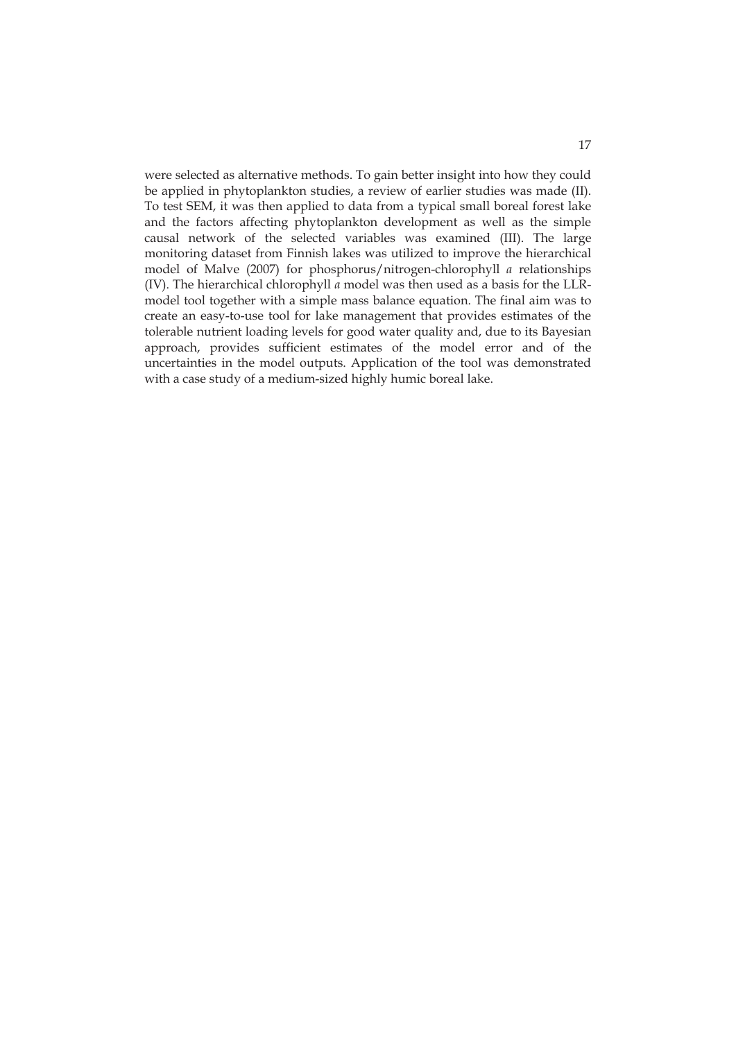were selected as alternative methods. To gain better insight into how they could be applied in phytoplankton studies, a review of earlier studies was made (II). To test SEM, it was then applied to data from a typical small boreal forest lake and the factors affecting phytoplankton development as well as the simple causal network of the selected variables was examined (III). The large monitoring dataset from Finnish lakes was utilized to improve the hierarchical model of Malve (2007) for phosphorus/nitrogen-chlorophyll *a* relationships (IV). The hierarchical chlorophyll *a* model was then used as a basis for the LLR-model tool together with a simple mass balance equation. The final aim was to create an easy-to-use tool for lake management that provides estimates of the tolerable nutrient loading levels for good water quality and, due to its Bayesian approach, provides sufficient estimates of the model error and of the uncertainties in the model outputs. Application of the tool was demonstrated with a case study of a medium-sized highly humic boreal lake.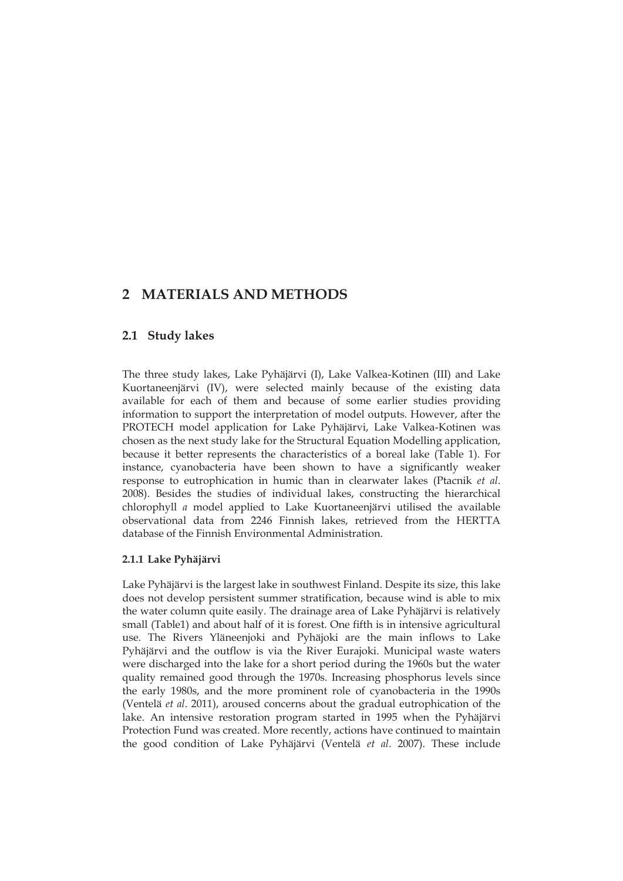# 2 MATERIALS AND METHODS

## 2.1 Study lakes

The three study lakes, Lake Pyhäjärvi (I), Lake Valkea-Kotinen (III) and Lake Kuortaneenjärvi (IV), were selected mainly because of the existing data available for each of them and because of some earlier studies providing information to support the interpretation of model outputs. However, after the PROTECH model application for Lake Pyhäjärvi, Lake Valkea-Kotinen was chosen as the next study lake for the Structural Equation Modelling application, because it better represents the characteristics of a boreal lake (Table 1). For instance, cyanobacteria have been shown to have a significantly weaker response to eutrophication in humic than in clearwater lakes (Ptacnik *et al*. 2008). Besides the studies of individual lakes, constructing the hierarchical chlorophyll *a* model applied to Lake Kuortaneenjärvi utilised the available observational data from 2246 Finnish lakes, retrieved from the HERTTA database of the Finnish Environmental Administration.

### 2.1.1 Lake Pyhäjärvi

Lake Pyhäjärvi is the largest lake in southwest Finland. Despite its size, this lake does not develop persistent summer stratification, because wind is able to mix the water column quite easily. The drainage area of Lake Pyhäjärvi is relatively small (Table1) and about half of it is forest. One fifth is in intensive agricultural use. The Rivers Yläneenjoki and Pyhäjoki are the main inflows to Lake Pyhäjärvi and the outflow is via the River Eurajoki. Municipal waste waters were discharged into the lake for a short period during the 1960s but the water quality remained good through the 1970s. Increasing phosphorus levels since the early 1980s, and the more prominent role of cyanobacteria in the 1990s (Ventelä *et al*. 2011), aroused concerns about the gradual eutrophication of the lake. An intensive restoration program started in 1995 when the Pyhäjärvi Protection Fund was created. More recently, actions have continued to maintain the good condition of Lake Pyhäjärvi (Ventelä *et al*. 2007). These include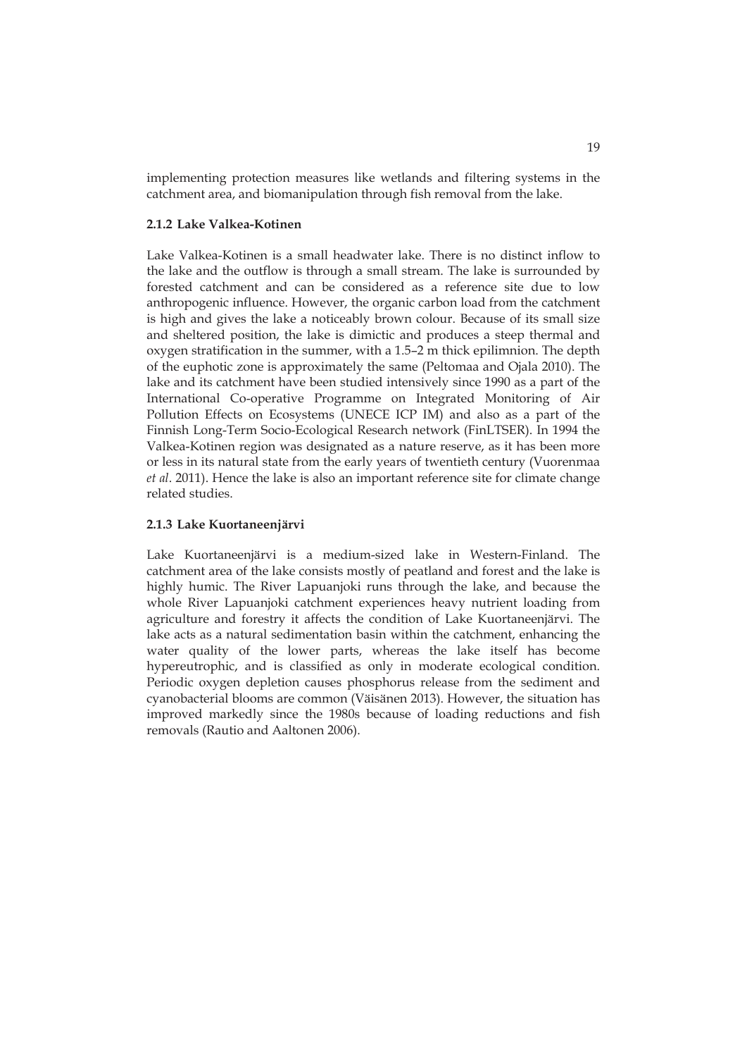implementing protection measures like wetlands and filtering systems in the catchment area, and biomanipulation through fish removal from the lake.

### 2.1.2 Lake Valkea-Kotinen

Lake Valkea-Kotinen is a small headwater lake. There is no distinct inflow to the lake and the outflow is through a small stream. The lake is surrounded by forested catchment and can be considered as a reference site due to low anthropogenic influence. However, the organic carbon load from the catchment is high and gives the lake a noticeably brown colour. Because of its small size and sheltered position, the lake is dimictic and produces a steep thermal and oxygen stratification in the summer, with a 1.5–2 m thick epilimnion. The depth of the euphotic zone is approximately the same (Peltomaa and Ojala 2010). The lake and its catchment have been studied intensively since 1990 as a part of the International Co-operative Programme on Integrated Monitoring of Air Pollution Effects on Ecosystems (UNECE ICP IM) and also as a part of the Finnish Long-Term Socio-Ecological Research network (FinLTSER). In 1994 the Valkea-Kotinen region was designated as a nature reserve, as it has been more or less in its natural state from the early years of twentieth century (Vuorenmaa *et al*. 2011). Hence the lake is also an important reference site for climate change related studies.

### 2.1.3 Lake Kuortaneenjärvi

Lake Kuortaneenjärvi is a medium-sized lake in Western-Finland. The catchment area of the lake consists mostly of peatland and forest and the lake is highly humic. The River Lapuanjoki runs through the lake, and because the whole River Lapuanjoki catchment experiences heavy nutrient loading from agriculture and forestry it affects the condition of Lake Kuortaneenjärvi. The lake acts as a natural sedimentation basin within the catchment, enhancing the water quality of the lower parts, whereas the lake itself has become hypereutrophic, and is classified as only in moderate ecological condition. Periodic oxygen depletion causes phosphorus release from the sediment and cyanobacterial blooms are common (Väisänen 2013). However, the situation has improved markedly since the 1980s because of loading reductions and fish removals (Rautio and Aaltonen 2006).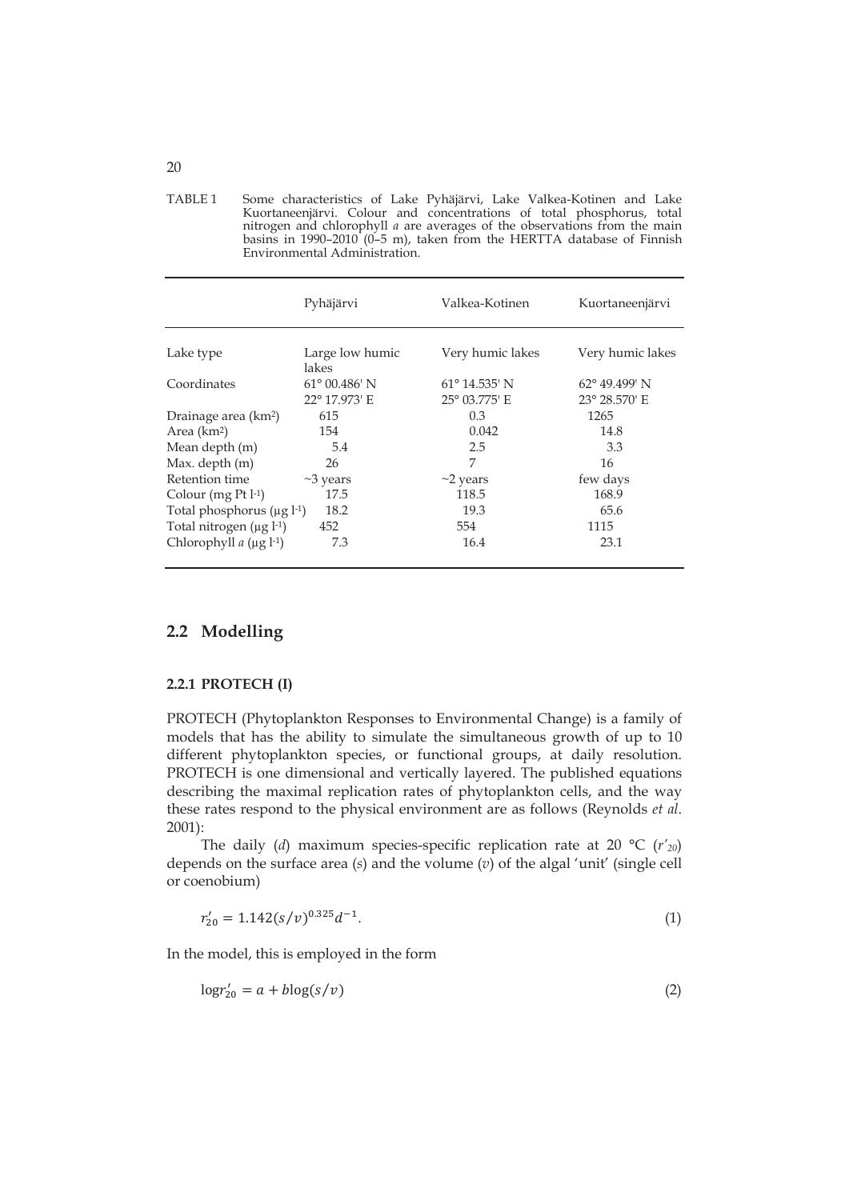TABLE 1 Some characteristics of Lake Pyhäjärvi, Lake Valkea-Kotinen and Lake Kuortaneenjärvi. Colour and concentrations of total phosphorus, total nitrogen and chlorophyll *a* are averages of the observations from the main basins in 1990–2010 (0–5 m), taken from the HERTTA database of Finnish Environmental Administration.

| | Pyhäjärvi | Valkea-Kotinen | Kuortaneenjärvi |
|---|---|---|---|
| Lake type | Large low humic lakes | Very humic lakes | Very humic lakes |
| Coordinates | 61° 00.486' N<br>22° 17.973' E | 61° 14.535' N<br>25° 03.775' E | 62° 49.499' N<br>23° 28.570' E |
| Drainage area ($km^2$) | 615 | 0.3 | 1265 |
| Area ($km^2$) | 154 | 0.042 | 14.8 |
| Mean depth (m) | 5.4 | 2.5 | 3.3 |
| Max. depth (m) | 26 | 7 | 16 |
| Retention time | ~3 years | ~2 years | few days |
| Colour (mg Pt $l^{-1}$) | 17.5 | 118.5 | 168.9 |
| Total phosphorus (µg $l^{-1}$) | 18.2 | 19.3 | 65.6 |
| Total nitrogen (µg $l^{-1}$) | 452 | 554 | 1115 |
| Chlorophyll *a* (µg $l^{-1}$) | 7.3 | 16.4 | 23.1 |

## 2.2 Modelling

### 2.2.1 PROTECH (I)

PROTECH (Phytoplankton Responses to Environmental Change) is a family of models that has the ability to simulate the simultaneous growth of up to 10 different phytoplankton species, or functional groups, at daily resolution. PROTECH is one dimensional and vertically layered. The published equations describing the maximal replication rates of phytoplankton cells, and the way these rates respond to the physical environment are as follows (Reynolds *et al.* 2001):

The daily ($d$) maximum species-specific replication rate at 20 °C ($r'_{20}$) depends on the surface area ($s$) and the volume ($v$) of the algal 'unit' (single cell or coenobium)

$$r'_{20} = 1.142(s/v)^{0.325}d^{-1}. \tag{1}$$

In the model, this is employed in the form

$$\log r'_{20} = a + b\log(s/v) \tag{2}$$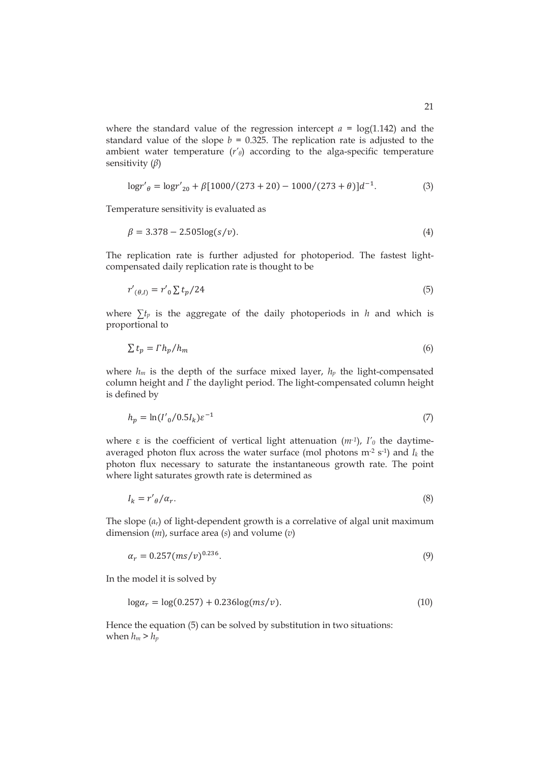where the standard value of the regression intercept $a = \log(1.142)$ and the standard value of the slope $b = 0.325$. The replication rate is adjusted to the ambient water temperature ($r'_\theta$) according to the alga-specific temperature sensitivity ($\beta$)

$$\log r'_\theta = \log r'_{20} + \beta[1000/(273+20) - 1000/(273+\theta)]d^{-1}. \tag{3}$$

Temperature sensitivity is evaluated as

$$\beta = 3.378 - 2.505\log(s/v). \tag{4}$$

The replication rate is further adjusted for photoperiod. The fastest light-compensated daily replication rate is thought to be

$$r'_{(\theta,I)} = r'_0 \sum t_p/24 \tag{5}$$

where $\sum t_p$ is the aggregate of the daily photoperiods in $h$ and which is proportional to

$$\sum t_p = \Gamma h_p/h_m \tag{6}$$

where $h_m$ is the depth of the surface mixed layer, $h_p$ the light-compensated column height and $\Gamma$ the daylight period. The light-compensated column height is defined by

$$h_p = \ln(I'_0/0.5I_k)\varepsilon^{-1} \tag{7}$$

where ε is the coefficient of vertical light attenuation ($m^{-1}$), $I'_0$ the daytime-averaged photon flux across the water surface (mol photons $m^{-2}$ $s^{-1}$) and $I_k$ the photon flux necessary to saturate the instantaneous growth rate. The point where light saturates growth rate is determined as

$$I_k = r'_\theta/\alpha_r. \tag{8}$$

The slope ($a_r$) of light-dependent growth is a correlative of algal unit maximum dimension ($m$), surface area ($s$) and volume ($v$)

$$\alpha_r = 0.257(ms/v)^{0.236}. \tag{9}$$

In the model it is solved by

$$\log\alpha_r = \log(0.257) + 0.236\log(ms/v). \tag{10}$$

Hence the equation (5) can be solved by substitution in two situations:
when $h_m > h_p$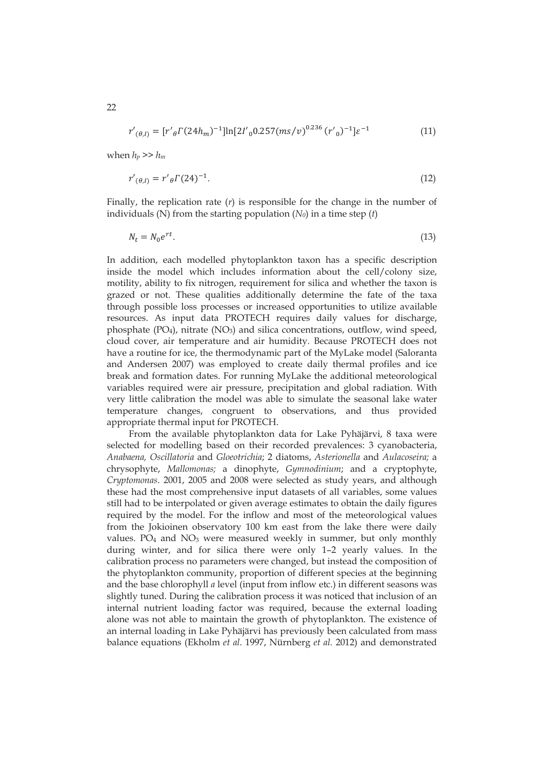$$r'_{(\theta,I)} = [r'_{\theta}\Gamma(24h_m)^{-1}]\ln[2I'_0 0.257(ms/v)^{0.236}(r'_0)^{-1}]\varepsilon^{-1} \tag{11}$$

when $h_p >> h_m$

$$r'_{(\theta,I)} = r'_{\theta}\Gamma(24)^{-1}. \tag{12}$$

Finally, the replication rate ($r$) is responsible for the change in the number of individuals (N) from the starting population ($N_0$) in a time step ($t$)

$$N_t = N_0 e^{rt}. \tag{13}$$

In addition, each modelled phytoplankton taxon has a specific description inside the model which includes information about the cell/colony size, motility, ability to fix nitrogen, requirement for silica and whether the taxon is grazed or not. These qualities additionally determine the fate of the taxa through possible loss processes or increased opportunities to utilize available resources. As input data PROTECH requires daily values for discharge, phosphate ($PO_4$), nitrate ($NO_3$) and silica concentrations, outflow, wind speed, cloud cover, air temperature and air humidity. Because PROTECH does not have a routine for ice, the thermodynamic part of the MyLake model (Saloranta and Andersen 2007) was employed to create daily thermal profiles and ice break and formation dates. For running MyLake the additional meteorological variables required were air pressure, precipitation and global radiation. With very little calibration the model was able to simulate the seasonal lake water temperature changes, congruent to observations, and thus provided appropriate thermal input for PROTECH.

From the available phytoplankton data for Lake Pyhäjärvi, 8 taxa were selected for modelling based on their recorded prevalences: 3 cyanobacteria, *Anabaena, Oscillatoria* and *Gloeotrichia*; 2 diatoms, *Asterionella* and *Aulacoseira;* a chrysophyte, *Mallomonas;* a dinophyte, *Gymnodinium*; and a cryptophyte, *Cryptomonas*. 2001, 2005 and 2008 were selected as study years, and although these had the most comprehensive input datasets of all variables, some values still had to be interpolated or given average estimates to obtain the daily figures required by the model. For the inflow and most of the meteorological values from the Jokioinen observatory 100 km east from the lake there were daily values. $PO_4$ and $NO_3$ were measured weekly in summer, but only monthly during winter, and for silica there were only 1–2 yearly values. In the calibration process no parameters were changed, but instead the composition of the phytoplankton community, proportion of different species at the beginning and the base chlorophyll *a* level (input from inflow etc.) in different seasons was slightly tuned. During the calibration process it was noticed that inclusion of an internal nutrient loading factor was required, because the external loading alone was not able to maintain the growth of phytoplankton. The existence of an internal loading in Lake Pyhäjärvi has previously been calculated from mass balance equations (Ekholm *et al*. 1997, Nürnberg *et al.* 2012) and demonstrated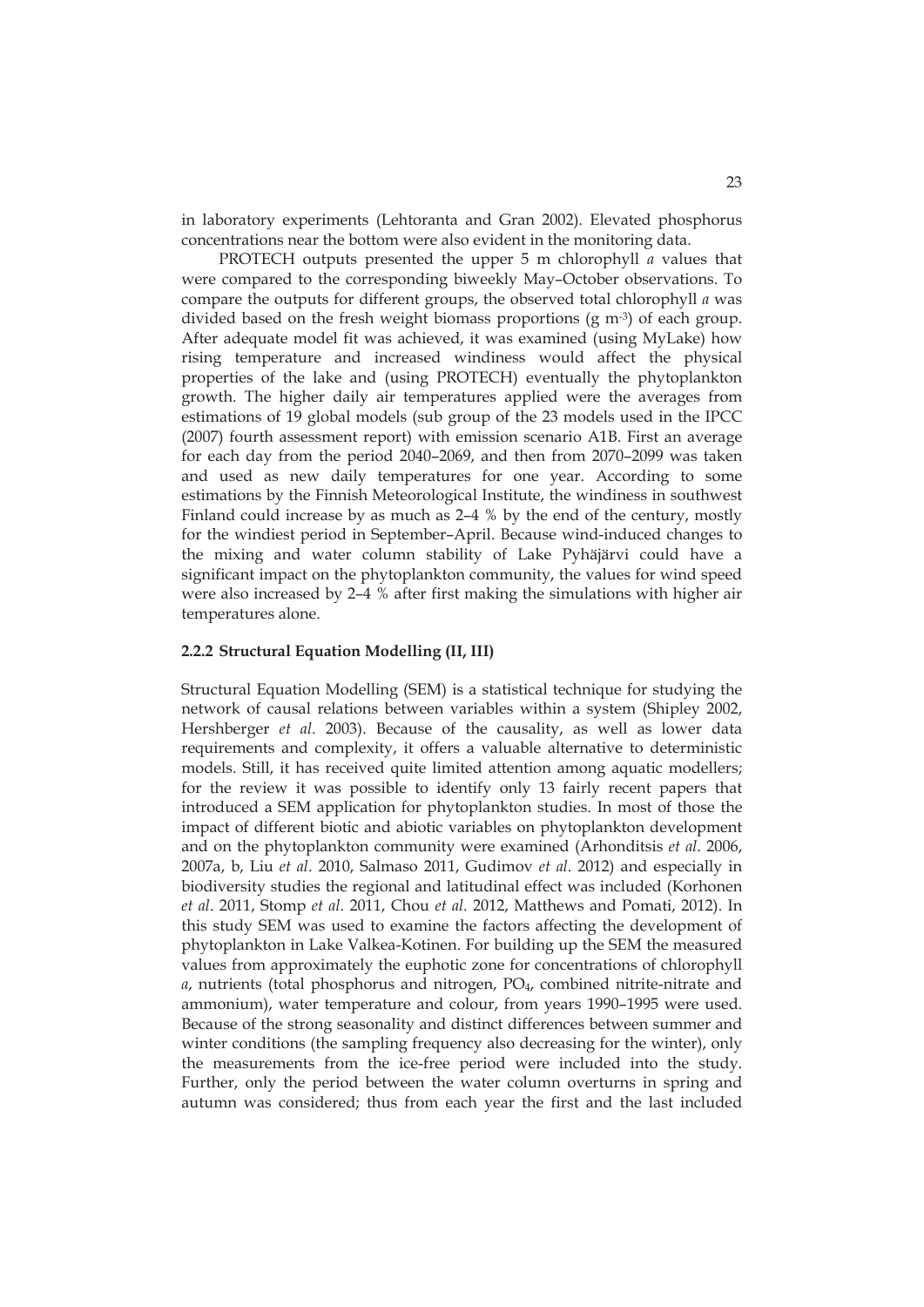in laboratory experiments (Lehtoranta and Gran 2002). Elevated phosphorus concentrations near the bottom were also evident in the monitoring data.

PROTECH outputs presented the upper 5 m chlorophyll *a* values that were compared to the corresponding biweekly May–October observations. To compare the outputs for different groups, the observed total chlorophyll *a* was divided based on the fresh weight biomass proportions (g $m^{-3}$) of each group. After adequate model fit was achieved, it was examined (using MyLake) how rising temperature and increased windiness would affect the physical properties of the lake and (using PROTECH) eventually the phytoplankton growth. The higher daily air temperatures applied were the averages from estimations of 19 global models (sub group of the 23 models used in the IPCC (2007) fourth assessment report) with emission scenario A1B. First an average for each day from the period 2040–2069, and then from 2070–2099 was taken and used as new daily temperatures for one year. According to some estimations by the Finnish Meteorological Institute, the windiness in southwest Finland could increase by as much as 2–4 % by the end of the century, mostly for the windiest period in September–April. Because wind-induced changes to the mixing and water column stability of Lake Pyhäjärvi could have a significant impact on the phytoplankton community, the values for wind speed were also increased by 2–4 % after first making the simulations with higher air temperatures alone.

### 2.2.2 Structural Equation Modelling (II, III)

Structural Equation Modelling (SEM) is a statistical technique for studying the network of causal relations between variables within a system (Shipley 2002, Hershberger *et al*. 2003). Because of the causality, as well as lower data requirements and complexity, it offers a valuable alternative to deterministic models. Still, it has received quite limited attention among aquatic modellers; for the review it was possible to identify only 13 fairly recent papers that introduced a SEM application for phytoplankton studies. In most of those the impact of different biotic and abiotic variables on phytoplankton development and on the phytoplankton community were examined (Arhonditsis *et al*. 2006, 2007a, b, Liu *et al*. 2010, Salmaso 2011, Gudimov *et al*. 2012) and especially in biodiversity studies the regional and latitudinal effect was included (Korhonen *et al*. 2011, Stomp *et al*. 2011, Chou *et al*. 2012, Matthews and Pomati, 2012). In this study SEM was used to examine the factors affecting the development of phytoplankton in Lake Valkea-Kotinen. For building up the SEM the measured values from approximately the euphotic zone for concentrations of chlorophyll *a*, nutrients (total phosphorus and nitrogen, $PO_4$, combined nitrite-nitrate and ammonium), water temperature and colour, from years 1990–1995 were used. Because of the strong seasonality and distinct differences between summer and winter conditions (the sampling frequency also decreasing for the winter), only the measurements from the ice-free period were included into the study. Further, only the period between the water column overturns in spring and autumn was considered; thus from each year the first and the last included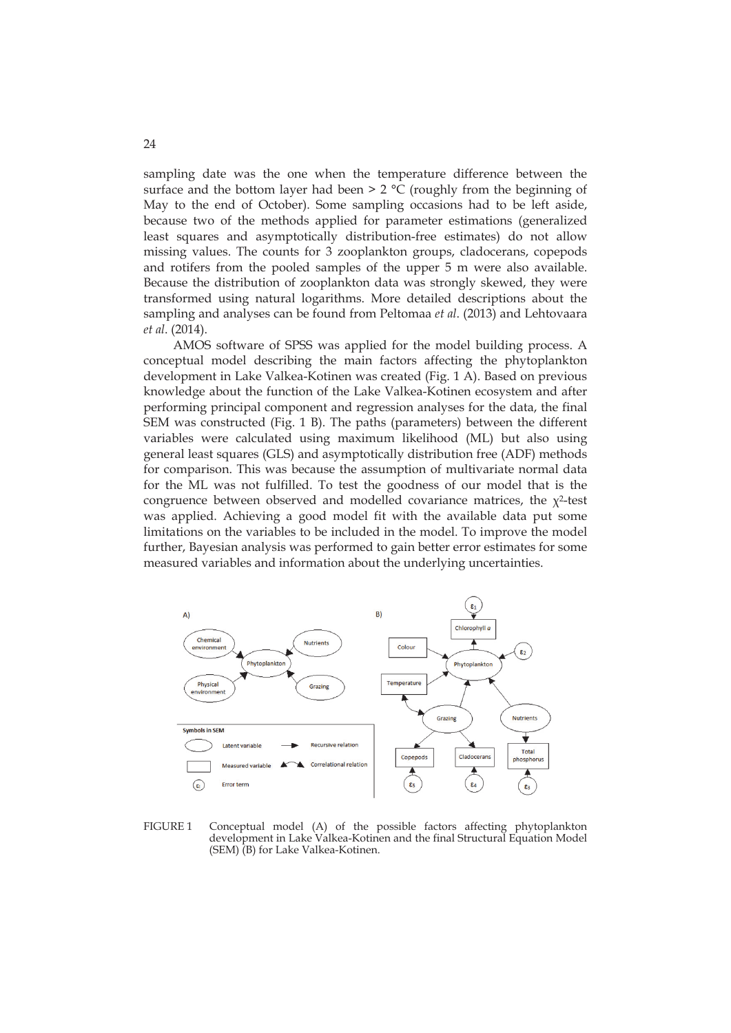sampling date was the one when the temperature difference between the surface and the bottom layer had been > 2 °C (roughly from the beginning of May to the end of October). Some sampling occasions had to be left aside, because two of the methods applied for parameter estimations (generalized least squares and asymptotically distribution-free estimates) do not allow missing values. The counts for 3 zooplankton groups, cladocerans, copepods and rotifers from the pooled samples of the upper 5 m were also available. Because the distribution of zooplankton data was strongly skewed, they were transformed using natural logarithms. More detailed descriptions about the sampling and analyses can be found from Peltomaa *et al*. (2013) and Lehtovaara *et al*. (2014).

AMOS software of SPSS was applied for the model building process. A conceptual model describing the main factors affecting the phytoplankton development in Lake Valkea-Kotinen was created (Fig. 1 A). Based on previous knowledge about the function of the Lake Valkea-Kotinen ecosystem and after performing principal component and regression analyses for the data, the final SEM was constructed (Fig. 1 B). The paths (parameters) between the different variables were calculated using maximum likelihood (ML) but also using general least squares (GLS) and asymptotically distribution free (ADF) methods for comparison. This was because the assumption of multivariate normal data for the ML was not fulfilled. To test the goodness of our model that is the congruence between observed and modelled covariance matrices, the $\chi^2$-test was applied. Achieving a good model fit with the available data put some limitations on the variables to be included in the model. To improve the model further, Bayesian analysis was performed to gain better error estimates for some measured variables and information about the underlying uncertainties.

FIGURE 1 Conceptual model (A) of the possible factors affecting phytoplankton development in Lake Valkea-Kotinen and the final Structural Equation Model (SEM) (B) for Lake Valkea-Kotinen.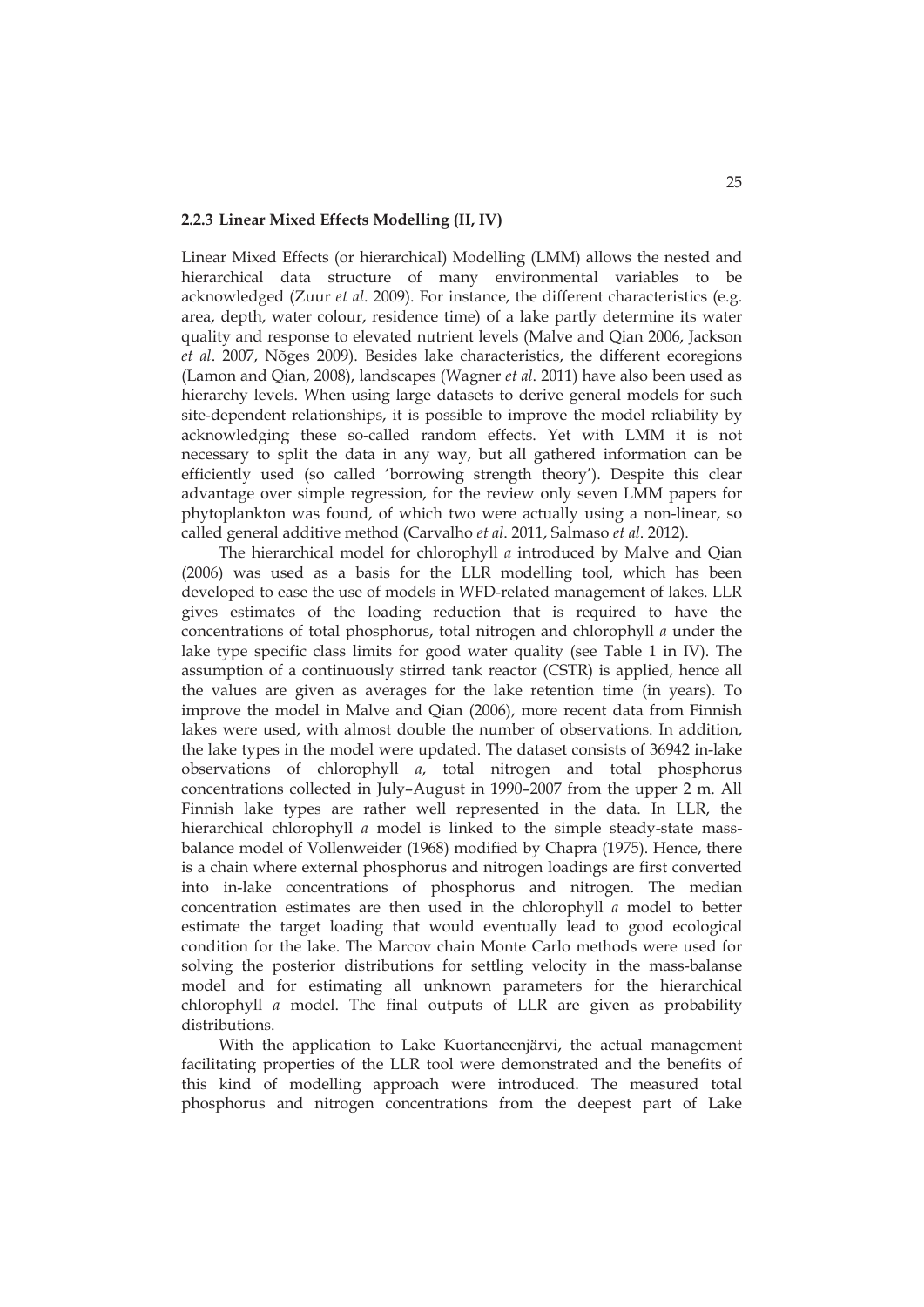### 2.2.3 Linear Mixed Effects Modelling (II, IV)

Linear Mixed Effects (or hierarchical) Modelling (LMM) allows the nested and hierarchical data structure of many environmental variables to be acknowledged (Zuur *et al*. 2009). For instance, the different characteristics (e.g. area, depth, water colour, residence time) of a lake partly determine its water quality and response to elevated nutrient levels (Malve and Qian 2006, Jackson *et al*. 2007, Nõges 2009). Besides lake characteristics, the different ecoregions (Lamon and Qian, 2008), landscapes (Wagner *et al*. 2011) have also been used as hierarchy levels. When using large datasets to derive general models for such site-dependent relationships, it is possible to improve the model reliability by acknowledging these so-called random effects. Yet with LMM it is not necessary to split the data in any way, but all gathered information can be efficiently used (so called 'borrowing strength theory'). Despite this clear advantage over simple regression, for the review only seven LMM papers for phytoplankton was found, of which two were actually using a non-linear, so called general additive method (Carvalho *et al*. 2011, Salmaso *et al*. 2012).

The hierarchical model for chlorophyll *a* introduced by Malve and Qian (2006) was used as a basis for the LLR modelling tool, which has been developed to ease the use of models in WFD-related management of lakes. LLR gives estimates of the loading reduction that is required to have the concentrations of total phosphorus, total nitrogen and chlorophyll *a* under the lake type specific class limits for good water quality (see Table 1 in IV). The assumption of a continuously stirred tank reactor (CSTR) is applied, hence all the values are given as averages for the lake retention time (in years). To improve the model in Malve and Qian (2006), more recent data from Finnish lakes were used, with almost double the number of observations. In addition, the lake types in the model were updated. The dataset consists of 36942 in-lake observations of chlorophyll *a*, total nitrogen and total phosphorus concentrations collected in July–August in 1990–2007 from the upper 2 m. All Finnish lake types are rather well represented in the data. In LLR, the hierarchical chlorophyll *a* model is linked to the simple steady-state mass-balance model of Vollenweider (1968) modified by Chapra (1975). Hence, there is a chain where external phosphorus and nitrogen loadings are first converted into in-lake concentrations of phosphorus and nitrogen. The median concentration estimates are then used in the chlorophyll *a* model to better estimate the target loading that would eventually lead to good ecological condition for the lake. The Marcov chain Monte Carlo methods were used for solving the posterior distributions for settling velocity in the mass-balanse model and for estimating all unknown parameters for the hierarchical chlorophyll *a* model. The final outputs of LLR are given as probability distributions.

With the application to Lake Kuortaneenjärvi, the actual management facilitating properties of the LLR tool were demonstrated and the benefits of this kind of modelling approach were introduced. The measured total phosphorus and nitrogen concentrations from the deepest part of Lake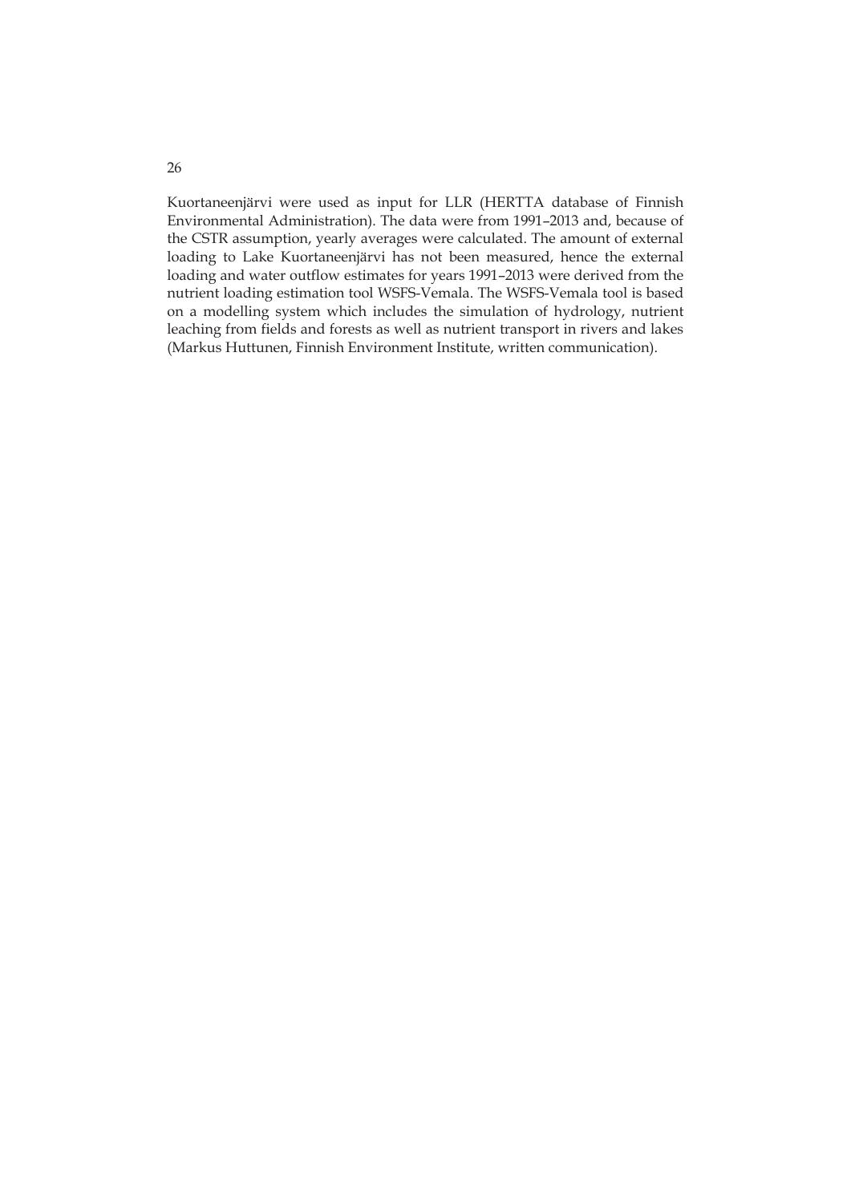Kuortaneenjärvi were used as input for LLR (HERTTA database of Finnish Environmental Administration). The data were from 1991–2013 and, because of the CSTR assumption, yearly averages were calculated. The amount of external loading to Lake Kuortaneenjärvi has not been measured, hence the external loading and water outflow estimates for years 1991–2013 were derived from the nutrient loading estimation tool WSFS-Vemala. The WSFS-Vemala tool is based on a modelling system which includes the simulation of hydrology, nutrient leaching from fields and forests as well as nutrient transport in rivers and lakes (Markus Huttunen, Finnish Environment Institute, written communication).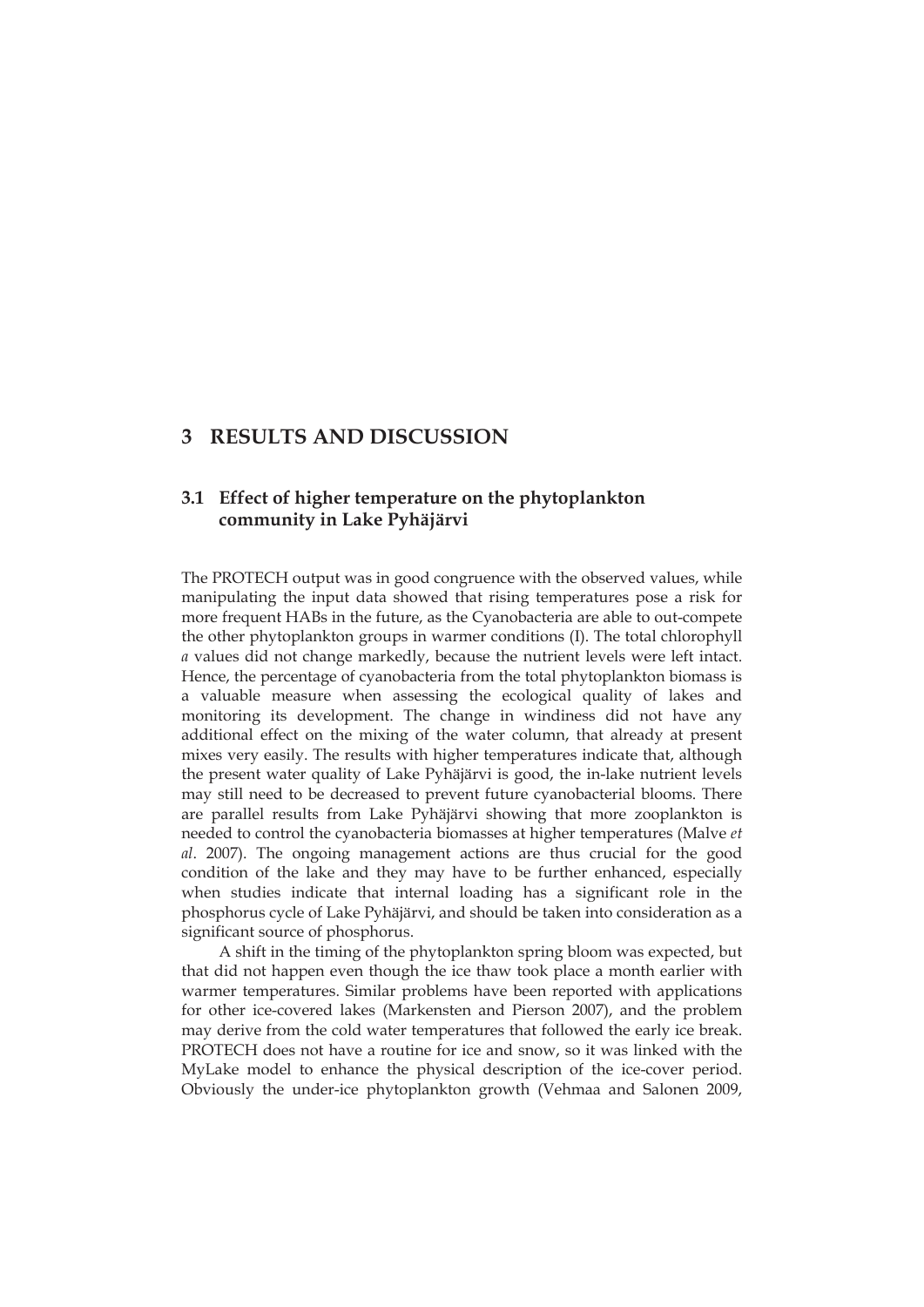# 3 RESULTS AND DISCUSSION

## 3.1 Effect of higher temperature on the phytoplankton community in Lake Pyhäjärvi

The PROTECH output was in good congruence with the observed values, while manipulating the input data showed that rising temperatures pose a risk for more frequent HABs in the future, as the Cyanobacteria are able to out-compete the other phytoplankton groups in warmer conditions (I). The total chlorophyll *a* values did not change markedly, because the nutrient levels were left intact. Hence, the percentage of cyanobacteria from the total phytoplankton biomass is a valuable measure when assessing the ecological quality of lakes and monitoring its development. The change in windiness did not have any additional effect on the mixing of the water column, that already at present mixes very easily. The results with higher temperatures indicate that, although the present water quality of Lake Pyhäjärvi is good, the in-lake nutrient levels may still need to be decreased to prevent future cyanobacterial blooms. There are parallel results from Lake Pyhäjärvi showing that more zooplankton is needed to control the cyanobacteria biomasses at higher temperatures (Malve *et al*. 2007). The ongoing management actions are thus crucial for the good condition of the lake and they may have to be further enhanced, especially when studies indicate that internal loading has a significant role in the phosphorus cycle of Lake Pyhäjärvi, and should be taken into consideration as a significant source of phosphorus.

A shift in the timing of the phytoplankton spring bloom was expected, but that did not happen even though the ice thaw took place a month earlier with warmer temperatures. Similar problems have been reported with applications for other ice-covered lakes (Markensten and Pierson 2007), and the problem may derive from the cold water temperatures that followed the early ice break. PROTECH does not have a routine for ice and snow, so it was linked with the MyLake model to enhance the physical description of the ice-cover period. Obviously the under-ice phytoplankton growth (Vehmaa and Salonen 2009,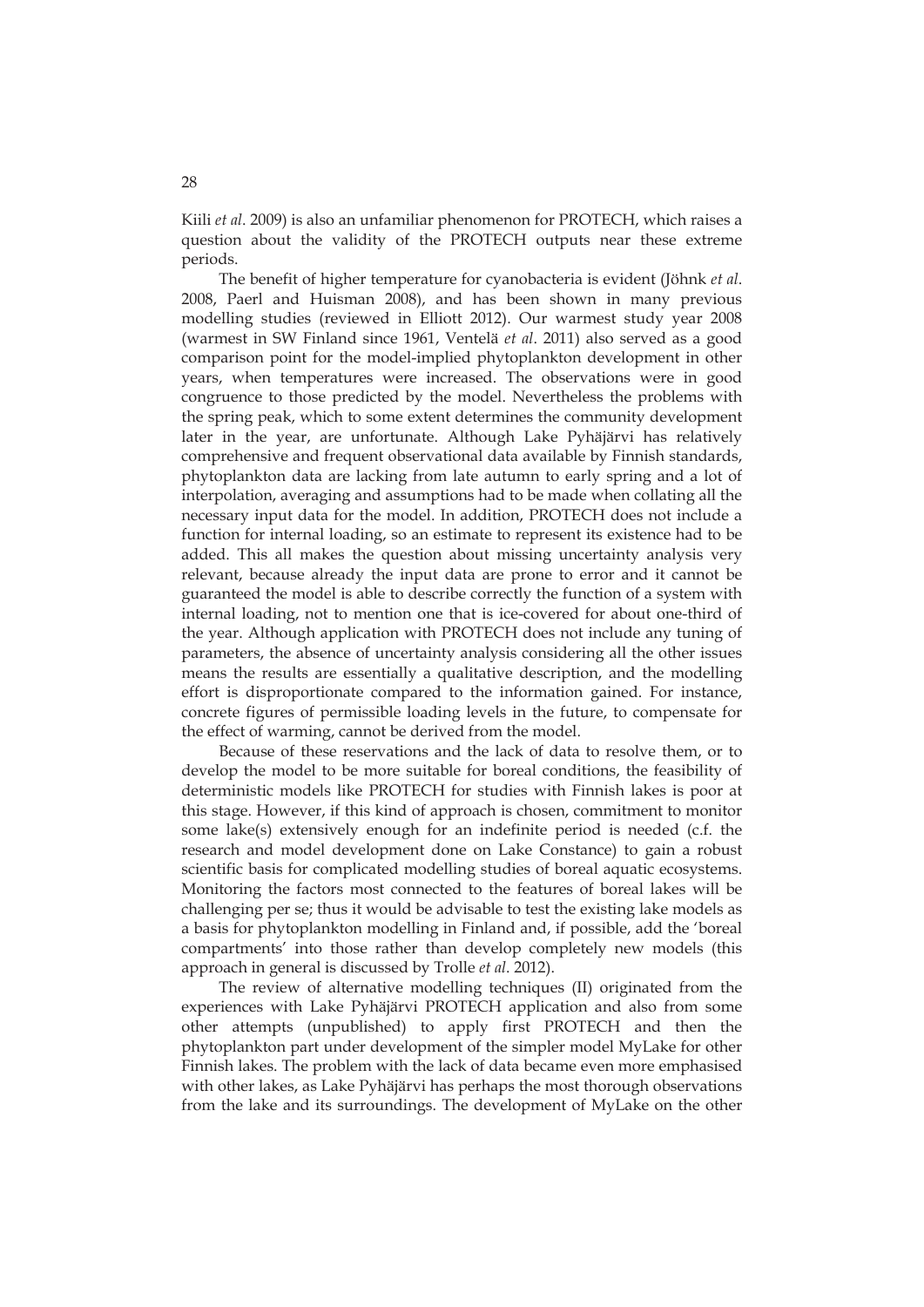Kiili *et al*. 2009) is also an unfamiliar phenomenon for PROTECH, which raises a question about the validity of the PROTECH outputs near these extreme periods.

The benefit of higher temperature for cyanobacteria is evident (Jöhnk *et al*. 2008, Paerl and Huisman 2008), and has been shown in many previous modelling studies (reviewed in Elliott 2012). Our warmest study year 2008 (warmest in SW Finland since 1961, Ventelä *et al*. 2011) also served as a good comparison point for the model-implied phytoplankton development in other years, when temperatures were increased. The observations were in good congruence to those predicted by the model. Nevertheless the problems with the spring peak, which to some extent determines the community development later in the year, are unfortunate. Although Lake Pyhäjärvi has relatively comprehensive and frequent observational data available by Finnish standards, phytoplankton data are lacking from late autumn to early spring and a lot of interpolation, averaging and assumptions had to be made when collating all the necessary input data for the model. In addition, PROTECH does not include a function for internal loading, so an estimate to represent its existence had to be added. This all makes the question about missing uncertainty analysis very relevant, because already the input data are prone to error and it cannot be guaranteed the model is able to describe correctly the function of a system with internal loading, not to mention one that is ice-covered for about one-third of the year. Although application with PROTECH does not include any tuning of parameters, the absence of uncertainty analysis considering all the other issues means the results are essentially a qualitative description, and the modelling effort is disproportionate compared to the information gained. For instance, concrete figures of permissible loading levels in the future, to compensate for the effect of warming, cannot be derived from the model.

Because of these reservations and the lack of data to resolve them, or to develop the model to be more suitable for boreal conditions, the feasibility of deterministic models like PROTECH for studies with Finnish lakes is poor at this stage. However, if this kind of approach is chosen, commitment to monitor some lake(s) extensively enough for an indefinite period is needed (c.f. the research and model development done on Lake Constance) to gain a robust scientific basis for complicated modelling studies of boreal aquatic ecosystems. Monitoring the factors most connected to the features of boreal lakes will be challenging per se; thus it would be advisable to test the existing lake models as a basis for phytoplankton modelling in Finland and, if possible, add the 'boreal compartments' into those rather than develop completely new models (this approach in general is discussed by Trolle *et al*. 2012).

The review of alternative modelling techniques (II) originated from the experiences with Lake Pyhäjärvi PROTECH application and also from some other attempts (unpublished) to apply first PROTECH and then the phytoplankton part under development of the simpler model MyLake for other Finnish lakes. The problem with the lack of data became even more emphasised with other lakes, as Lake Pyhäjärvi has perhaps the most thorough observations from the lake and its surroundings. The development of MyLake on the other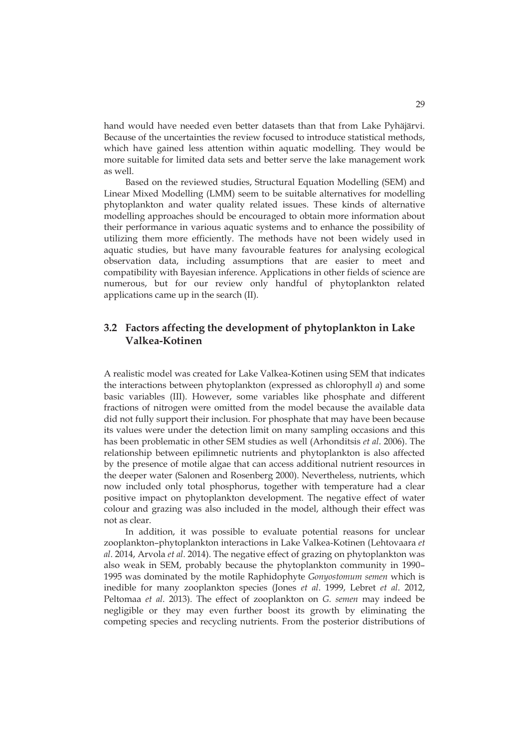hand would have needed even better datasets than that from Lake Pyhäjärvi. Because of the uncertainties the review focused to introduce statistical methods, which have gained less attention within aquatic modelling. They would be more suitable for limited data sets and better serve the lake management work as well.

Based on the reviewed studies, Structural Equation Modelling (SEM) and Linear Mixed Modelling (LMM) seem to be suitable alternatives for modelling phytoplankton and water quality related issues. These kinds of alternative modelling approaches should be encouraged to obtain more information about their performance in various aquatic systems and to enhance the possibility of utilizing them more efficiently. The methods have not been widely used in aquatic studies, but have many favourable features for analysing ecological observation data, including assumptions that are easier to meet and compatibility with Bayesian inference. Applications in other fields of science are numerous, but for our review only handful of phytoplankton related applications came up in the search (II).

## 3.2 Factors affecting the development of phytoplankton in Lake Valkea-Kotinen

A realistic model was created for Lake Valkea-Kotinen using SEM that indicates the interactions between phytoplankton (expressed as chlorophyll *a*) and some basic variables (III). However, some variables like phosphate and different fractions of nitrogen were omitted from the model because the available data did not fully support their inclusion. For phosphate that may have been because its values were under the detection limit on many sampling occasions and this has been problematic in other SEM studies as well (Arhonditsis *et al*. 2006). The relationship between epilimnetic nutrients and phytoplankton is also affected by the presence of motile algae that can access additional nutrient resources in the deeper water (Salonen and Rosenberg 2000). Nevertheless, nutrients, which now included only total phosphorus, together with temperature had a clear positive impact on phytoplankton development. The negative effect of water colour and grazing was also included in the model, although their effect was not as clear.

In addition, it was possible to evaluate potential reasons for unclear zooplankton–phytoplankton interactions in Lake Valkea-Kotinen (Lehtovaara *et al*. 2014, Arvola *et al*. 2014). The negative effect of grazing on phytoplankton was also weak in SEM, probably because the phytoplankton community in 1990–1995 was dominated by the motile Raphidophyte *Gonyostomum semen* which is inedible for many zooplankton species (Jones *et al*. 1999, Lebret *et al*. 2012, Peltomaa *et al*. 2013). The effect of zooplankton on *G. semen* may indeed be negligible or they may even further boost its growth by eliminating the competing species and recycling nutrients. From the posterior distributions of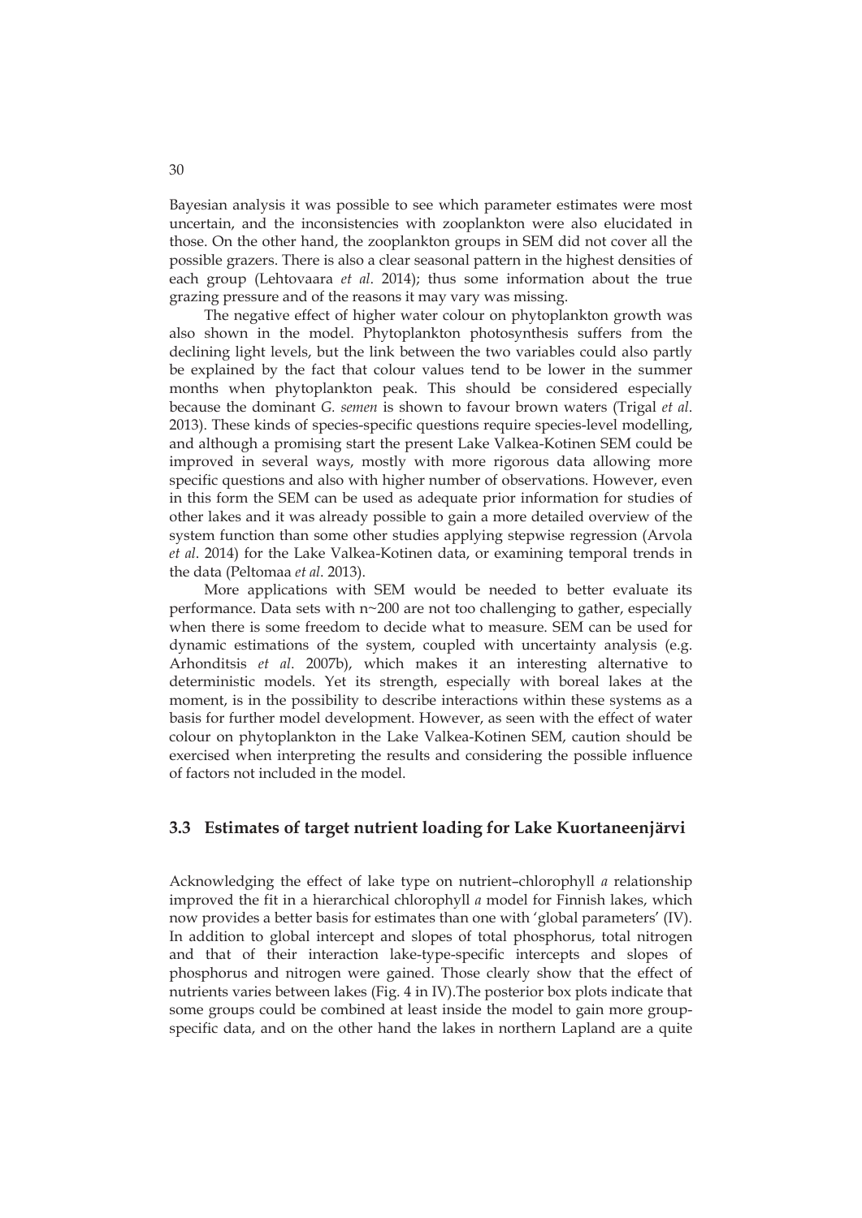Bayesian analysis it was possible to see which parameter estimates were most uncertain, and the inconsistencies with zooplankton were also elucidated in those. On the other hand, the zooplankton groups in SEM did not cover all the possible grazers. There is also a clear seasonal pattern in the highest densities of each group (Lehtovaara *et al*. 2014); thus some information about the true grazing pressure and of the reasons it may vary was missing.

The negative effect of higher water colour on phytoplankton growth was also shown in the model. Phytoplankton photosynthesis suffers from the declining light levels, but the link between the two variables could also partly be explained by the fact that colour values tend to be lower in the summer months when phytoplankton peak. This should be considered especially because the dominant *G. semen* is shown to favour brown waters (Trigal *et al*. 2013). These kinds of species-specific questions require species-level modelling, and although a promising start the present Lake Valkea-Kotinen SEM could be improved in several ways, mostly with more rigorous data allowing more specific questions and also with higher number of observations. However, even in this form the SEM can be used as adequate prior information for studies of other lakes and it was already possible to gain a more detailed overview of the system function than some other studies applying stepwise regression (Arvola *et al*. 2014) for the Lake Valkea-Kotinen data, or examining temporal trends in the data (Peltomaa *et al*. 2013).

More applications with SEM would be needed to better evaluate its performance. Data sets with n~200 are not too challenging to gather, especially when there is some freedom to decide what to measure. SEM can be used for dynamic estimations of the system, coupled with uncertainty analysis (e.g. Arhonditsis *et al*. 2007b), which makes it an interesting alternative to deterministic models. Yet its strength, especially with boreal lakes at the moment, is in the possibility to describe interactions within these systems as a basis for further model development. However, as seen with the effect of water colour on phytoplankton in the Lake Valkea-Kotinen SEM, caution should be exercised when interpreting the results and considering the possible influence of factors not included in the model.

## 3.3 Estimates of target nutrient loading for Lake Kuortaneenjärvi

Acknowledging the effect of lake type on nutrient–chlorophyll *a* relationship improved the fit in a hierarchical chlorophyll *a* model for Finnish lakes, which now provides a better basis for estimates than one with 'global parameters' (IV). In addition to global intercept and slopes of total phosphorus, total nitrogen and that of their interaction lake-type-specific intercepts and slopes of phosphorus and nitrogen were gained. Those clearly show that the effect of nutrients varies between lakes (Fig. 4 in IV).The posterior box plots indicate that some groups could be combined at least inside the model to gain more group-specific data, and on the other hand the lakes in northern Lapland are a quite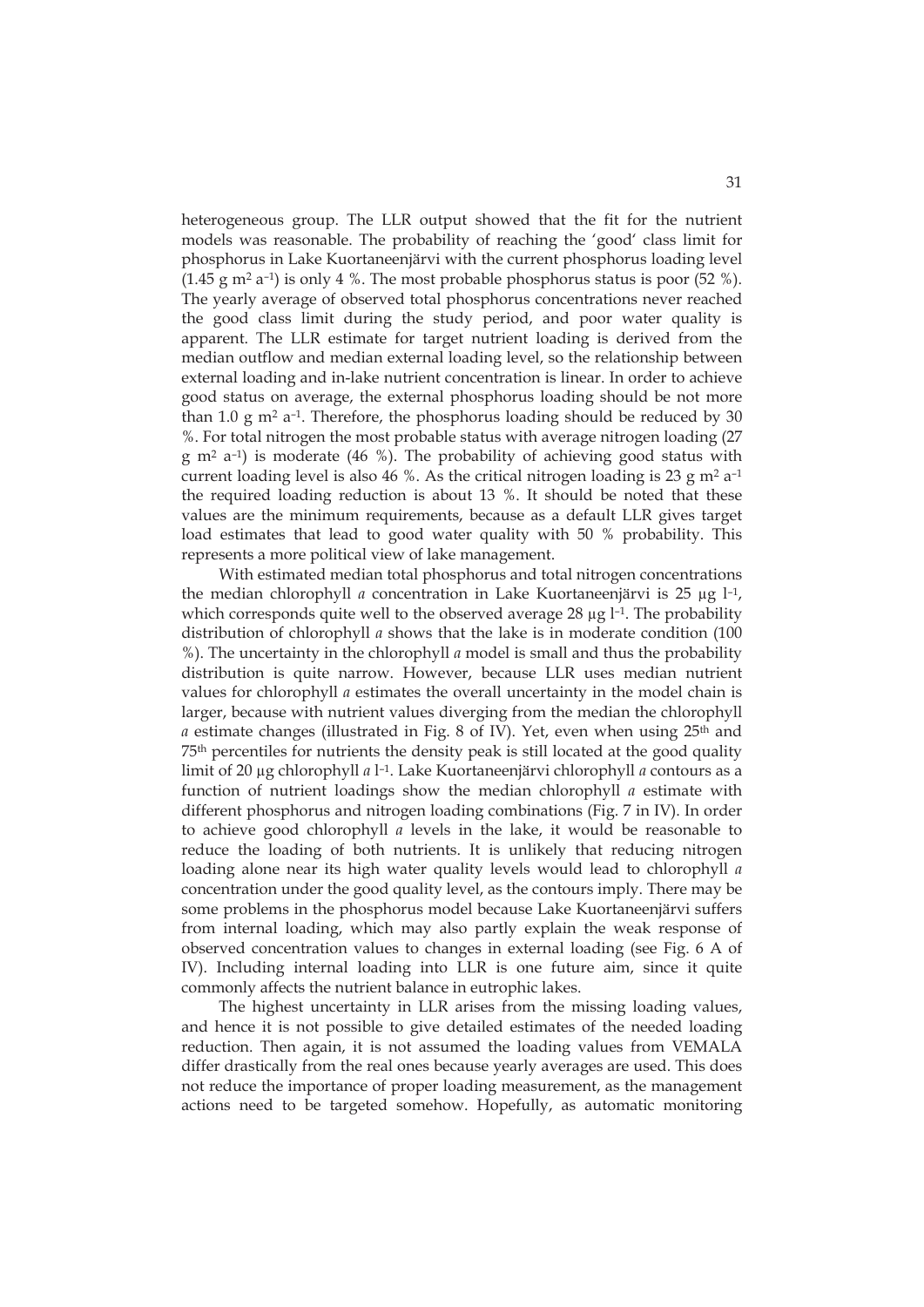heterogeneous group. The LLR output showed that the fit for the nutrient models was reasonable. The probability of reaching the 'good' class limit for phosphorus in Lake Kuortaneenjärvi with the current phosphorus loading level (1.45 g $m^2$ $a^{-1}$) is only 4 %. The most probable phosphorus status is poor (52 %). The yearly average of observed total phosphorus concentrations never reached the good class limit during the study period, and poor water quality is apparent. The LLR estimate for target nutrient loading is derived from the median outflow and median external loading level, so the relationship between external loading and in-lake nutrient concentration is linear. In order to achieve good status on average, the external phosphorus loading should be not more than 1.0 g $m^2$ $a^{-1}$. Therefore, the phosphorus loading should be reduced by 30 %. For total nitrogen the most probable status with average nitrogen loading (27 g $m^2$ $a^{-1}$) is moderate (46 %). The probability of achieving good status with current loading level is also 46 %. As the critical nitrogen loading is 23 g $m^2$ $a^{-1}$ the required loading reduction is about 13 %. It should be noted that these values are the minimum requirements, because as a default LLR gives target load estimates that lead to good water quality with 50 % probability. This represents a more political view of lake management.

With estimated median total phosphorus and total nitrogen concentrations the median chlorophyll *a* concentration in Lake Kuortaneenjärvi is 25 µg $l^{-1}$, which corresponds quite well to the observed average 28 µg $l^{-1}$. The probability distribution of chlorophyll *a* shows that the lake is in moderate condition (100 %). The uncertainty in the chlorophyll *a* model is small and thus the probability distribution is quite narrow. However, because LLR uses median nutrient values for chlorophyll *a* estimates the overall uncertainty in the model chain is larger, because with nutrient values diverging from the median the chlorophyll *a* estimate changes (illustrated in Fig. 8 of IV). Yet, even when using 25th and 75th percentiles for nutrients the density peak is still located at the good quality limit of 20 µg chlorophyll *a* $l^{-1}$. Lake Kuortaneenjärvi chlorophyll *a* contours as a function of nutrient loadings show the median chlorophyll *a* estimate with different phosphorus and nitrogen loading combinations (Fig. 7 in IV). In order to achieve good chlorophyll *a* levels in the lake, it would be reasonable to reduce the loading of both nutrients. It is unlikely that reducing nitrogen loading alone near its high water quality levels would lead to chlorophyll *a* concentration under the good quality level, as the contours imply. There may be some problems in the phosphorus model because Lake Kuortaneenjärvi suffers from internal loading, which may also partly explain the weak response of observed concentration values to changes in external loading (see Fig. 6 A of IV). Including internal loading into LLR is one future aim, since it quite commonly affects the nutrient balance in eutrophic lakes.

The highest uncertainty in LLR arises from the missing loading values, and hence it is not possible to give detailed estimates of the needed loading reduction. Then again, it is not assumed the loading values from VEMALA differ drastically from the real ones because yearly averages are used. This does not reduce the importance of proper loading measurement, as the management actions need to be targeted somehow. Hopefully, as automatic monitoring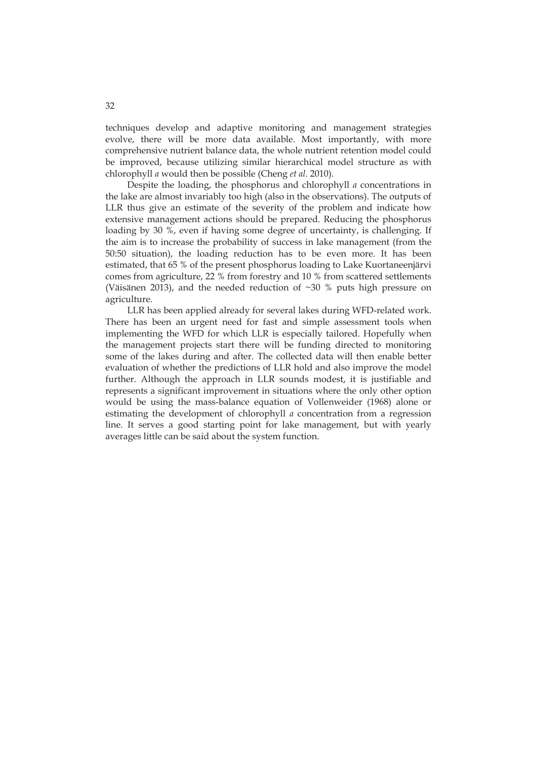techniques develop and adaptive monitoring and management strategies evolve, there will be more data available. Most importantly, with more comprehensive nutrient balance data, the whole nutrient retention model could be improved, because utilizing similar hierarchical model structure as with chlorophyll *a* would then be possible (Cheng *et al*. 2010).

Despite the loading, the phosphorus and chlorophyll *a* concentrations in the lake are almost invariably too high (also in the observations). The outputs of LLR thus give an estimate of the severity of the problem and indicate how extensive management actions should be prepared. Reducing the phosphorus loading by 30 %, even if having some degree of uncertainty, is challenging. If the aim is to increase the probability of success in lake management (from the 50:50 situation), the loading reduction has to be even more. It has been estimated, that 65 % of the present phosphorus loading to Lake Kuortaneenjärvi comes from agriculture, 22 % from forestry and 10 % from scattered settlements (Väisänen 2013), and the needed reduction of ~30 % puts high pressure on agriculture.

LLR has been applied already for several lakes during WFD-related work. There has been an urgent need for fast and simple assessment tools when implementing the WFD for which LLR is especially tailored. Hopefully when the management projects start there will be funding directed to monitoring some of the lakes during and after. The collected data will then enable better evaluation of whether the predictions of LLR hold and also improve the model further. Although the approach in LLR sounds modest, it is justifiable and represents a significant improvement in situations where the only other option would be using the mass-balance equation of Vollenweider (1968) alone or estimating the development of chlorophyll *a* concentration from a regression line. It serves a good starting point for lake management, but with yearly averages little can be said about the system function.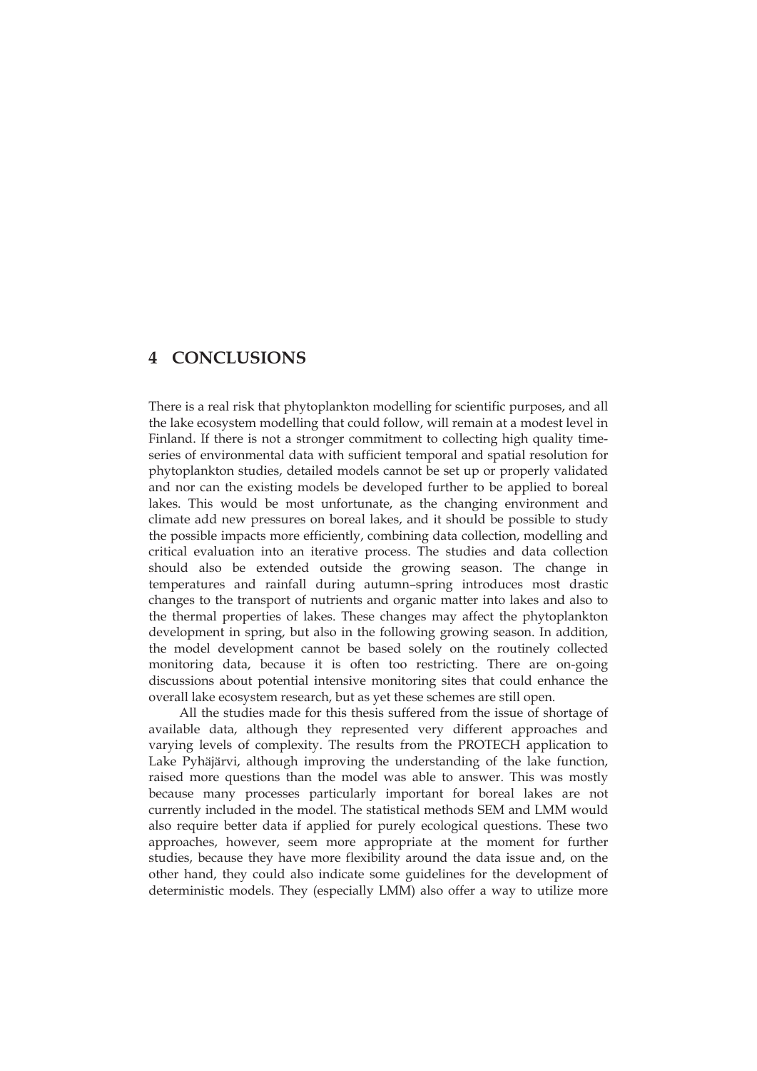# 4 CONCLUSIONS

There is a real risk that phytoplankton modelling for scientific purposes, and all the lake ecosystem modelling that could follow, will remain at a modest level in Finland. If there is not a stronger commitment to collecting high quality time-series of environmental data with sufficient temporal and spatial resolution for phytoplankton studies, detailed models cannot be set up or properly validated and nor can the existing models be developed further to be applied to boreal lakes. This would be most unfortunate, as the changing environment and climate add new pressures on boreal lakes, and it should be possible to study the possible impacts more efficiently, combining data collection, modelling and critical evaluation into an iterative process. The studies and data collection should also be extended outside the growing season. The change in temperatures and rainfall during autumn–spring introduces most drastic changes to the transport of nutrients and organic matter into lakes and also to the thermal properties of lakes. These changes may affect the phytoplankton development in spring, but also in the following growing season. In addition, the model development cannot be based solely on the routinely collected monitoring data, because it is often too restricting. There are on-going discussions about potential intensive monitoring sites that could enhance the overall lake ecosystem research, but as yet these schemes are still open.

All the studies made for this thesis suffered from the issue of shortage of available data, although they represented very different approaches and varying levels of complexity. The results from the PROTECH application to Lake Pyhäjärvi, although improving the understanding of the lake function, raised more questions than the model was able to answer. This was mostly because many processes particularly important for boreal lakes are not currently included in the model. The statistical methods SEM and LMM would also require better data if applied for purely ecological questions. These two approaches, however, seem more appropriate at the moment for further studies, because they have more flexibility around the data issue and, on the other hand, they could also indicate some guidelines for the development of deterministic models. They (especially LMM) also offer a way to utilize more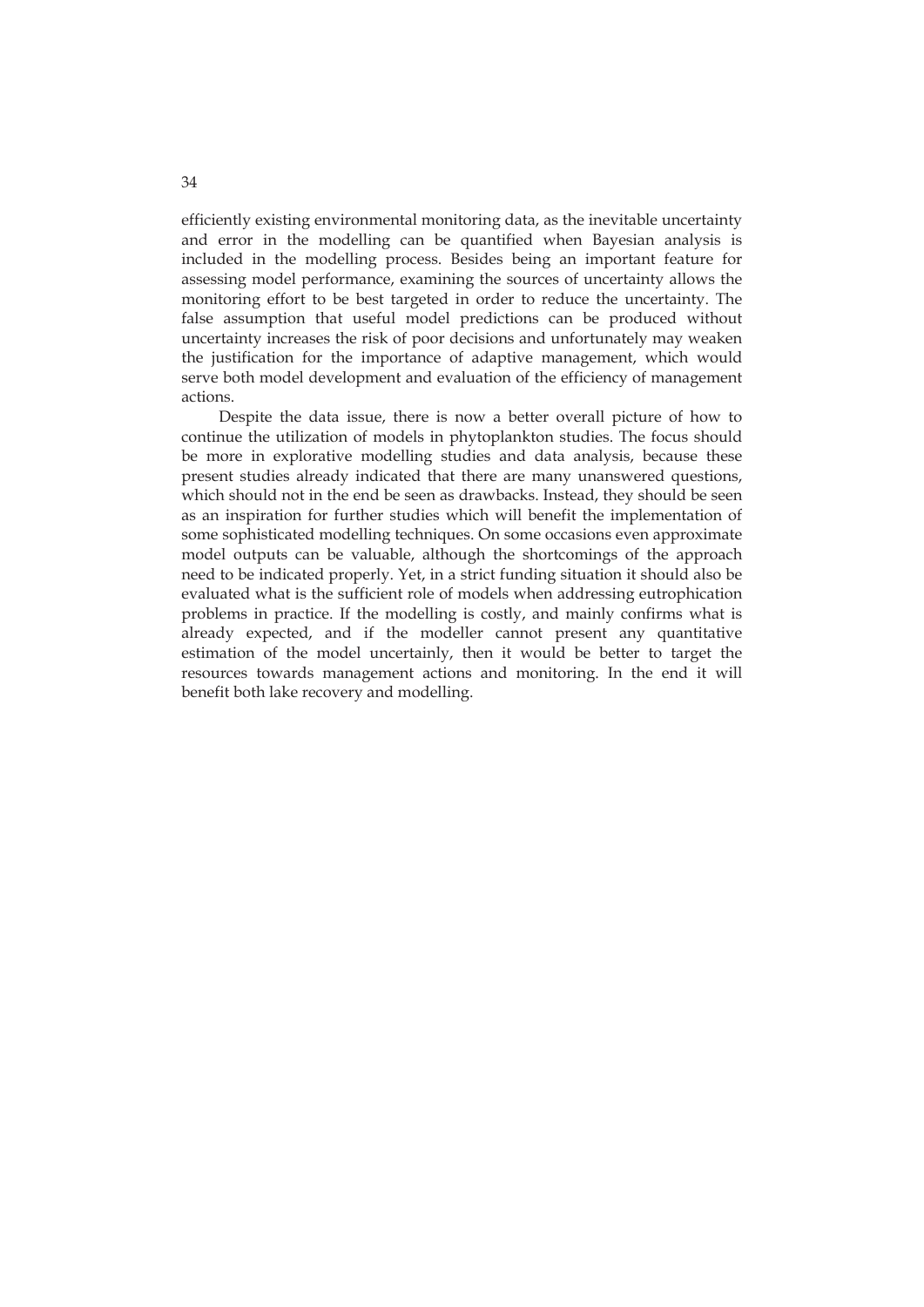efficiently existing environmental monitoring data, as the inevitable uncertainty and error in the modelling can be quantified when Bayesian analysis is included in the modelling process. Besides being an important feature for assessing model performance, examining the sources of uncertainty allows the monitoring effort to be best targeted in order to reduce the uncertainty. The false assumption that useful model predictions can be produced without uncertainty increases the risk of poor decisions and unfortunately may weaken the justification for the importance of adaptive management, which would serve both model development and evaluation of the efficiency of management actions.

Despite the data issue, there is now a better overall picture of how to continue the utilization of models in phytoplankton studies. The focus should be more in explorative modelling studies and data analysis, because these present studies already indicated that there are many unanswered questions, which should not in the end be seen as drawbacks. Instead, they should be seen as an inspiration for further studies which will benefit the implementation of some sophisticated modelling techniques. On some occasions even approximate model outputs can be valuable, although the shortcomings of the approach need to be indicated properly. Yet, in a strict funding situation it should also be evaluated what is the sufficient role of models when addressing eutrophication problems in practice. If the modelling is costly, and mainly confirms what is already expected, and if the modeller cannot present any quantitative estimation of the model uncertainly, then it would be better to target the resources towards management actions and monitoring. In the end it will benefit both lake recovery and modelling.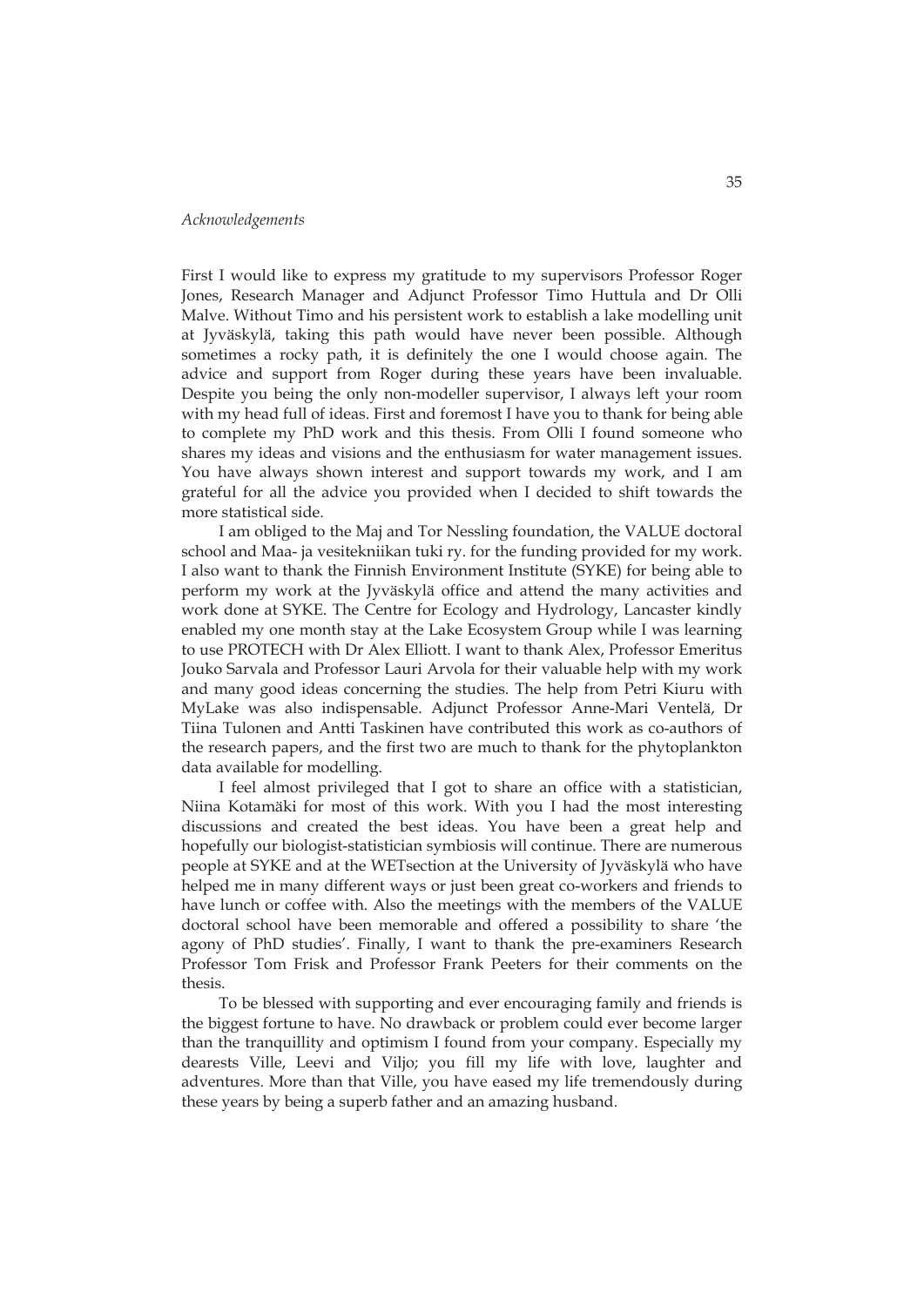*Acknowledgements*

First I would like to express my gratitude to my supervisors Professor Roger Jones, Research Manager and Adjunct Professor Timo Huttula and Dr Olli Malve. Without Timo and his persistent work to establish a lake modelling unit at Jyväskylä, taking this path would have never been possible. Although sometimes a rocky path, it is definitely the one I would choose again. The advice and support from Roger during these years have been invaluable. Despite you being the only non-modeller supervisor, I always left your room with my head full of ideas. First and foremost I have you to thank for being able to complete my PhD work and this thesis. From Olli I found someone who shares my ideas and visions and the enthusiasm for water management issues. You have always shown interest and support towards my work, and I am grateful for all the advice you provided when I decided to shift towards the more statistical side.

I am obliged to the Maj and Tor Nessling foundation, the VALUE doctoral school and Maa- ja vesitekniikan tuki ry. for the funding provided for my work. I also want to thank the Finnish Environment Institute (SYKE) for being able to perform my work at the Jyväskylä office and attend the many activities and work done at SYKE. The Centre for Ecology and Hydrology, Lancaster kindly enabled my one month stay at the Lake Ecosystem Group while I was learning to use PROTECH with Dr Alex Elliott. I want to thank Alex, Professor Emeritus Jouko Sarvala and Professor Lauri Arvola for their valuable help with my work and many good ideas concerning the studies. The help from Petri Kiuru with MyLake was also indispensable. Adjunct Professor Anne-Mari Ventelä, Dr Tiina Tulonen and Antti Taskinen have contributed this work as co-authors of the research papers, and the first two are much to thank for the phytoplankton data available for modelling.

I feel almost privileged that I got to share an office with a statistician, Niina Kotamäki for most of this work. With you I had the most interesting discussions and created the best ideas. You have been a great help and hopefully our biologist-statistician symbiosis will continue. There are numerous people at SYKE and at the WETsection at the University of Jyväskylä who have helped me in many different ways or just been great co-workers and friends to have lunch or coffee with. Also the meetings with the members of the VALUE doctoral school have been memorable and offered a possibility to share 'the agony of PhD studies'. Finally, I want to thank the pre-examiners Research Professor Tom Frisk and Professor Frank Peeters for their comments on the thesis.

To be blessed with supporting and ever encouraging family and friends is the biggest fortune to have. No drawback or problem could ever become larger than the tranquillity and optimism I found from your company. Especially my dearests Ville, Leevi and Viljo; you fill my life with love, laughter and adventures. More than that Ville, you have eased my life tremendously during these years by being a superb father and an amazing husband.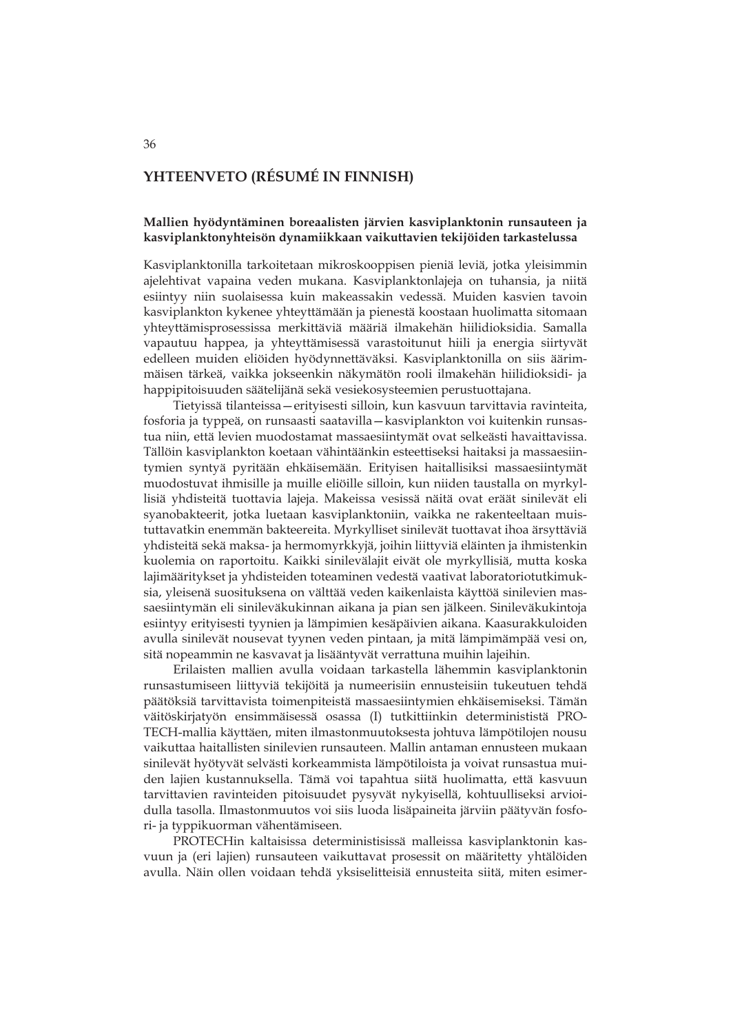## YHTEENVETO (RÉSUMÉ IN FINNISH)

### Mallien hyödyntäminen boreaalisten järvien kasviplanktonin runsauteen ja kasviplanktonyhteisön dynamiikkaan vaikuttavien tekijöiden tarkastelussa

Kasviplanktonilla tarkoitetaan mikroskooppisen pieniä leviä, jotka yleisimmin ajelehtivat vapaina veden mukana. Kasviplanktonlajeja on tuhansia, ja niitä esiintyy niin suolaisessa kuin makeassakin vedessä. Muiden kasvien tavoin kasviplankton kykenee yhteyttämään ja pienestä koostaan huolimatta sitomaan yhteyttämisprosessissa merkittäviä määriä ilmakehän hiilidioksidia. Samalla vapautuu happea, ja yhteyttämisessä varastoitunut hiili ja energia siirtyvät edelleen muiden eliöiden hyödynnettäväksi. Kasviplanktonilla on siis äärimmäisen tärkeä, vaikka jokseenkin näkymätön rooli ilmakehän hiilidioksidi- ja happipitoisuuden säätelijänä sekä vesiekosysteemien perustuottajana.

Tietyissä tilanteissa—erityisesti silloin, kun kasvuun tarvittavia ravinteita, fosforia ja typpeä, on runsaasti saatavilla—kasviplankton voi kuitenkin runsastua niin, että levien muodostamat massaesiintymät ovat selkeästi havaittavissa. Tällöin kasviplankton koetaan vähintäänkin esteettiseksi haitaksi ja massaesiintymien syntyä pyritään ehkäisemään. Erityisen haitallisiksi massaesiintymät muodostuvat ihmisille ja muille eliöille silloin, kun niiden taustalla on myrkyllisiä yhdisteitä tuottavia lajeja. Makeissa vesissä näitä ovat eräät sinilevät eli syanobakteerit, jotka luetaan kasviplanktoniin, vaikka ne rakenteeltaan muistuttavatkin enemmän bakteereita. Myrkylliset sinilevät tuottavat ihoa ärsyttäviä yhdisteitä sekä maksa- ja hermomyrkkyjä, joihin liittyviä eläinten ja ihmistenkin kuolemia on raportoitu. Kaikki sinilevälajit eivät ole myrkyllisiä, mutta koska lajimääritykset ja yhdisteiden toteaminen vedestä vaativat laboratoriotutkimuksia, yleisenä suosituksena on välttää veden kaikenlaista käyttöä sinilevien massaesiintymän eli sinileväkukinnan aikana ja pian sen jälkeen. Sinileväkukintoja esiintyy erityisesti tyynien ja lämpimien kesäpäivien aikana. Kaasurakkuloiden avulla sinilevät nousevat tyynen veden pintaan, ja mitä lämpimämpää vesi on, sitä nopeammin ne kasvavat ja lisääntyvät verrattuna muihin lajeihin.

Erilaisten mallien avulla voidaan tarkastella lähemmin kasviplanktonin runsastumiseen liittyviä tekijöitä ja numeerisiin ennusteisiin tukeutuen tehdä päätöksiä tarvittavista toimenpiteistä massaesiintymien ehkäisemiseksi. Tämän väitöskirjatyön ensimmäisessä osassa (I) tutkittiinkin determinististä PROTECH-mallia käyttäen, miten ilmastonmuutoksesta johtuva lämpötilojen nousu vaikuttaa haitallisten sinilevien runsauteen. Mallin antaman ennusteen mukaan sinilevät hyötyvät selvästi korkeammista lämpötiloista ja voivat runsastua muiden lajien kustannuksella. Tämä voi tapahtua siitä huolimatta, että kasvuun tarvittavien ravinteiden pitoisuudet pysyvät nykyisellä, kohtuulliseksi arvioidulla tasolla. Ilmastonmuutos voi siis luoda lisäpaineita järviin päätyvän fosfori- ja typpikuorman vähentämiseen.

PROTECHin kaltaisissa deterministisissä malleissa kasviplanktonin kasvuun ja (eri lajien) runsauteen vaikuttavat prosessit on määritetty yhtälöiden avulla. Näin ollen voidaan tehdä yksiselitteisiä ennusteita siitä, miten esimer-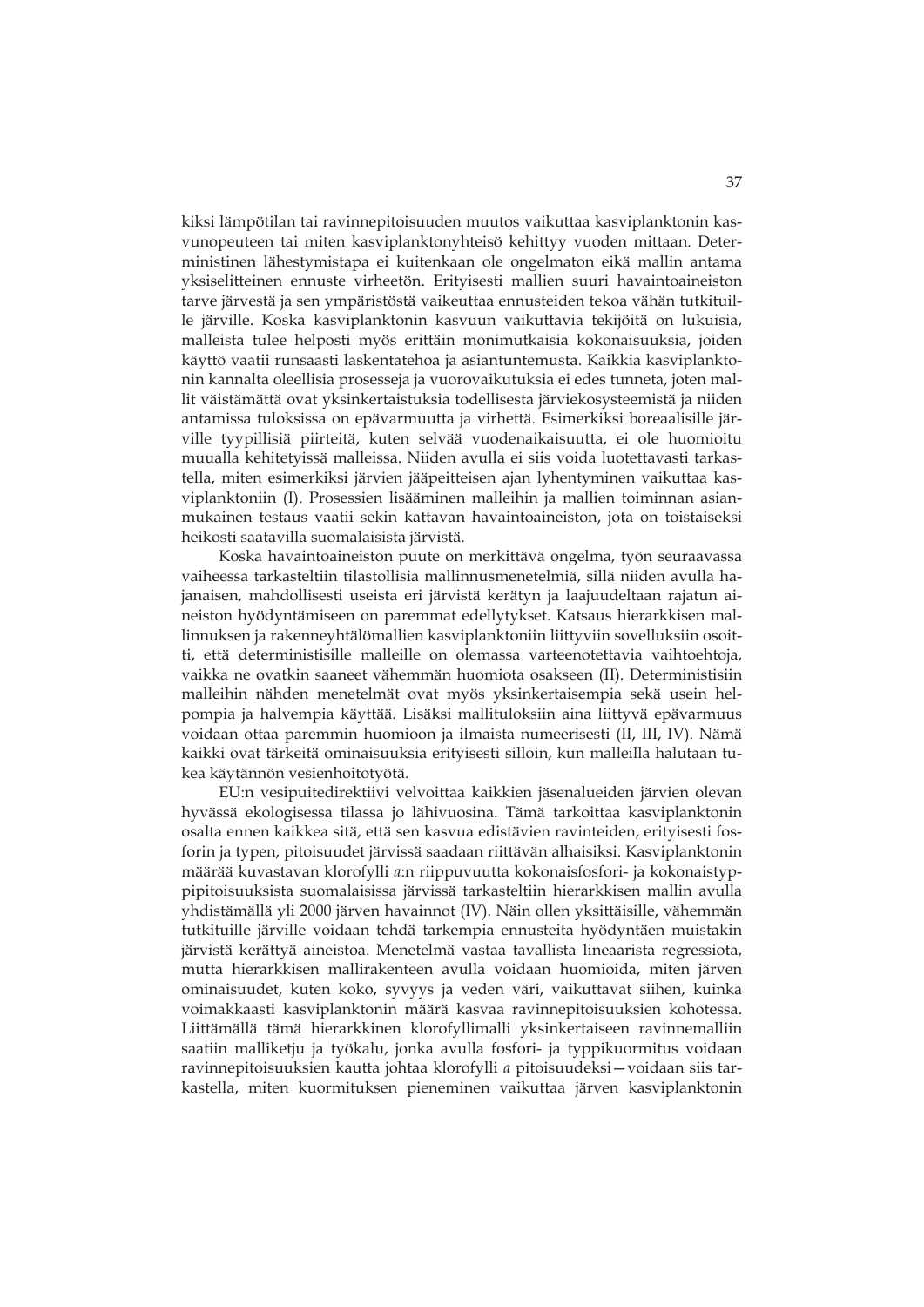kiksi lämpötilan tai ravinnepitoisuuden muutos vaikuttaa kasviplanktonin kasvunopeuteen tai miten kasviplanktonyhteisö kehittyy vuoden mittaan. Deterministinen lähestymistapa ei kuitenkaan ole ongelmaton eikä mallin antama yksiselitteinen ennuste virheetön. Erityisesti mallien suuri havaintoaineiston tarve järvestä ja sen ympäristöstä vaikeuttaa ennusteiden tekoa vähän tutkituille järville. Koska kasviplanktonin kasvuun vaikuttavia tekijöitä on lukuisia, malleista tulee helposti myös erittäin monimutkaisia kokonaisuuksia, joiden käyttö vaatii runsaasti laskentatehoa ja asiantuntemusta. Kaikkia kasviplanktonin kannalta oleellisia prosesseja ja vuorovaikutuksia ei edes tunneta, joten mallit väistämättä ovat yksinkertaistuksia todellisesta järviekosysteemistä ja niiden antamissa tuloksissa on epävarmuutta ja virhettä. Esimerkiksi boreaalisille järville tyypillisiä piirteitä, kuten selvää vuodenaikaisuutta, ei ole huomioitu muualla kehitetyissä malleissa. Niiden avulla ei siis voida luotettavasti tarkastella, miten esimerkiksi järvien jääpeitteisen ajan lyhentyminen vaikuttaa kasviplanktoniin (I). Prosessien lisääminen malleihin ja mallien toiminnan asianmukainen testaus vaatii sekin kattavan havaintoaineiston, jota on toistaiseksi heikosti saatavilla suomalaisista järvistä.

Koska havaintoaineiston puute on merkittävä ongelma, työn seuraavassa vaiheessa tarkasteltiin tilastollisia mallinnusmenetelmiä, sillä niiden avulla hajanaisen, mahdollisesti useista eri järvistä kerätyn ja laajuudeltaan rajatun aineiston hyödyntämiseen on paremmat edellytykset. Katsaus hierarkkisen mallinnuksen ja rakenneyhtälömallien kasviplanktoniin liittyviin sovelluksiin osoitti, että deterministisille malleille on olemassa varteenotettavia vaihtoehtoja, vaikka ne ovatkin saaneet vähemmän huomiota osakseen (II). Deterministisiin malleihin nähden menetelmät ovat myös yksinkertaisempia sekä usein helpompia ja halvempia käyttää. Lisäksi mallituloksiin aina liittyvä epävarmuus voidaan ottaa paremmin huomioon ja ilmaista numeerisesti (II, III, IV). Nämä kaikki ovat tärkeitä ominaisuuksia erityisesti silloin, kun malleilla halutaan tukea käytännön vesienhoitotyötä.

EU:n vesipuitedirektiivi velvoittaa kaikkien jäsenalueiden järvien olevan hyvässä ekologisessa tilassa jo lähivuosina. Tämä tarkoittaa kasviplanktonin osalta ennen kaikkea sitä, että sen kasvua edistävien ravinteiden, erityisesti fosforin ja typen, pitoisuudet järvissä saadaan riittävän alhaisiksi. Kasviplanktonin määrää kuvastavan klorofylli *a*:n riippuvuutta kokonaisfosfori- ja kokonaistyppipitoisuuksista suomalaisissa järvissä tarkasteltiin hierarkkisen mallin avulla yhdistämällä yli 2000 järven havainnot (IV). Näin ollen yksittäisille, vähemmän tutkituille järville voidaan tehdä tarkempia ennusteita hyödyntäen muistakin järvistä kerättyä aineistoa. Menetelmä vastaa tavallista lineaarista regressiota, mutta hierarkkisen mallirakenteen avulla voidaan huomioida, miten järven ominaisuudet, kuten koko, syvyys ja veden väri, vaikuttavat siihen, kuinka voimakkaasti kasviplanktonin määrä kasvaa ravinnepitoisuuksien kohotessa. Liittämällä tämä hierarkkinen klorofyllimalli yksinkertaiseen ravinnemalliin saatiin malliketju ja työkalu, jonka avulla fosfori- ja typpikuormitus voidaan ravinnepitoisuuksien kautta johtaa klorofylli *a* pitoisuudeksi—voidaan siis tarkastella, miten kuormituksen pieneminen vaikuttaa järven kasviplanktonin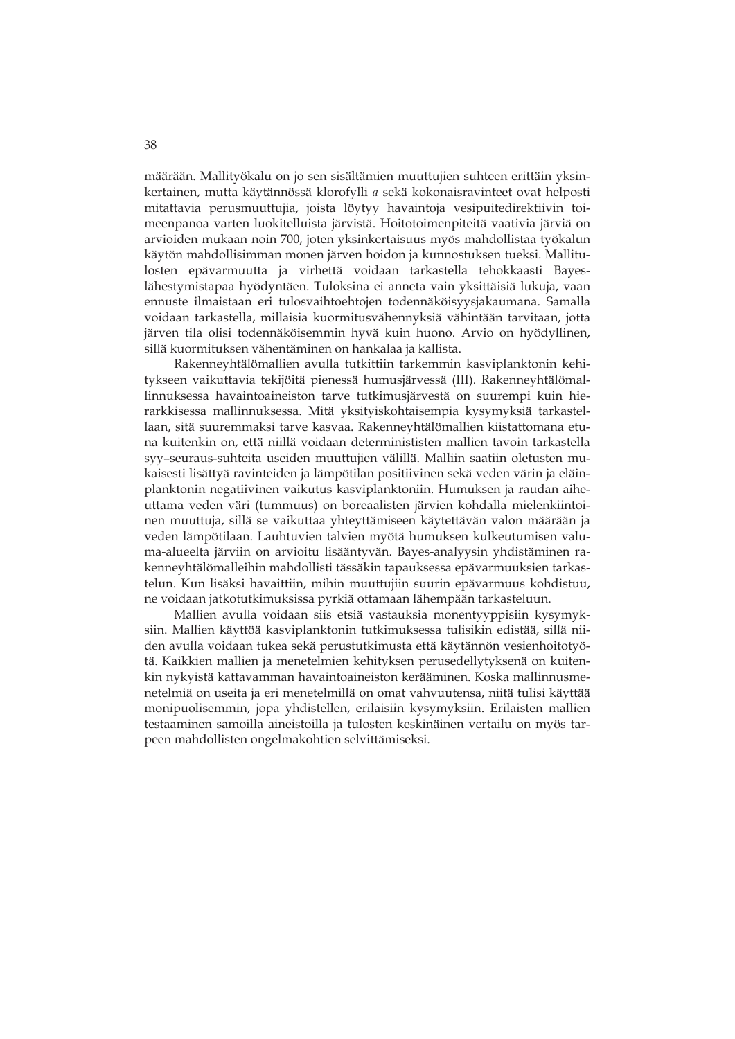määrään. Mallityökalu on jo sen sisältämien muuttujien suhteen erittäin yksinkertainen, mutta käytännössä klorofylli *a* sekä kokonaisravinteet ovat helposti mitattavia perusmuuttujia, joista löytyy havaintoja vesipuitedirektiivin toimeenpanoa varten luokitelluista järvistä. Hoitotoimenpiteitä vaativia järviä on arvioiden mukaan noin 700, joten yksinkertaisuus myös mahdollistaa työkalun käytön mahdollisimman monen järven hoidon ja kunnostuksen tueksi. Mallitulosten epävarmuutta ja virhettä voidaan tarkastella tehokkaasti Bayes-lähestymistapaa hyödyntäen. Tuloksina ei anneta vain yksittäisiä lukuja, vaan ennuste ilmaistaan eri tulosvaihtoehtojen todennäköisyysjakaumana. Samalla voidaan tarkastella, millaisia kuormitusvähennyksiä vähintään tarvitaan, jotta järven tila olisi todennäköisemmin hyvä kuin huono. Arvio on hyödyllinen, sillä kuormituksen vähentäminen on hankalaa ja kallista.

Rakenneyhtälömallien avulla tutkittiin tarkemmin kasviplanktonin kehitykseen vaikuttavia tekijöitä pienessä humusjärvessä (III). Rakenneyhtälömallinnuksessa havaintoaineiston tarve tutkimusjärvestä on suurempi kuin hierarkkisessa mallinnuksessa. Mitä yksityiskohtaisempia kysymyksiä tarkastellaan, sitä suuremmaksi tarve kasvaa. Rakenneyhtälömallien kiistattomana etuna kuitenkin on, että niillä voidaan determinististen mallien tavoin tarkastella syy–seuraus-suhteita useiden muuttujien välillä. Malliin saatiin oletusten mukaisesti lisättyä ravinteiden ja lämpötilan positiivinen sekä veden värin ja eläinplanktonin negatiivinen vaikutus kasviplanktoniin. Humuksen ja raudan aiheuttama veden väri (tummuus) on boreaalisten järvien kohdalla mielenkiintoinen muuttuja, sillä se vaikuttaa yhteyttämiseen käytettävän valon määrään ja veden lämpötilaan. Lauhtuvien talvien myötä humuksen kulkeutumisen valuma-alueelta järviin on arvioitu lisääntyvän. Bayes-analyysin yhdistäminen rakenneyhtälömalleihin mahdollisti tässäkin tapauksessa epävarmuuksien tarkastelun. Kun lisäksi havaittiin, mihin muuttujiin suurin epävarmuus kohdistuu, ne voidaan jatkotutkimuksissa pyrkiä ottamaan lähempään tarkasteluun.

Mallien avulla voidaan siis etsiä vastauksia monentyyppisiin kysymyksiin. Mallien käyttöä kasviplanktonin tutkimuksessa tulisikin edistää, sillä niiden avulla voidaan tukea sekä perustutkimusta että käytännön vesienhoitotyötä. Kaikkien mallien ja menetelmien kehityksen perusedellytyksenä on kuitenkin nykyistä kattavamman havaintoaineiston kerääminen. Koska mallinnusmenetelmiä on useita ja eri menetelmillä on omat vahvuutensa, niitä tulisi käyttää monipuolisemmin, jopa yhdistellen, erilaisiin kysymyksiin. Erilaisten mallien testaaminen samoilla aineistoilla ja tulosten keskinäinen vertailu on myös tarpeen mahdollisten ongelmakohtien selvittämiseksi.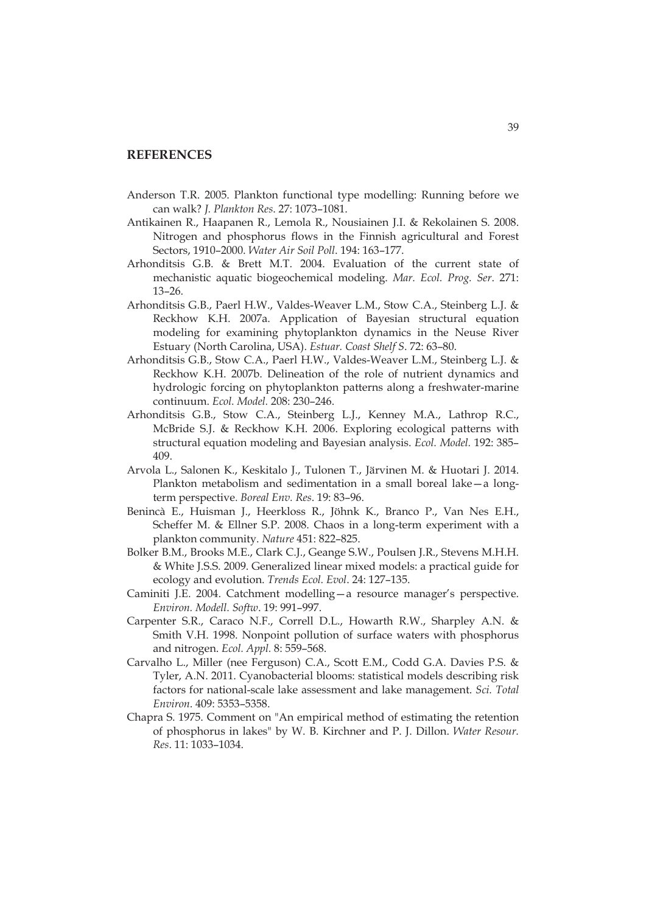## REFERENCES

Anderson T.R. 2005. Plankton functional type modelling: Running before we can walk? *J. Plankton Res*. 27: 1073–1081.

Antikainen R., Haapanen R., Lemola R., Nousiainen J.I. & Rekolainen S. 2008. Nitrogen and phosphorus flows in the Finnish agricultural and Forest Sectors, 1910–2000. *Water Air Soil Poll*. 194: 163–177.

Arhonditsis G.B. & Brett M.T. 2004. Evaluation of the current state of mechanistic aquatic biogeochemical modeling. *Mar. Ecol. Prog. Ser*. 271: 13–26.

Arhonditsis G.B., Paerl H.W., Valdes-Weaver L.M., Stow C.A., Steinberg L.J. & Reckhow K.H. 2007a. Application of Bayesian structural equation modeling for examining phytoplankton dynamics in the Neuse River Estuary (North Carolina, USA). *Estuar. Coast Shelf S*. 72: 63–80.

Arhonditsis G.B., Stow C.A., Paerl H.W., Valdes-Weaver L.M., Steinberg L.J. & Reckhow K.H. 2007b. Delineation of the role of nutrient dynamics and hydrologic forcing on phytoplankton patterns along a freshwater-marine continuum. *Ecol. Model.* 208: 230–246.

Arhonditsis G.B., Stow C.A., Steinberg L.J., Kenney M.A., Lathrop R.C., McBride S.J. & Reckhow K.H. 2006. Exploring ecological patterns with structural equation modeling and Bayesian analysis. *Ecol. Model.* 192: 385–409.

Arvola L., Salonen K., Keskitalo J., Tulonen T., Järvinen M. & Huotari J. 2014. Plankton metabolism and sedimentation in a small boreal lake—a long-term perspective. *Boreal Env. Res*. 19: 83–96.

Benincà E., Huisman J., Heerkloss R., Jöhnk K., Branco P., Van Nes E.H., Scheffer M. & Ellner S.P. 2008. Chaos in a long-term experiment with a plankton community. *Nature* 451: 822–825.

Bolker B.M., Brooks M.E., Clark C.J., Geange S.W., Poulsen J.R., Stevens M.H.H. & White J.S.S. 2009. Generalized linear mixed models: a practical guide for ecology and evolution. *Trends Ecol. Evol*. 24: 127–135.

Caminiti J.E. 2004. Catchment modelling—a resource manager's perspective. *Environ. Modell. Softw*. 19: 991–997.

Carpenter S.R., Caraco N.F., Correll D.L., Howarth R.W., Sharpley A.N. & Smith V.H. 1998. Nonpoint pollution of surface waters with phosphorus and nitrogen. *Ecol. Appl.* 8: 559–568.

Carvalho L., Miller (nee Ferguson) C.A., Scott E.M., Codd G.A. Davies P.S. & Tyler, A.N. 2011. Cyanobacterial blooms: statistical models describing risk factors for national-scale lake assessment and lake management. *Sci. Total Environ*. 409: 5353–5358.

Chapra S. 1975. Comment on "An empirical method of estimating the retention of phosphorus in lakes" by W. B. Kirchner and P. J. Dillon. *Water Resour. Res*. 11: 1033–1034.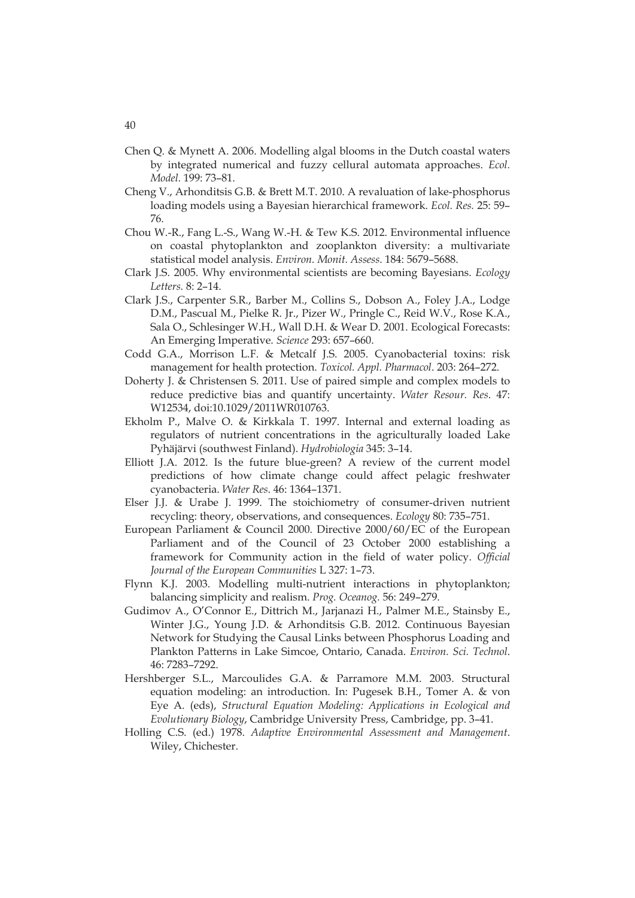Chen Q. & Mynett A. 2006. Modelling algal blooms in the Dutch coastal waters by integrated numerical and fuzzy cellural automata approaches. *Ecol. Model.* 199: 73–81.

Cheng V., Arhonditsis G.B. & Brett M.T. 2010. A revaluation of lake-phosphorus loading models using a Bayesian hierarchical framework. *Ecol. Res.* 25: 59–76.

Chou W.-R., Fang L.-S., Wang W.-H. & Tew K.S. 2012. Environmental influence on coastal phytoplankton and zooplankton diversity: a multivariate statistical model analysis. *Environ. Monit. Assess.* 184: 5679–5688.

Clark J.S. 2005. Why environmental scientists are becoming Bayesians. *Ecology Letters.* 8: 2–14.

Clark J.S., Carpenter S.R., Barber M., Collins S., Dobson A., Foley J.A., Lodge D.M., Pascual M., Pielke R. Jr., Pizer W., Pringle C., Reid W.V., Rose K.A., Sala O., Schlesinger W.H., Wall D.H. & Wear D. 2001. Ecological Forecasts: An Emerging Imperative. *Science* 293: 657–660.

Codd G.A., Morrison L.F. & Metcalf J.S. 2005. Cyanobacterial toxins: risk management for health protection. *Toxicol. Appl. Pharmacol.* 203: 264–272.

Doherty J. & Christensen S. 2011. Use of paired simple and complex models to reduce predictive bias and quantify uncertainty. *Water Resour. Res.* 47: W12534, doi:10.1029/2011WR010763.

Ekholm P., Malve O. & Kirkkala T. 1997. Internal and external loading as regulators of nutrient concentrations in the agriculturally loaded Lake Pyhäjärvi (southwest Finland). *Hydrobiologia* 345: 3–14.

Elliott J.A. 2012. Is the future blue-green? A review of the current model predictions of how climate change could affect pelagic freshwater cyanobacteria. *Water Res.* 46: 1364–1371.

Elser J.J. & Urabe J. 1999. The stoichiometry of consumer-driven nutrient recycling: theory, observations, and consequences. *Ecology* 80: 735–751.

European Parliament & Council 2000. Directive 2000/60/EC of the European Parliament and of the Council of 23 October 2000 establishing a framework for Community action in the field of water policy. *Official Journal of the European Communities* L 327: 1–73.

Flynn K.J. 2003. Modelling multi-nutrient interactions in phytoplankton; balancing simplicity and realism. *Prog. Oceanog.* 56: 249–279.

Gudimov A., O'Connor E., Dittrich M., Jarjanazi H., Palmer M.E., Stainsby E., Winter J.G., Young J.D. & Arhonditsis G.B. 2012. Continuous Bayesian Network for Studying the Causal Links between Phosphorus Loading and Plankton Patterns in Lake Simcoe, Ontario, Canada. *Environ. Sci. Technol.* 46: 7283–7292.

Hershberger S.L., Marcoulides G.A. & Parramore M.M. 2003. Structural equation modeling: an introduction. In: Pugesek B.H., Tomer A. & von Eye A. (eds), *Structural Equation Modeling: Applications in Ecological and Evolutionary Biology*, Cambridge University Press, Cambridge, pp. 3–41.

Holling C.S. (ed.) 1978. *Adaptive Environmental Assessment and Management*. Wiley, Chichester.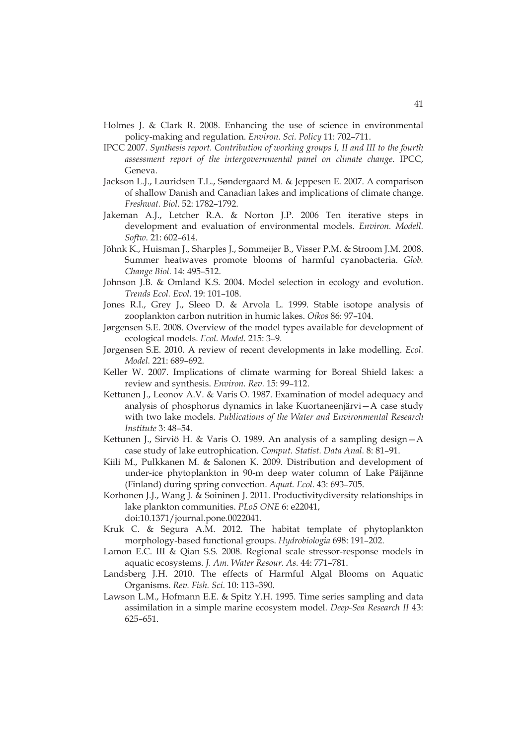Holmes J. & Clark R. 2008. Enhancing the use of science in environmental policy-making and regulation. *Environ. Sci. Policy* 11: 702–711.

IPCC 2007. *Synthesis report. Contribution of working groups I, II and III to the fourth assessment report of the intergovernmental panel on climate change*. IPCC, Geneva.

Jackson L.J., Lauridsen T.L., Søndergaard M. & Jeppesen E. 2007. A comparison of shallow Danish and Canadian lakes and implications of climate change. *Freshwat. Biol*. 52: 1782–1792.

Jakeman A.J., Letcher R.A. & Norton J.P. 2006 Ten iterative steps in development and evaluation of environmental models. *Environ. Modell. Softw*. 21: 602–614.

Jöhnk K., Huisman J., Sharples J., Sommeijer B., Visser P.M. & Stroom J.M. 2008. Summer heatwaves promote blooms of harmful cyanobacteria. *Glob. Change Biol*. 14: 495–512.

Johnson J.B. & Omland K.S. 2004. Model selection in ecology and evolution. *Trends Ecol. Evol*. 19: 101–108.

Jones R.I., Grey J., Sleeo D. & Arvola L. 1999. Stable isotope analysis of zooplankton carbon nutrition in humic lakes. *Oikos* 86: 97–104.

Jørgensen S.E. 2008. Overview of the model types available for development of ecological models. *Ecol. Model.* 215: 3–9.

Jørgensen S.E. 2010. A review of recent developments in lake modelling. *Ecol. Model.* 221: 689–692.

Keller W. 2007. Implications of climate warming for Boreal Shield lakes: a review and synthesis. *Environ. Rev.* 15: 99–112.

Kettunen J., Leonov A.V. & Varis O. 1987. Examination of model adequacy and analysis of phosphorus dynamics in lake Kuortaneenjärvi—A case study with two lake models. *Publications of the Water and Environmental Research Institute* 3: 48–54.

Kettunen J., Sirviö H. & Varis O. 1989. An analysis of a sampling design—A case study of lake eutrophication. *Comput. Statist. Data Anal.* 8: 81–91.

Kiili M., Pulkkanen M. & Salonen K. 2009. Distribution and development of under-ice phytoplankton in 90-m deep water column of Lake Päijänne (Finland) during spring convection. *Aquat. Ecol*. 43: 693–705.

Korhonen J.J., Wang J. & Soininen J. 2011. Productivitydiversity relationships in lake plankton communities. *PLoS ONE* 6: e22041, doi:10.1371/journal.pone.0022041.

Kruk C. & Segura A.M. 2012. The habitat template of phytoplankton morphology-based functional groups. *Hydrobiologia* 698: 191–202.

Lamon E.C. III & Qian S.S. 2008. Regional scale stressor-response models in aquatic ecosystems. *J. Am. Water Resour. As.* 44: 771–781.

Landsberg J.H. 2010. The effects of Harmful Algal Blooms on Aquatic Organisms. *Rev. Fish. Sci*. 10: 113–390.

Lawson L.M., Hofmann E.E. & Spitz Y.H. 1995. Time series sampling and data assimilation in a simple marine ecosystem model. *Deep-Sea Research II* 43: 625–651.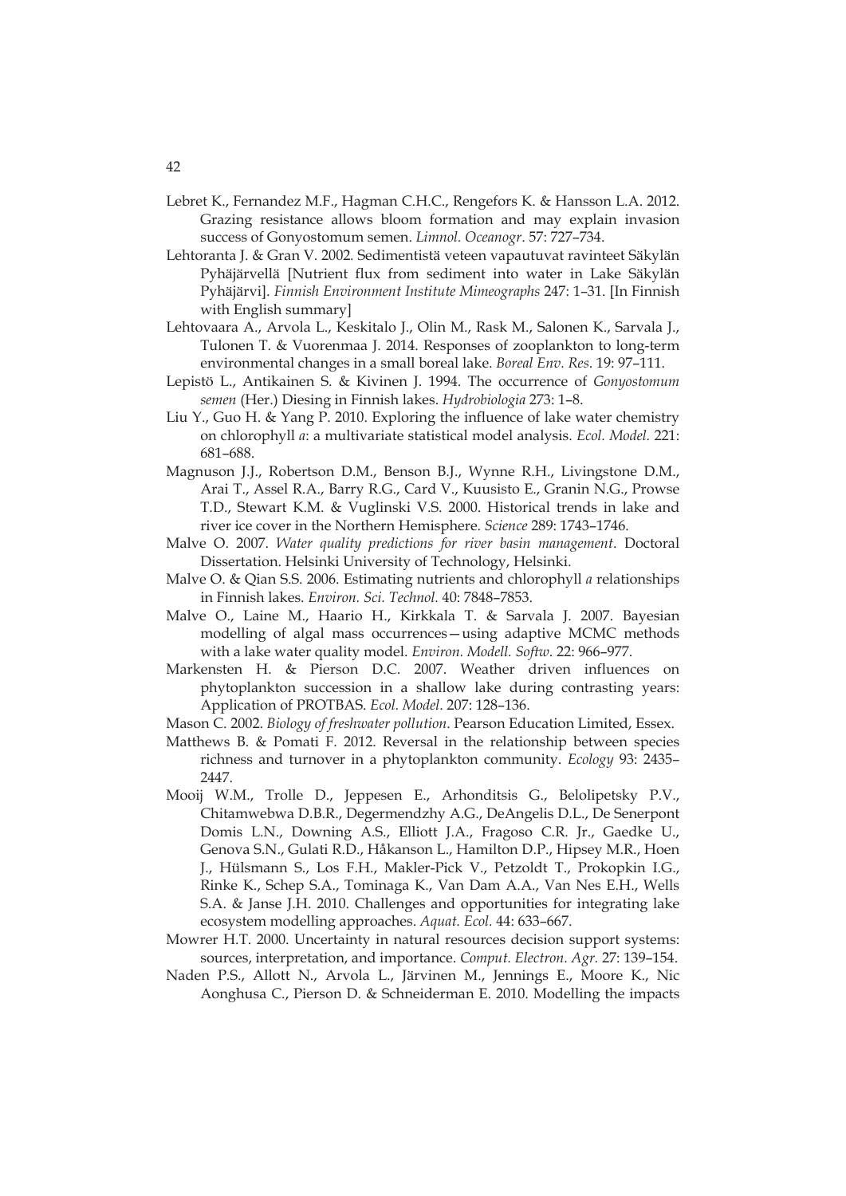Lebret K., Fernandez M.F., Hagman C.H.C., Rengefors K. & Hansson L.A. 2012. Grazing resistance allows bloom formation and may explain invasion success of Gonyostomum semen. *Limnol. Oceanogr*. 57: 727–734.

Lehtoranta J. & Gran V. 2002. Sedimentistä veteen vapautuvat ravinteet Säkylän Pyhäjärvellä [Nutrient flux from sediment into water in Lake Säkylän Pyhäjärvi]. *Finnish Environment Institute Mimeographs* 247: 1–31. [In Finnish with English summary]

Lehtovaara A., Arvola L., Keskitalo J., Olin M., Rask M., Salonen K., Sarvala J., Tulonen T. & Vuorenmaa J. 2014. Responses of zooplankton to long-term environmental changes in a small boreal lake. *Boreal Env. Res*. 19: 97–111.

Lepistö L., Antikainen S. & Kivinen J. 1994. The occurrence of *Gonyostomum semen* (Her.) Diesing in Finnish lakes. *Hydrobiologia* 273: 1–8.

Liu Y., Guo H. & Yang P. 2010. Exploring the influence of lake water chemistry on chlorophyll *a*: a multivariate statistical model analysis. *Ecol. Model.* 221: 681–688.

Magnuson J.J., Robertson D.M., Benson B.J., Wynne R.H., Livingstone D.M., Arai T., Assel R.A., Barry R.G., Card V., Kuusisto E., Granin N.G., Prowse T.D., Stewart K.M. & Vuglinski V.S. 2000. Historical trends in lake and river ice cover in the Northern Hemisphere. *Science* 289: 1743–1746.

Malve O. 2007. *Water quality predictions for river basin management*. Doctoral Dissertation. Helsinki University of Technology, Helsinki.

Malve O. & Qian S.S. 2006. Estimating nutrients and chlorophyll *a* relationships in Finnish lakes. *Environ. Sci. Technol.* 40: 7848–7853.

Malve O., Laine M., Haario H., Kirkkala T. & Sarvala J. 2007. Bayesian modelling of algal mass occurrences—using adaptive MCMC methods with a lake water quality model. *Environ. Modell. Softw*. 22: 966–977.

Markensten H. & Pierson D.C. 2007. Weather driven influences on phytoplankton succession in a shallow lake during contrasting years: Application of PROTBAS. *Ecol. Model*. 207: 128–136.

Mason C. 2002. *Biology of freshwater pollution*. Pearson Education Limited, Essex.

Matthews B. & Pomati F. 2012. Reversal in the relationship between species richness and turnover in a phytoplankton community. *Ecology* 93: 2435–2447.

Mooij W.M., Trolle D., Jeppesen E., Arhonditsis G., Belolipetsky P.V., Chitamwebwa D.B.R., Degermendzhy A.G., DeAngelis D.L., De Senerpont Domis L.N., Downing A.S., Elliott J.A., Fragoso C.R. Jr., Gaedke U., Genova S.N., Gulati R.D., Håkanson L., Hamilton D.P., Hipsey M.R., Hoen J., Hülsmann S., Los F.H., Makler-Pick V., Petzoldt T., Prokopkin I.G., Rinke K., Schep S.A., Tominaga K., Van Dam A.A., Van Nes E.H., Wells S.A. & Janse J.H. 2010. Challenges and opportunities for integrating lake ecosystem modelling approaches. *Aquat. Ecol.* 44: 633–667.

Mowrer H.T. 2000. Uncertainty in natural resources decision support systems: sources, interpretation, and importance. *Comput. Electron. Agr.* 27: 139–154.

Naden P.S., Allott N., Arvola L., Järvinen M., Jennings E., Moore K., Nic Aonghusa C., Pierson D. & Schneiderman E. 2010. Modelling the impacts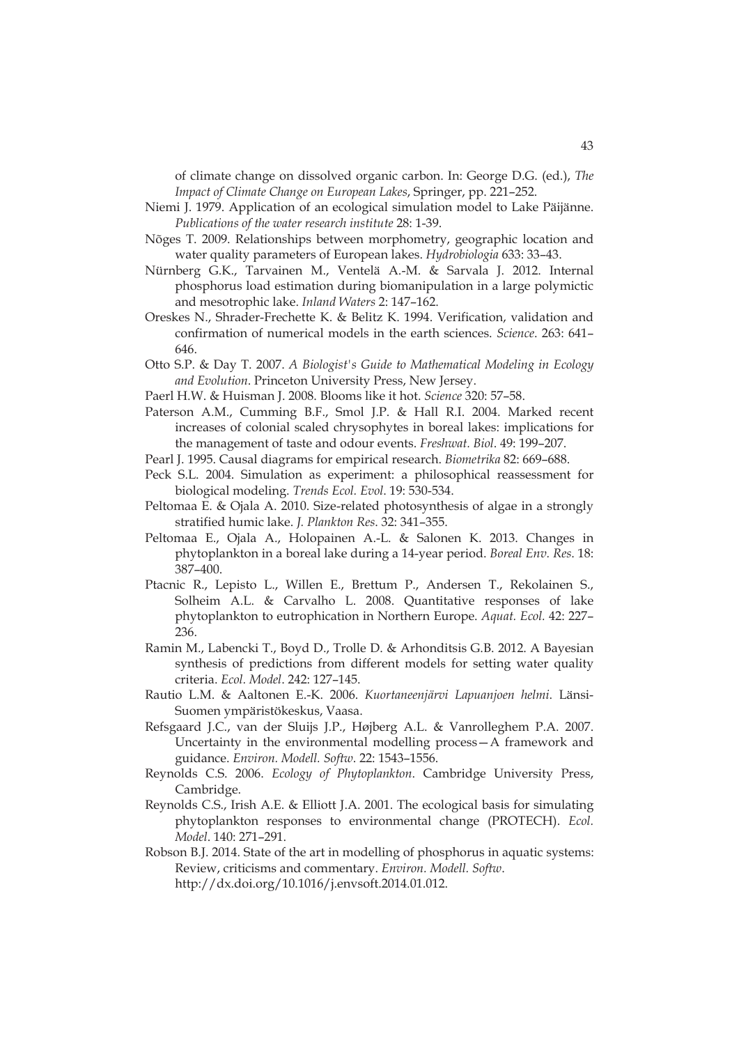of climate change on dissolved organic carbon. In: George D.G. (ed.), *The Impact of Climate Change on European Lakes*, Springer, pp. 221–252.

Niemi J. 1979. Application of an ecological simulation model to Lake Päijänne. *Publications of the water research institute* 28: 1-39.

Nõges T. 2009. Relationships between morphometry, geographic location and water quality parameters of European lakes. *Hydrobiologia* 633: 33–43.

Nürnberg G.K., Tarvainen M., Ventelä A.-M. & Sarvala J. 2012. Internal phosphorus load estimation during biomanipulation in a large polymictic and mesotrophic lake. *Inland Waters* 2: 147–162.

Oreskes N., Shrader-Frechette K. & Belitz K. 1994. Verification, validation and confirmation of numerical models in the earth sciences. *Science*. 263: 641–646.

Otto S.P. & Day T. 2007. *A Biologist's Guide to Mathematical Modeling in Ecology and Evolution*. Princeton University Press, New Jersey.

Paerl H.W. & Huisman J. 2008. Blooms like it hot. *Science* 320: 57–58.

Paterson A.M., Cumming B.F., Smol J.P. & Hall R.I. 2004. Marked recent increases of colonial scaled chrysophytes in boreal lakes: implications for the management of taste and odour events. *Freshwat. Biol*. 49: 199–207.

Pearl J. 1995. Causal diagrams for empirical research. *Biometrika* 82: 669–688.

Peck S.L. 2004. Simulation as experiment: a philosophical reassessment for biological modeling. *Trends Ecol. Evol*. 19: 530-534.

Peltomaa E. & Ojala A. 2010. Size-related photosynthesis of algae in a strongly stratified humic lake. *J. Plankton Res*. 32: 341–355.

Peltomaa E., Ojala A., Holopainen A.-L. & Salonen K. 2013. Changes in phytoplankton in a boreal lake during a 14-year period. *Boreal Env. Res*. 18: 387–400.

Ptacnic R., Lepisto L., Willen E., Brettum P., Andersen T., Rekolainen S., Solheim A.L. & Carvalho L. 2008. Quantitative responses of lake phytoplankton to eutrophication in Northern Europe. *Aquat. Ecol.* 42: 227–236.

Ramin M., Labencki T., Boyd D., Trolle D. & Arhonditsis G.B. 2012. A Bayesian synthesis of predictions from different models for setting water quality criteria. *Ecol. Model*. 242: 127–145.

Rautio L.M. & Aaltonen E.-K. 2006. *Kuortaneenjärvi Lapuanjoen helmi*. Länsi-Suomen ympäristökeskus, Vaasa.

Refsgaard J.C., van der Sluijs J.P., Højberg A.L. & Vanrolleghem P.A. 2007. Uncertainty in the environmental modelling process—A framework and guidance. *Environ. Modell. Softw*. 22: 1543–1556.

Reynolds C.S. 2006. *Ecology of Phytoplankton*. Cambridge University Press, Cambridge.

Reynolds C.S., Irish A.E. & Elliott J.A. 2001. The ecological basis for simulating phytoplankton responses to environmental change (PROTECH). *Ecol. Model*. 140: 271–291.

Robson B.J. 2014. State of the art in modelling of phosphorus in aquatic systems: Review, criticisms and commentary. *Environ. Modell. Softw*. http://dx.doi.org/10.1016/j.envsoft.2014.01.012.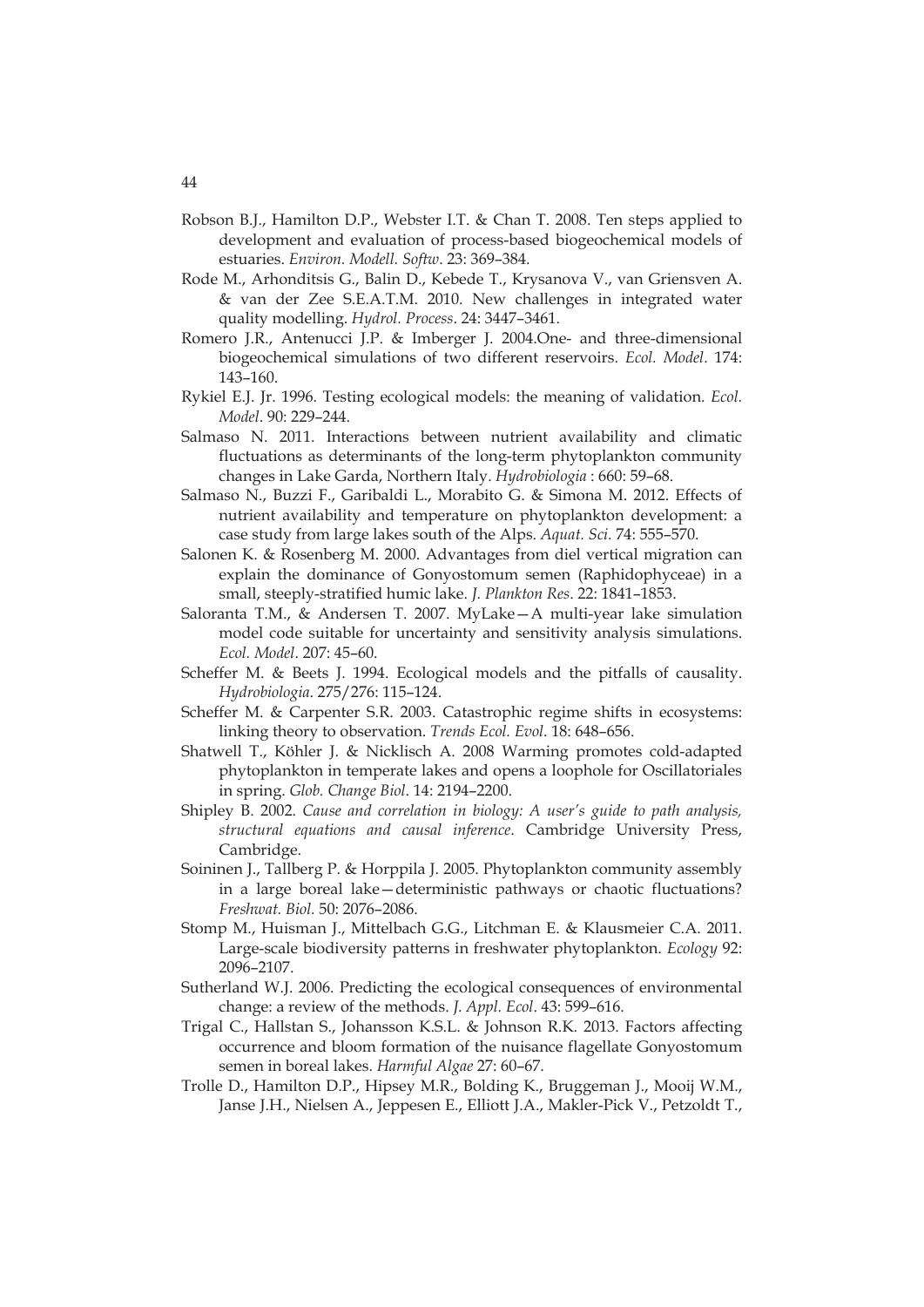Robson B.J., Hamilton D.P., Webster I.T. & Chan T. 2008. Ten steps applied to development and evaluation of process-based biogeochemical models of estuaries. *Environ. Modell. Softw*. 23: 369–384.

Rode M., Arhonditsis G., Balin D., Kebede T., Krysanova V., van Griensven A. & van der Zee S.E.A.T.M. 2010. New challenges in integrated water quality modelling. *Hydrol. Process*. 24: 3447–3461.

Romero J.R., Antenucci J.P. & Imberger J. 2004.One- and three-dimensional biogeochemical simulations of two different reservoirs. *Ecol. Model*. 174: 143–160.

Rykiel E.J. Jr. 1996. Testing ecological models: the meaning of validation. *Ecol. Model*. 90: 229–244.

Salmaso N. 2011. Interactions between nutrient availability and climatic fluctuations as determinants of the long-term phytoplankton community changes in Lake Garda, Northern Italy. *Hydrobiologia* : 660: 59–68.

Salmaso N., Buzzi F., Garibaldi L., Morabito G. & Simona M. 2012. Effects of nutrient availability and temperature on phytoplankton development: a case study from large lakes south of the Alps. *Aquat. Sci*. 74: 555–570.

Salonen K. & Rosenberg M. 2000. Advantages from diel vertical migration can explain the dominance of Gonyostomum semen (Raphidophyceae) in a small, steeply-stratified humic lake. *J. Plankton Res*. 22: 1841–1853.

Saloranta T.M., & Andersen T. 2007. MyLake—A multi-year lake simulation model code suitable for uncertainty and sensitivity analysis simulations. *Ecol. Model*. 207: 45–60.

Scheffer M. & Beets J. 1994. Ecological models and the pitfalls of causality. *Hydrobiologia*. 275/276: 115–124.

Scheffer M. & Carpenter S.R. 2003. Catastrophic regime shifts in ecosystems: linking theory to observation. *Trends Ecol. Evol*. 18: 648–656.

Shatwell T., Köhler J. & Nicklisch A. 2008 Warming promotes cold-adapted phytoplankton in temperate lakes and opens a loophole for Oscillatoriales in spring. *Glob. Change Biol*. 14: 2194–2200.

Shipley B. 2002. *Cause and correlation in biology: A user's guide to path analysis, structural equations and causal inference*. Cambridge University Press, Cambridge.

Soininen J., Tallberg P. & Horppila J. 2005. Phytoplankton community assembly in a large boreal lake—deterministic pathways or chaotic fluctuations? *Freshwat. Biol.* 50: 2076–2086.

Stomp M., Huisman J., Mittelbach G.G., Litchman E. & Klausmeier C.A. 2011. Large-scale biodiversity patterns in freshwater phytoplankton. *Ecology* 92: 2096–2107.

Sutherland W.J. 2006. Predicting the ecological consequences of environmental change: a review of the methods. *J. Appl. Ecol*. 43: 599–616.

Trigal C., Hallstan S., Johansson K.S.L. & Johnson R.K. 2013. Factors affecting occurrence and bloom formation of the nuisance flagellate Gonyostomum semen in boreal lakes. *Harmful Algae* 27: 60–67.

Trolle D., Hamilton D.P., Hipsey M.R., Bolding K., Bruggeman J., Mooij W.M., Janse J.H., Nielsen A., Jeppesen E., Elliott J.A., Makler-Pick V., Petzoldt T.,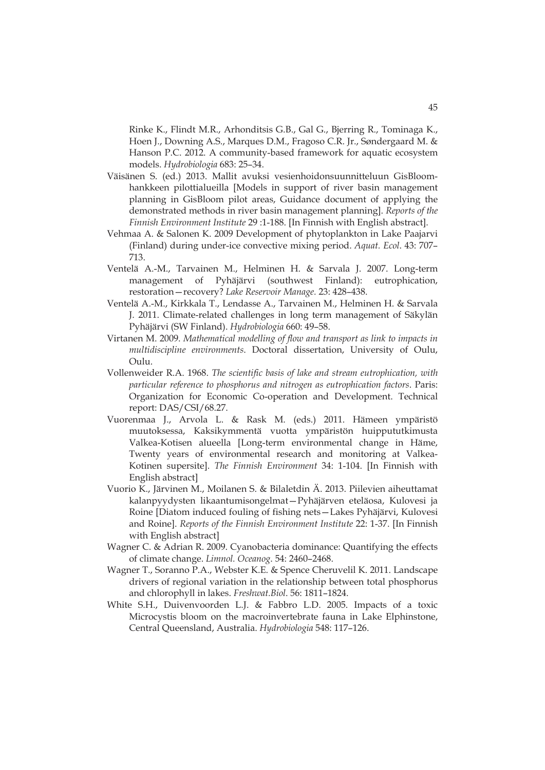Rinke K., Flindt M.R., Arhonditsis G.B., Gal G., Bjerring R., Tominaga K., Hoen J., Downing A.S., Marques D.M., Fragoso C.R. Jr., Søndergaard M. & Hanson P.C. 2012. A community-based framework for aquatic ecosystem models. *Hydrobiologia* 683: 25–34.

Väisänen S. (ed.) 2013. Mallit avuksi vesienhoidonsuunnitteluun GisBloom-hankkeen pilottialueilla [Models in support of river basin management planning in GisBloom pilot areas, Guidance document of applying the demonstrated methods in river basin management planning]. *Reports of the Finnish Environment Institute* 29 :1-188. [In Finnish with English abstract].

Vehmaa A. & Salonen K. 2009 Development of phytoplankton in Lake Paajarvi (Finland) during under-ice convective mixing period. *Aquat. Ecol.* 43: 707–713.

Ventelä A.-M., Tarvainen M., Helminen H. & Sarvala J. 2007. Long-term management of Pyhäjärvi (southwest Finland): eutrophication, restoration—recovery? *Lake Reservoir Manage.* 23: 428–438.

Ventelä A.-M., Kirkkala T., Lendasse A., Tarvainen M., Helminen H. & Sarvala J. 2011. Climate-related challenges in long term management of Säkylän Pyhäjärvi (SW Finland). *Hydrobiologia* 660: 49–58.

Virtanen M. 2009. *Mathematical modelling of flow and transport as link to impacts in multidiscipline environments.* Doctoral dissertation, University of Oulu, Oulu.

Vollenweider R.A. 1968. *The scientific basis of lake and stream eutrophication, with particular reference to phosphorus and nitrogen as eutrophication factors.* Paris: Organization for Economic Co-operation and Development. Technical report: DAS/CSI/68.27.

Vuorenmaa J., Arvola L. & Rask M. (eds.) 2011. Hämeen ympäristö muutoksessa, Kaksikymmentä vuotta ympäristön huippututkimusta Valkea-Kotisen alueella [Long-term environmental change in Häme, Twenty years of environmental research and monitoring at Valkea-Kotinen supersite]. *The Finnish Environment* 34: 1-104. [In Finnish with English abstract]

Vuorio K., Järvinen M., Moilanen S. & Bilaletdin Ä. 2013. Piilevien aiheuttamat kalanpyydysten likaantumisongelmat—Pyhäjärven eteläosa, Kulovesi ja Roine [Diatom induced fouling of fishing nets—Lakes Pyhäjärvi, Kulovesi and Roine]. *Reports of the Finnish Environment Institute* 22: 1-37. [In Finnish with English abstract]

Wagner C. & Adrian R. 2009. Cyanobacteria dominance: Quantifying the effects of climate change. *Limnol. Oceanog.* 54: 2460–2468.

Wagner T., Soranno P.A., Webster K.E. & Spence Cheruvelil K. 2011. Landscape drivers of regional variation in the relationship between total phosphorus and chlorophyll in lakes. *Freshwat.Biol.* 56: 1811–1824.

White S.H., Duivenvoorden L.J. & Fabbro L.D. 2005. Impacts of a toxic Microcystis bloom on the macroinvertebrate fauna in Lake Elphinstone, Central Queensland, Australia. *Hydrobiologia* 548: 117–126.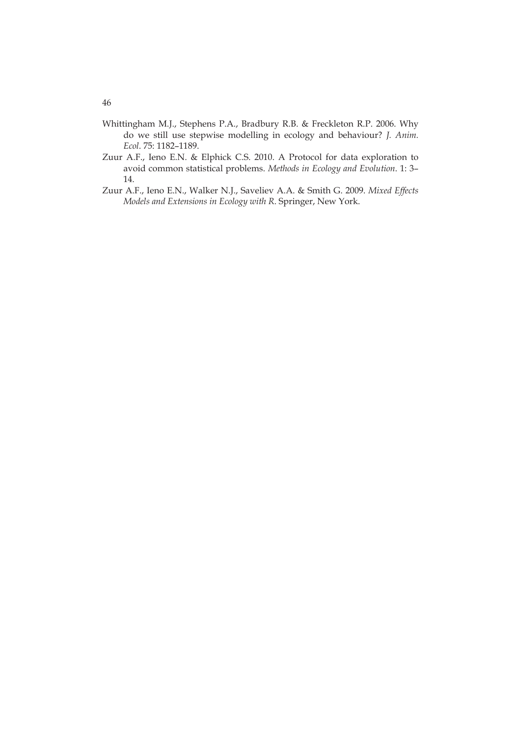Whittingham M.J., Stephens P.A., Bradbury R.B. & Freckleton R.P. 2006. Why do we still use stepwise modelling in ecology and behaviour? *J. Anim. Ecol*. 75: 1182–1189.

Zuur A.F., Ieno E.N. & Elphick C.S. 2010. A Protocol for data exploration to avoid common statistical problems. *Methods in Ecology and Evolution*. 1: 3–14.

Zuur A.F., Ieno E.N., Walker N.J., Saveliev A.A. & Smith G. 2009. *Mixed Effects Models and Extensions in Ecology with R*. Springer, New York.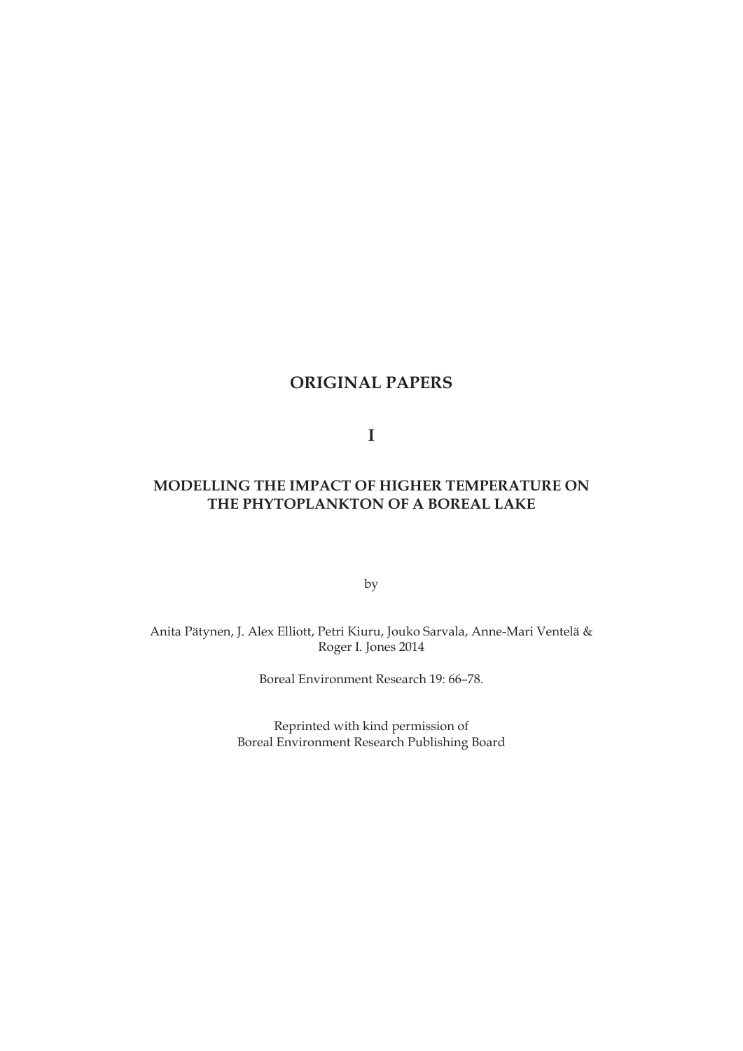# ORIGINAL PAPERS

## I

## MODELLING THE IMPACT OF HIGHER TEMPERATURE ON THE PHYTOPLANKTON OF A BOREAL LAKE

by

Anita Pätynen, J. Alex Elliott, Petri Kiuru, Jouko Sarvala, Anne-Mari Ventelä & Roger I. Jones 2014

Boreal Environment Research 19: 66–78.

Reprinted with kind permission of
Boreal Environment Research Publishing Board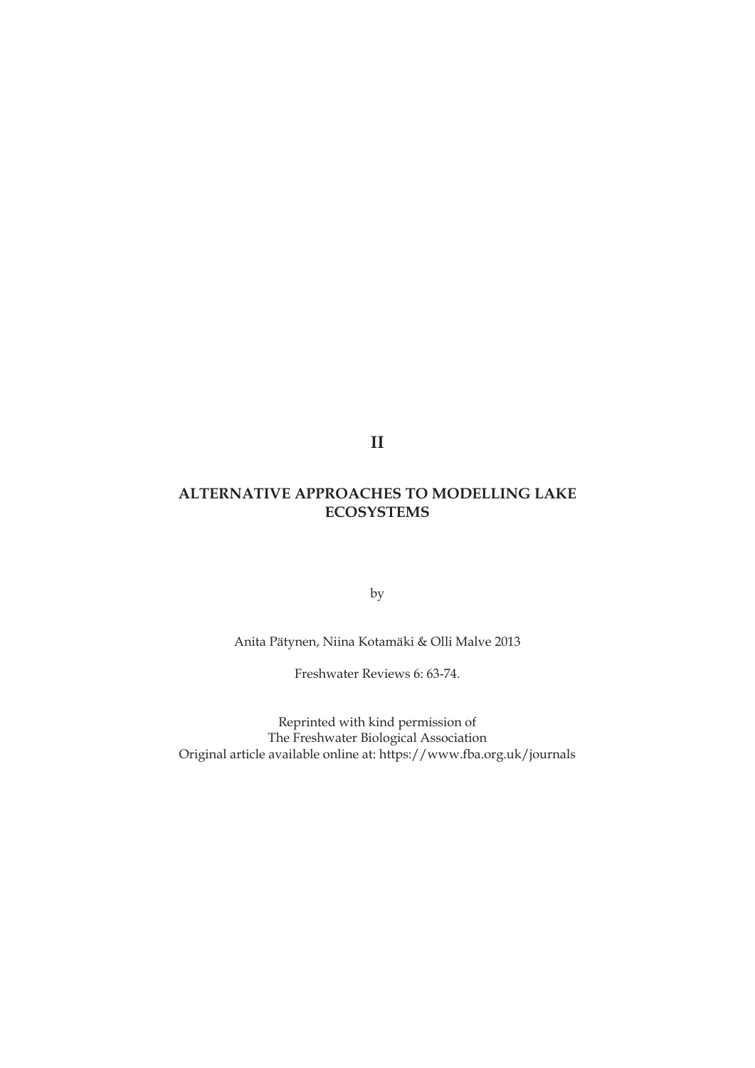# II

## ALTERNATIVE APPROACHES TO MODELLING LAKE ECOSYSTEMS

by

Anita Pätynen, Niina Kotamäki & Olli Malve 2013

Freshwater Reviews 6: 63-74.

Reprinted with kind permission of
The Freshwater Biological Association
Original article available online at: https://www.fba.org.uk/journals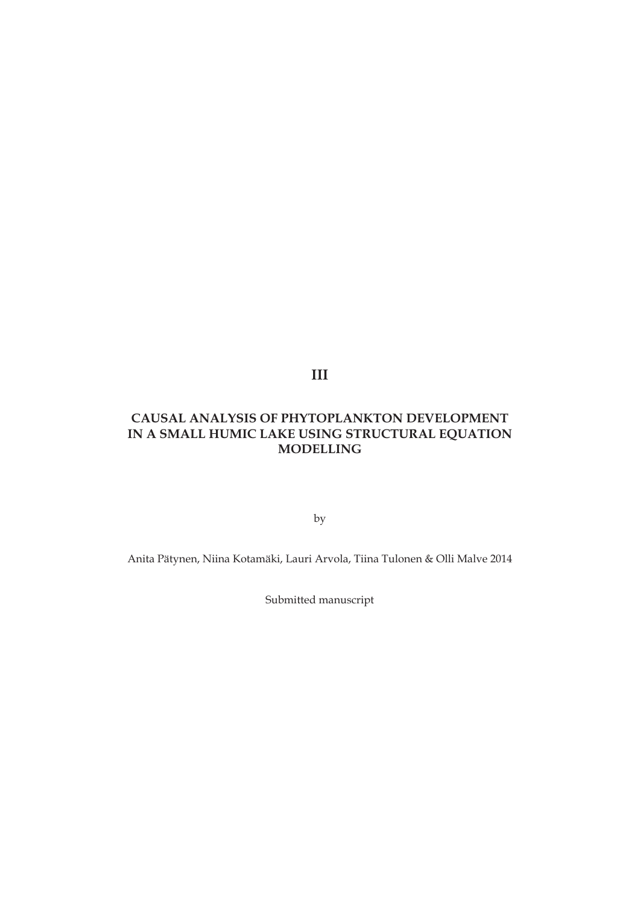# III

# CAUSAL ANALYSIS OF PHYTOPLANKTON DEVELOPMENT IN A SMALL HUMIC LAKE USING STRUCTURAL EQUATION MODELLING

by

Anita Pätynen, Niina Kotamäki, Lauri Arvola, Tiina Tulonen & Olli Malve 2014

Submitted manuscript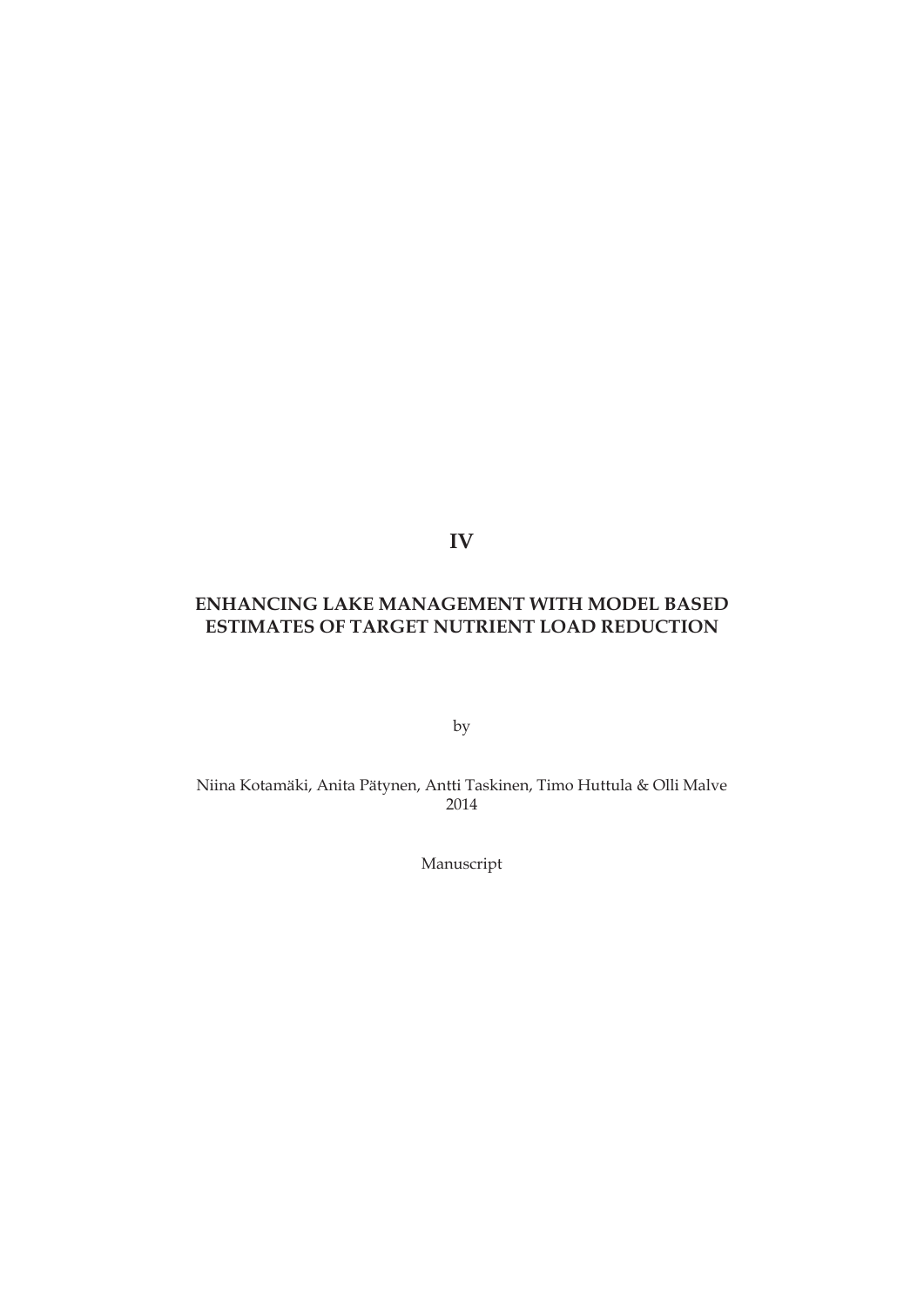# IV

## ENHANCING LAKE MANAGEMENT WITH MODEL BASED ESTIMATES OF TARGET NUTRIENT LOAD REDUCTION

by

Niina Kotamäki, Anita Pätynen, Antti Taskinen, Timo Huttula & Olli Malve
2014

Manuscript